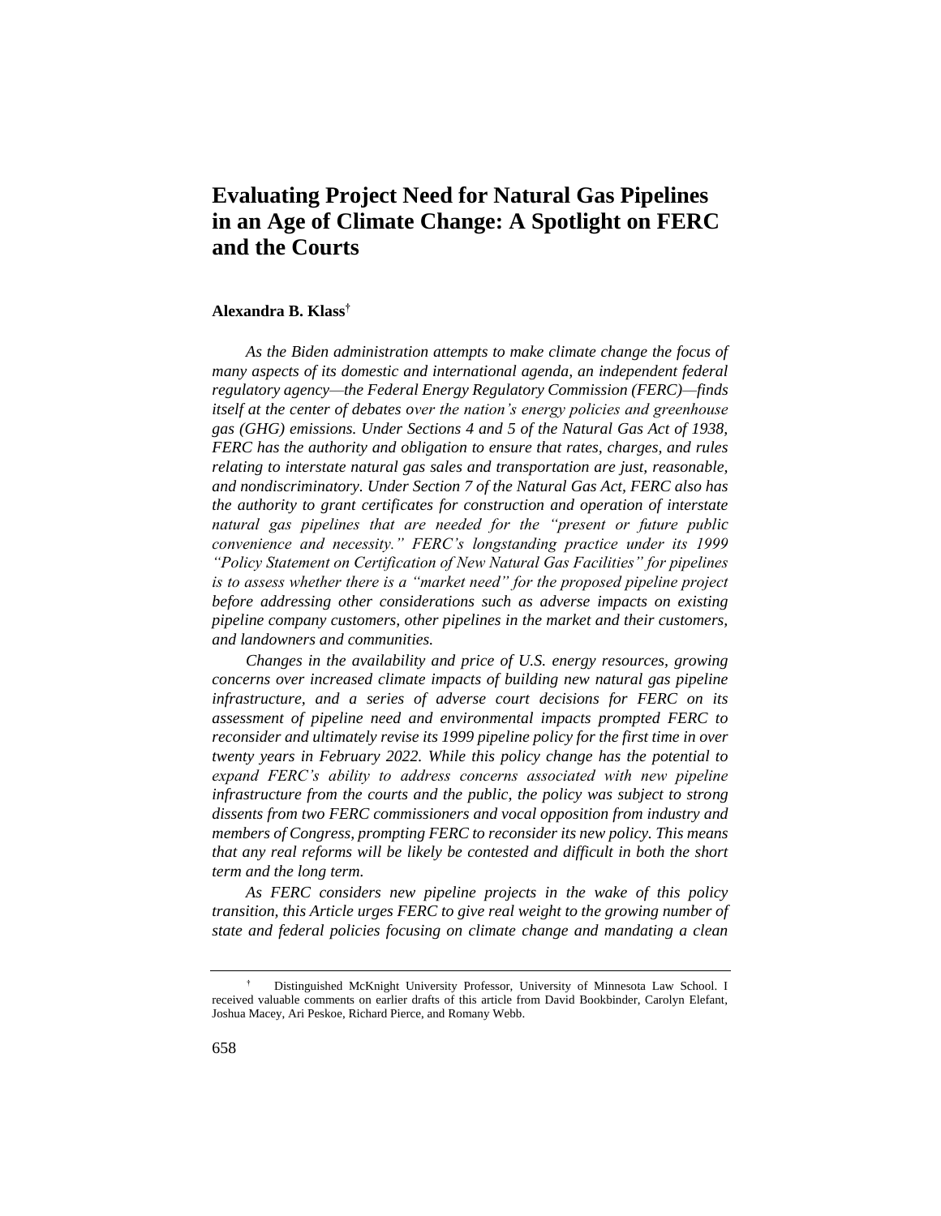# Evaluating Project Need for Natural Gas Pipelines in an Age of Climate Change: A Spotlight on FERC and the Courts

**Alexandra B. Klass**[†]

*As the Biden administration attempts to make climate change the focus of many aspects of its domestic and international agenda, an independent federal regulatory agency—the Federal Energy Regulatory Commission (FERC)—finds itself at the center of debates over the nation's energy policies and greenhouse gas (GHG) emissions. Under Sections 4 and 5 of the Natural Gas Act of 1938, FERC has the authority and obligation to ensure that rates, charges, and rules relating to interstate natural gas sales and transportation are just, reasonable, and nondiscriminatory. Under Section 7 of the Natural Gas Act, FERC also has the authority to grant certificates for construction and operation of interstate natural gas pipelines that are needed for the "present or future public convenience and necessity." FERC's longstanding practice under its 1999 "Policy Statement on Certification of New Natural Gas Facilities" for pipelines is to assess whether there is a "market need" for the proposed pipeline project before addressing other considerations such as adverse impacts on existing pipeline company customers, other pipelines in the market and their customers, and landowners and communities.*

*Changes in the availability and price of U.S. energy resources, growing concerns over increased climate impacts of building new natural gas pipeline infrastructure, and a series of adverse court decisions for FERC on its assessment of pipeline need and environmental impacts prompted FERC to reconsider and ultimately revise its 1999 pipeline policy for the first time in over twenty years in February 2022. While this policy change has the potential to expand FERC's ability to address concerns associated with new pipeline infrastructure from the courts and the public, the policy was subject to strong dissents from two FERC commissioners and vocal opposition from industry and members of Congress, prompting FERC to reconsider its new policy. This means that any real reforms will be likely be contested and difficult in both the short term and the long term.*

*As FERC considers new pipeline projects in the wake of this policy transition, this Article urges FERC to give real weight to the growing number of state and federal policies focusing on climate change and mandating a clean*

[†] Distinguished McKnight University Professor, University of Minnesota Law School. I received valuable comments on earlier drafts of this article from David Bookbinder, Carolyn Elefant, Joshua Macey, Ari Peskoe, Richard Pierce, and Romany Webb.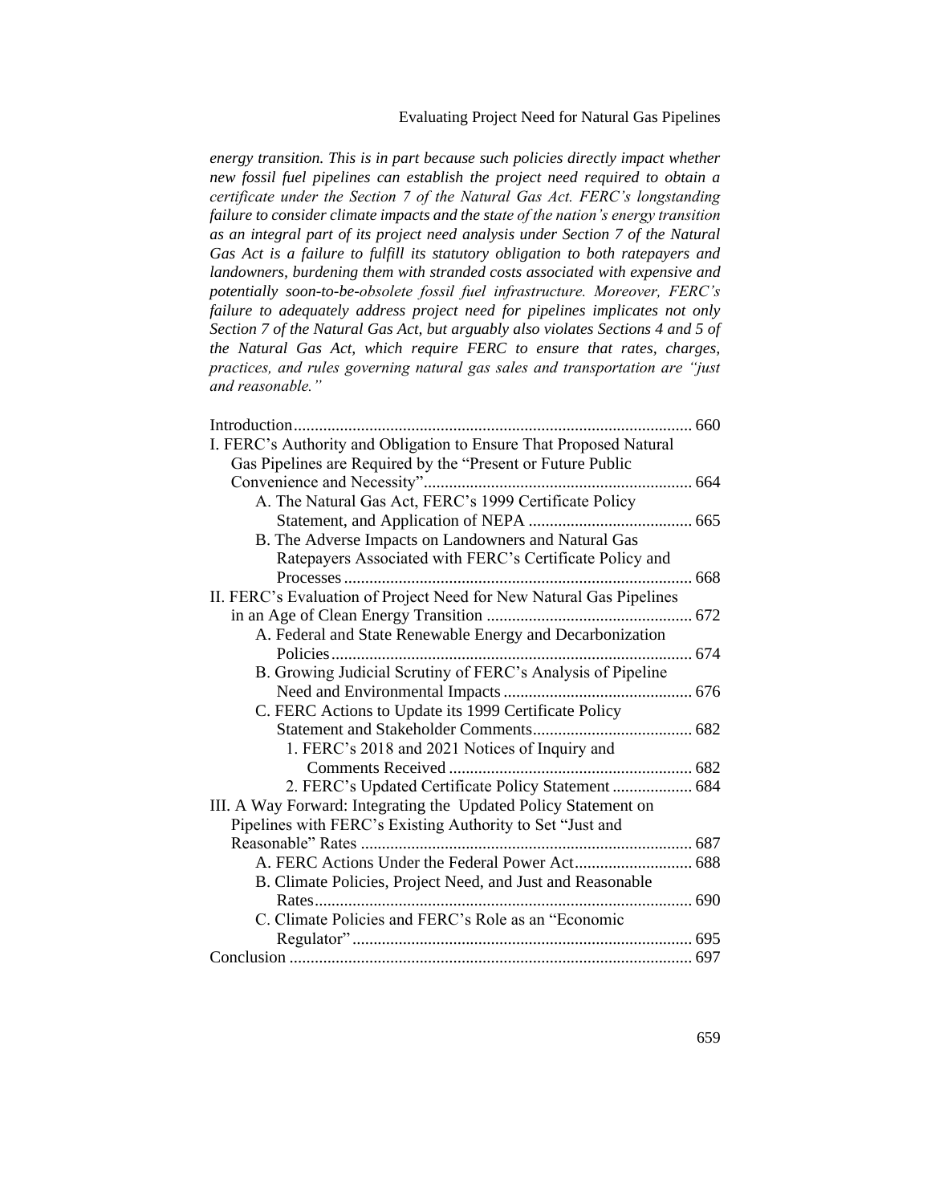*energy transition. This is in part because such policies directly impact whether new fossil fuel pipelines can establish the project need required to obtain a certificate under the Section 7 of the Natural Gas Act. FERC's longstanding failure to consider climate impacts and the state of the nation's energy transition as an integral part of its project need analysis under Section 7 of the Natural Gas Act is a failure to fulfill its statutory obligation to both ratepayers and landowners, burdening them with stranded costs associated with expensive and potentially soon-to-be-obsolete fossil fuel infrastructure. Moreover, FERC's failure to adequately address project need for pipelines implicates not only Section 7 of the Natural Gas Act, but arguably also violates Sections 4 and 5 of the Natural Gas Act, which require FERC to ensure that rates, charges, practices, and rules governing natural gas sales and transportation are "just and reasonable."*

Introduction .............................................................................................. 660
I. FERC's Authority and Obligation to Ensure That Proposed Natural Gas Pipelines are Required by the "Present or Future Public Convenience and Necessity" ............................................................... 664
- A. The Natural Gas Act, FERC's 1999 Certificate Policy Statement, and Application of NEPA ....................................... 665
- B. The Adverse Impacts on Landowners and Natural Gas Ratepayers Associated with FERC's Certificate Policy and Processes .................................................................................. 668

II. FERC's Evaluation of Project Need for New Natural Gas Pipelines in an Age of Clean Energy Transition ................................................. 672
- A. Federal and State Renewable Energy and Decarbonization Policies ..................................................................................... 674
- B. Growing Judicial Scrutiny of FERC's Analysis of Pipeline Need and Environmental Impacts ............................................ 676
- C. FERC Actions to Update its 1999 Certificate Policy Statement and Stakeholder Comments...................................... 682
  - 1. FERC's 2018 and 2021 Notices of Inquiry and Comments Received ......................................................... 682
  - 2. FERC's Updated Certificate Policy Statement ................... 684

III. A Way Forward: Integrating the Updated Policy Statement on Pipelines with FERC's Existing Authority to Set "Just and Reasonable" Rates .............................................................................. 687
- A. FERC Actions Under the Federal Power Act............................ 688
- B. Climate Policies, Project Need, and Just and Reasonable Rates......................................................................................... 690
- C. Climate Policies and FERC's Role as an "Economic Regulator" ................................................................................ 695

Conclusion ............................................................................................... 697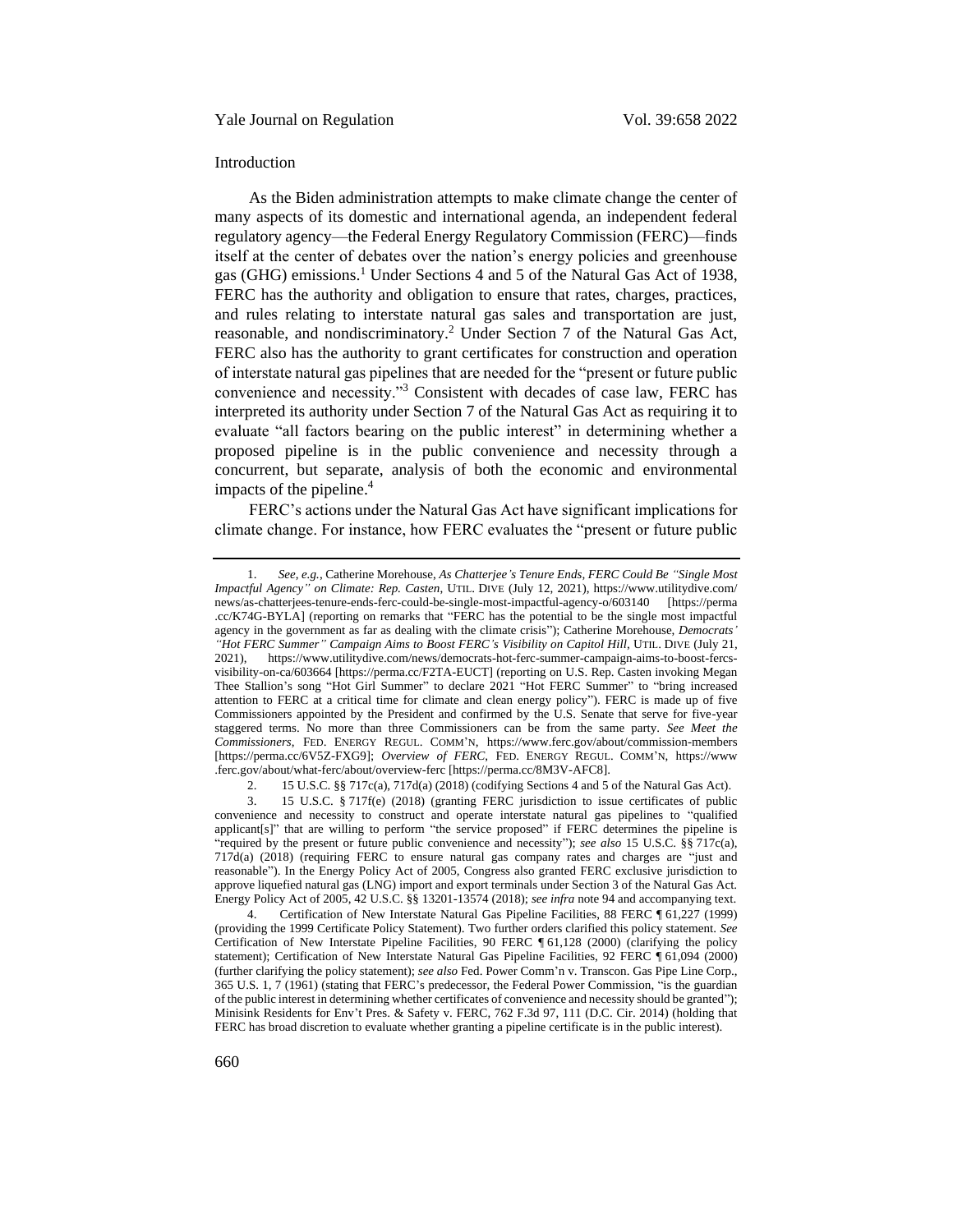## Introduction

As the Biden administration attempts to make climate change the center of many aspects of its domestic and international agenda, an independent federal regulatory agency—the Federal Energy Regulatory Commission (FERC)—finds itself at the center of debates over the nation's energy policies and greenhouse gas (GHG) emissions.[1] Under Sections 4 and 5 of the Natural Gas Act of 1938, FERC has the authority and obligation to ensure that rates, charges, practices, and rules relating to interstate natural gas sales and transportation are just, reasonable, and nondiscriminatory.[2] Under Section 7 of the Natural Gas Act, FERC also has the authority to grant certificates for construction and operation of interstate natural gas pipelines that are needed for the "present or future public convenience and necessity."[3] Consistent with decades of case law, FERC has interpreted its authority under Section 7 of the Natural Gas Act as requiring it to evaluate "all factors bearing on the public interest" in determining whether a proposed pipeline is in the public convenience and necessity through a concurrent, but separate, analysis of both the economic and environmental impacts of the pipeline.[4]

FERC's actions under the Natural Gas Act have significant implications for climate change. For instance, how FERC evaluates the "present or future public

---

1. *See, e.g.*, Catherine Morehouse, *As Chatterjee's Tenure Ends, FERC Could Be "Single Most Impactful Agency" on Climate: Rep. Casten*, UTIL. DIVE (July 12, 2021), https://www.utilitydive.com/news/as-chatterjees-tenure-ends-ferc-could-be-single-most-impactful-agency-o/603140 [https://perma.cc/K74G-BYLA] (reporting on remarks that "FERC has the potential to be the single most impactful agency in the government as far as dealing with the climate crisis"); Catherine Morehouse, *Democrats' "Hot FERC Summer" Campaign Aims to Boost FERC's Visibility on Capitol Hill*, UTIL. DIVE (July 21, 2021), https://www.utilitydive.com/news/democrats-hot-ferc-summer-campaign-aims-to-boost-fercs-visibility-on-ca/603664 [https://perma.cc/F2TA-EUCT] (reporting on U.S. Rep. Casten invoking Megan Thee Stallion's song "Hot Girl Summer" to declare 2021 "Hot FERC Summer" to "bring increased attention to FERC at a critical time for climate and clean energy policy"). FERC is made up of five Commissioners appointed by the President and confirmed by the U.S. Senate that serve for five-year staggered terms. No more than three Commissioners can be from the same party. *See Meet the Commissioners*, FED. ENERGY REGUL. COMM'N, https://www.ferc.gov/about/commission-members [https://perma.cc/6V5Z-FXG9]; *Overview of FERC*, FED. ENERGY REGUL. COMM'N, https://www.ferc.gov/about/what-ferc/about/overview-ferc [https://perma.cc/8M3V-AFC8].

2. 15 U.S.C. §§ 717c(a), 717d(a) (2018) (codifying Sections 4 and 5 of the Natural Gas Act).

3. 15 U.S.C. § 717f(e) (2018) (granting FERC jurisdiction to issue certificates of public convenience and necessity to construct and operate interstate natural gas pipelines to "qualified applicant[s]" that are willing to perform "the service proposed" if FERC determines the pipeline is "required by the present or future public convenience and necessity"); *see also* 15 U.S.C. §§ 717c(a), 717d(a) (2018) (requiring FERC to ensure natural gas company rates and charges are "just and reasonable"). In the Energy Policy Act of 2005, Congress also granted FERC exclusive jurisdiction to approve liquefied natural gas (LNG) import and export terminals under Section 3 of the Natural Gas Act. Energy Policy Act of 2005, 42 U.S.C. §§ 13201-13574 (2018); *see infra* note 94 and accompanying text.

4. Certification of New Interstate Natural Gas Pipeline Facilities, 88 FERC ¶ 61,227 (1999) (providing the 1999 Certificate Policy Statement). Two further orders clarified this policy statement. *See* Certification of New Interstate Pipeline Facilities, 90 FERC ¶ 61,128 (2000) (clarifying the policy statement); Certification of New Interstate Natural Gas Pipeline Facilities, 92 FERC ¶ 61,094 (2000) (further clarifying the policy statement); *see also* Fed. Power Comm'n v. Transcon. Gas Pipe Line Corp., 365 U.S. 1, 7 (1961) (stating that FERC's predecessor, the Federal Power Commission, "is the guardian of the public interest in determining whether certificates of convenience and necessity should be granted"); Minisink Residents for Env't Pres. & Safety v. FERC, 762 F.3d 97, 111 (D.C. Cir. 2014) (holding that FERC has broad discretion to evaluate whether granting a pipeline certificate is in the public interest).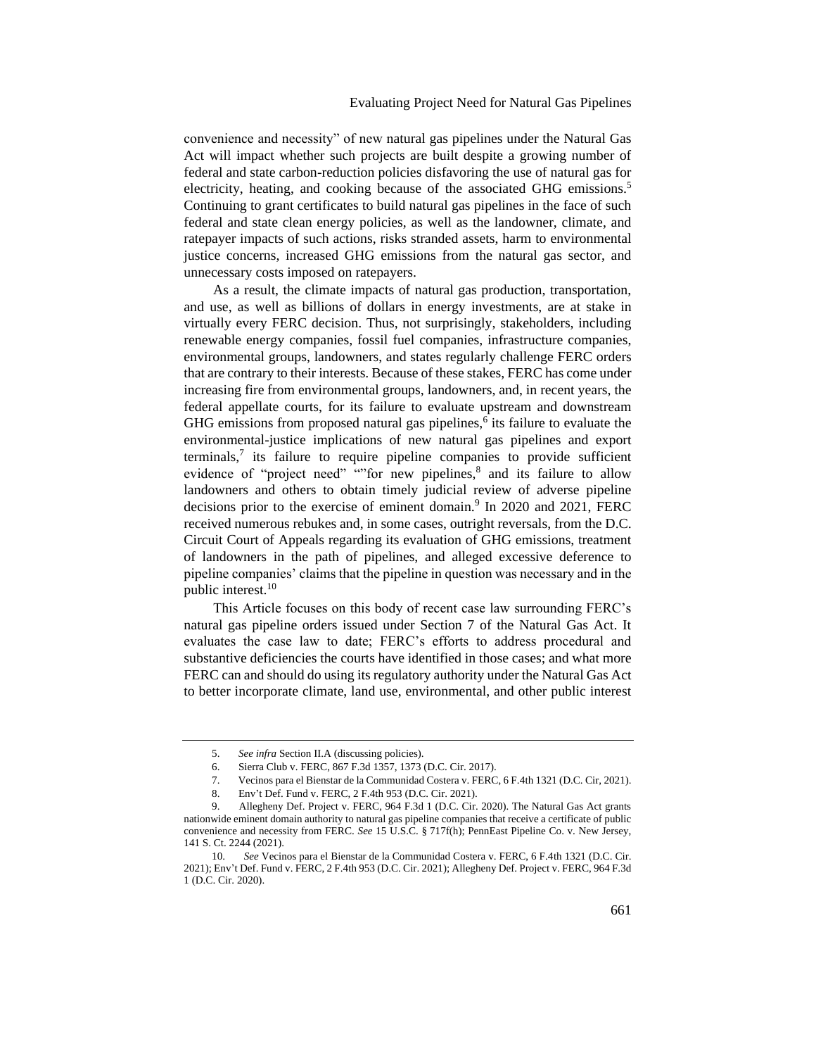convenience and necessity" of new natural gas pipelines under the Natural Gas Act will impact whether such projects are built despite a growing number of federal and state carbon-reduction policies disfavoring the use of natural gas for electricity, heating, and cooking because of the associated GHG emissions.[5] Continuing to grant certificates to build natural gas pipelines in the face of such federal and state clean energy policies, as well as the landowner, climate, and ratepayer impacts of such actions, risks stranded assets, harm to environmental justice concerns, increased GHG emissions from the natural gas sector, and unnecessary costs imposed on ratepayers.

As a result, the climate impacts of natural gas production, transportation, and use, as well as billions of dollars in energy investments, are at stake in virtually every FERC decision. Thus, not surprisingly, stakeholders, including renewable energy companies, fossil fuel companies, infrastructure companies, environmental groups, landowners, and states regularly challenge FERC orders that are contrary to their interests. Because of these stakes, FERC has come under increasing fire from environmental groups, landowners, and, in recent years, the federal appellate courts, for its failure to evaluate upstream and downstream GHG emissions from proposed natural gas pipelines,[6] its failure to evaluate the environmental-justice implications of new natural gas pipelines and export terminals,[7] its failure to require pipeline companies to provide sufficient evidence of "project need" ""for new pipelines,[8] and its failure to allow landowners and others to obtain timely judicial review of adverse pipeline decisions prior to the exercise of eminent domain.[9] In 2020 and 2021, FERC received numerous rebukes and, in some cases, outright reversals, from the D.C. Circuit Court of Appeals regarding its evaluation of GHG emissions, treatment of landowners in the path of pipelines, and alleged excessive deference to pipeline companies' claims that the pipeline in question was necessary and in the public interest.[10]

This Article focuses on this body of recent case law surrounding FERC's natural gas pipeline orders issued under Section 7 of the Natural Gas Act. It evaluates the case law to date; FERC's efforts to address procedural and substantive deficiencies the courts have identified in those cases; and what more FERC can and should do using its regulatory authority under the Natural Gas Act to better incorporate climate, land use, environmental, and other public interest

---

5. *See infra* Section II.A (discussing policies).

6. Sierra Club v. FERC, 867 F.3d 1357, 1373 (D.C. Cir. 2017).

7. Vecinos para el Bienstar de la Communidad Costera v. FERC, 6 F.4th 1321 (D.C. Cir, 2021).

8. Env't Def. Fund v. FERC, 2 F.4th 953 (D.C. Cir. 2021).

9. Allegheny Def. Project v. FERC, 964 F.3d 1 (D.C. Cir. 2020). The Natural Gas Act grants nationwide eminent domain authority to natural gas pipeline companies that receive a certificate of public convenience and necessity from FERC. *See* 15 U.S.C. § 717f(h); PennEast Pipeline Co. v. New Jersey, 141 S. Ct. 2244 (2021).

10. *See* Vecinos para el Bienstar de la Communidad Costera v. FERC, 6 F.4th 1321 (D.C. Cir. 2021); Env't Def. Fund v. FERC, 2 F.4th 953 (D.C. Cir. 2021); Allegheny Def. Project v. FERC, 964 F.3d 1 (D.C. Cir. 2020).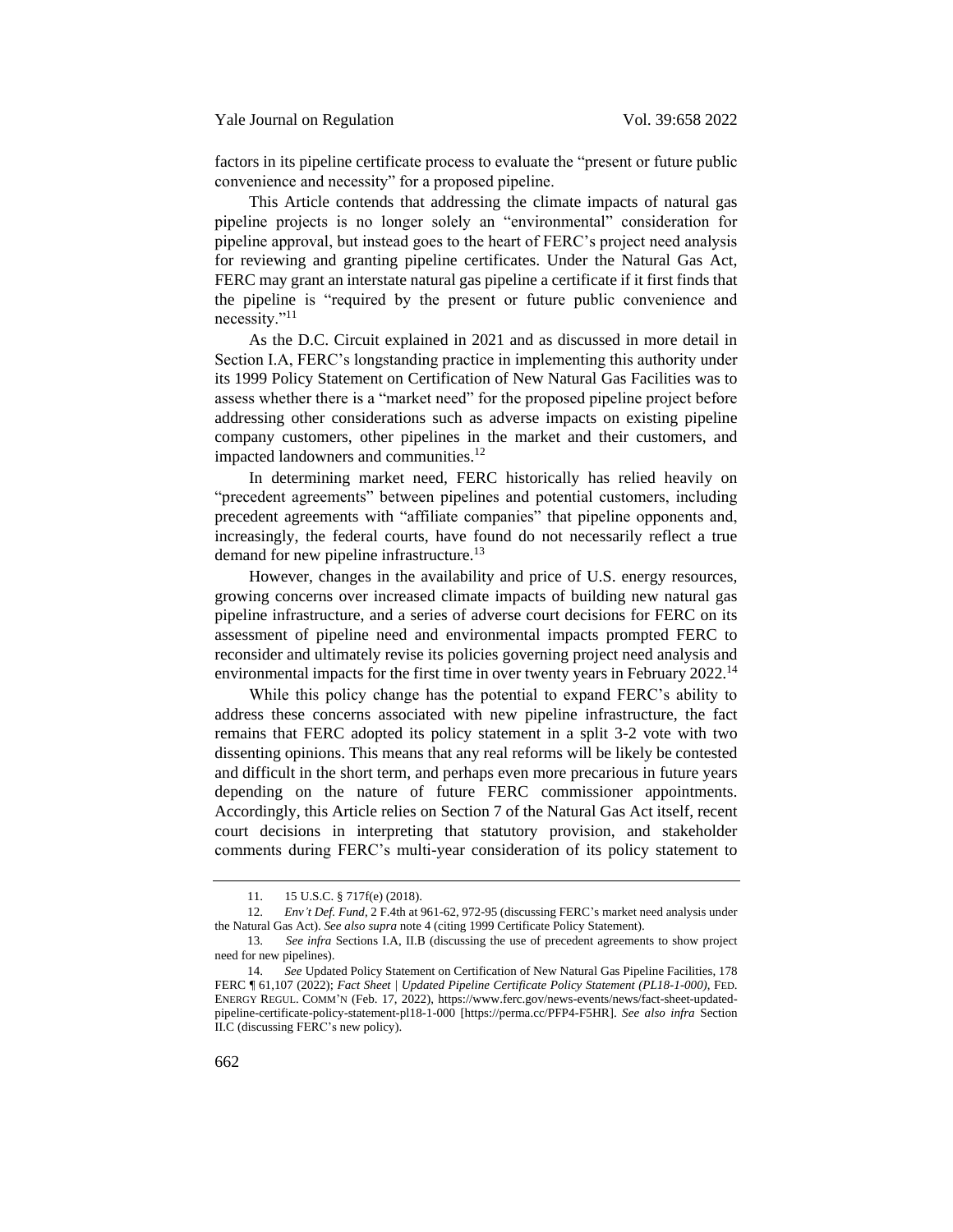factors in its pipeline certificate process to evaluate the "present or future public convenience and necessity" for a proposed pipeline.

This Article contends that addressing the climate impacts of natural gas pipeline projects is no longer solely an "environmental" consideration for pipeline approval, but instead goes to the heart of FERC's project need analysis for reviewing and granting pipeline certificates. Under the Natural Gas Act, FERC may grant an interstate natural gas pipeline a certificate if it first finds that the pipeline is "required by the present or future public convenience and necessity."[11]

As the D.C. Circuit explained in 2021 and as discussed in more detail in Section I.A, FERC's longstanding practice in implementing this authority under its 1999 Policy Statement on Certification of New Natural Gas Facilities was to assess whether there is a "market need" for the proposed pipeline project before addressing other considerations such as adverse impacts on existing pipeline company customers, other pipelines in the market and their customers, and impacted landowners and communities.[12]

In determining market need, FERC historically has relied heavily on "precedent agreements" between pipelines and potential customers, including precedent agreements with "affiliate companies" that pipeline opponents and, increasingly, the federal courts, have found do not necessarily reflect a true demand for new pipeline infrastructure.[13]

However, changes in the availability and price of U.S. energy resources, growing concerns over increased climate impacts of building new natural gas pipeline infrastructure, and a series of adverse court decisions for FERC on its assessment of pipeline need and environmental impacts prompted FERC to reconsider and ultimately revise its policies governing project need analysis and environmental impacts for the first time in over twenty years in February 2022.[14]

While this policy change has the potential to expand FERC's ability to address these concerns associated with new pipeline infrastructure, the fact remains that FERC adopted its policy statement in a split 3-2 vote with two dissenting opinions. This means that any real reforms will be likely be contested and difficult in the short term, and perhaps even more precarious in future years depending on the nature of future FERC commissioner appointments. Accordingly, this Article relies on Section 7 of the Natural Gas Act itself, recent court decisions in interpreting that statutory provision, and stakeholder comments during FERC's multi-year consideration of its policy statement to

---

11. 15 U.S.C. § 717f(e) (2018).

12. *Env't Def. Fund*, 2 F.4th at 961-62, 972-95 (discussing FERC's market need analysis under the Natural Gas Act). *See also supra* note 4 (citing 1999 Certificate Policy Statement).

13. *See infra* Sections I.A, II.B (discussing the use of precedent agreements to show project need for new pipelines).

14. *See* Updated Policy Statement on Certification of New Natural Gas Pipeline Facilities, 178 FERC ¶ 61,107 (2022); *Fact Sheet | Updated Pipeline Certificate Policy Statement (PL18-1-000)*, FED. ENERGY REGUL. COMM'N (Feb. 17, 2022), https://www.ferc.gov/news-events/news/fact-sheet-updated-pipeline-certificate-policy-statement-pl18-1-000 [https://perma.cc/PFP4-F5HR]. *See also infra* Section II.C (discussing FERC's new policy).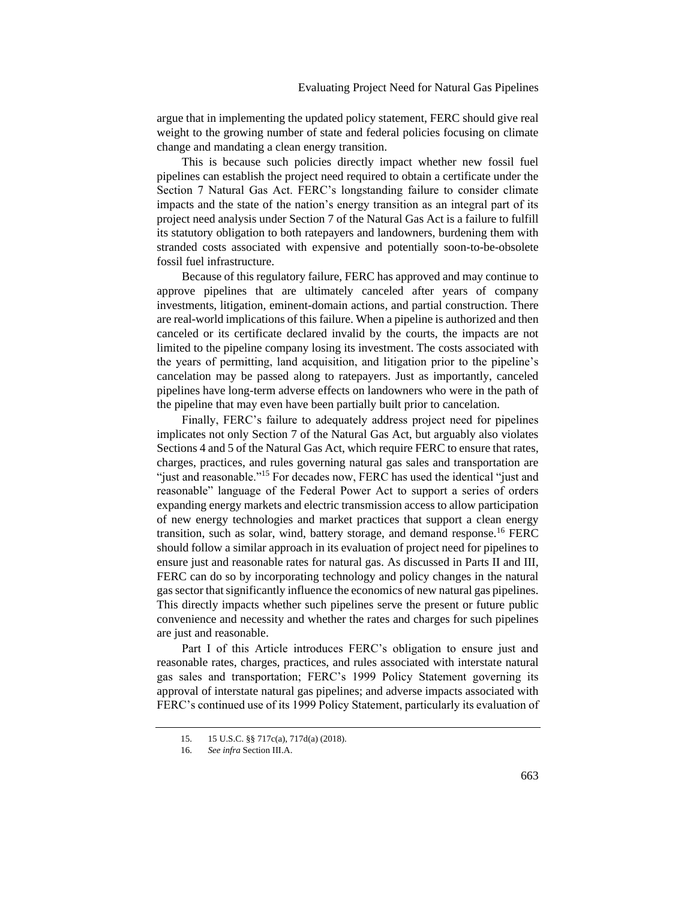argue that in implementing the updated policy statement, FERC should give real weight to the growing number of state and federal policies focusing on climate change and mandating a clean energy transition.

This is because such policies directly impact whether new fossil fuel pipelines can establish the project need required to obtain a certificate under the Section 7 Natural Gas Act. FERC's longstanding failure to consider climate impacts and the state of the nation's energy transition as an integral part of its project need analysis under Section 7 of the Natural Gas Act is a failure to fulfill its statutory obligation to both ratepayers and landowners, burdening them with stranded costs associated with expensive and potentially soon-to-be-obsolete fossil fuel infrastructure.

Because of this regulatory failure, FERC has approved and may continue to approve pipelines that are ultimately canceled after years of company investments, litigation, eminent-domain actions, and partial construction. There are real-world implications of this failure. When a pipeline is authorized and then canceled or its certificate declared invalid by the courts, the impacts are not limited to the pipeline company losing its investment. The costs associated with the years of permitting, land acquisition, and litigation prior to the pipeline's cancelation may be passed along to ratepayers. Just as importantly, canceled pipelines have long-term adverse effects on landowners who were in the path of the pipeline that may even have been partially built prior to cancelation.

Finally, FERC's failure to adequately address project need for pipelines implicates not only Section 7 of the Natural Gas Act, but arguably also violates Sections 4 and 5 of the Natural Gas Act, which require FERC to ensure that rates, charges, practices, and rules governing natural gas sales and transportation are "just and reasonable."[15] For decades now, FERC has used the identical "just and reasonable" language of the Federal Power Act to support a series of orders expanding energy markets and electric transmission access to allow participation of new energy technologies and market practices that support a clean energy transition, such as solar, wind, battery storage, and demand response.[16] FERC should follow a similar approach in its evaluation of project need for pipelines to ensure just and reasonable rates for natural gas. As discussed in Parts II and III, FERC can do so by incorporating technology and policy changes in the natural gas sector that significantly influence the economics of new natural gas pipelines. This directly impacts whether such pipelines serve the present or future public convenience and necessity and whether the rates and charges for such pipelines are just and reasonable.

Part I of this Article introduces FERC's obligation to ensure just and reasonable rates, charges, practices, and rules associated with interstate natural gas sales and transportation; FERC's 1999 Policy Statement governing its approval of interstate natural gas pipelines; and adverse impacts associated with FERC's continued use of its 1999 Policy Statement, particularly its evaluation of

---

15. 15 U.S.C. §§ 717c(a), 717d(a) (2018).

16. *See infra* Section III.A.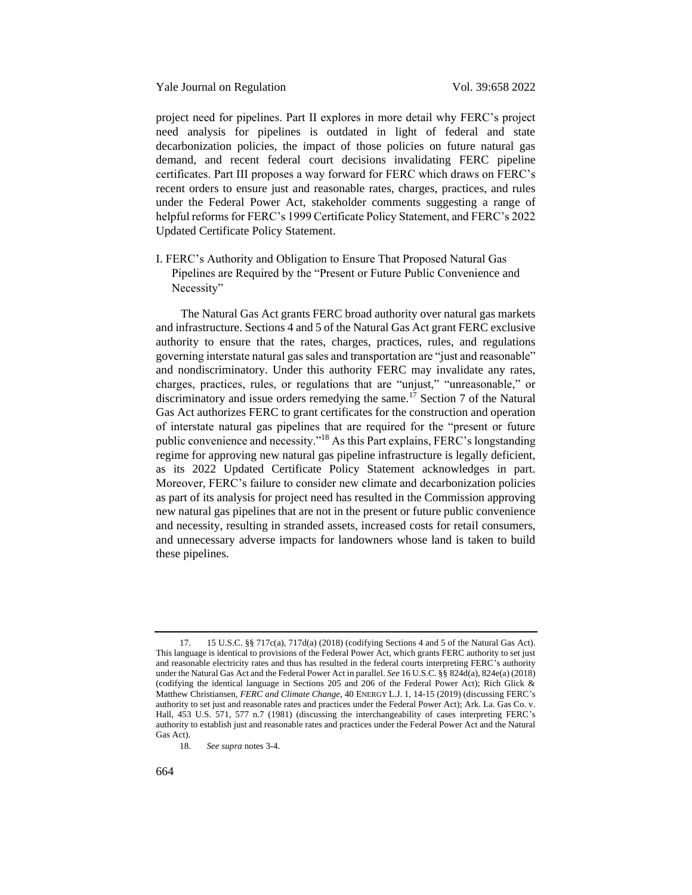project need for pipelines. Part II explores in more detail why FERC's project need analysis for pipelines is outdated in light of federal and state decarbonization policies, the impact of those policies on future natural gas demand, and recent federal court decisions invalidating FERC pipeline certificates. Part III proposes a way forward for FERC which draws on FERC's recent orders to ensure just and reasonable rates, charges, practices, and rules under the Federal Power Act, stakeholder comments suggesting a range of helpful reforms for FERC's 1999 Certificate Policy Statement, and FERC's 2022 Updated Certificate Policy Statement.

## I. FERC's Authority and Obligation to Ensure That Proposed Natural Gas Pipelines are Required by the "Present or Future Public Convenience and Necessity"

The Natural Gas Act grants FERC broad authority over natural gas markets and infrastructure. Sections 4 and 5 of the Natural Gas Act grant FERC exclusive authority to ensure that the rates, charges, practices, rules, and regulations governing interstate natural gas sales and transportation are "just and reasonable" and nondiscriminatory. Under this authority FERC may invalidate any rates, charges, practices, rules, or regulations that are "unjust," "unreasonable," or discriminatory and issue orders remedying the same.[17] Section 7 of the Natural Gas Act authorizes FERC to grant certificates for the construction and operation of interstate natural gas pipelines that are required for the "present or future public convenience and necessity."[18] As this Part explains, FERC's longstanding regime for approving new natural gas pipeline infrastructure is legally deficient, as its 2022 Updated Certificate Policy Statement acknowledges in part. Moreover, FERC's failure to consider new climate and decarbonization policies as part of its analysis for project need has resulted in the Commission approving new natural gas pipelines that are not in the present or future public convenience and necessity, resulting in stranded assets, increased costs for retail consumers, and unnecessary adverse impacts for landowners whose land is taken to build these pipelines.

---

17. 15 U.S.C. §§ 717c(a), 717d(a) (2018) (codifying Sections 4 and 5 of the Natural Gas Act). This language is identical to provisions of the Federal Power Act, which grants FERC authority to set just and reasonable electricity rates and thus has resulted in the federal courts interpreting FERC's authority under the Natural Gas Act and the Federal Power Act in parallel. *See* 16 U.S.C. §§ 824d(a), 824e(a) (2018) (codifying the identical language in Sections 205 and 206 of the Federal Power Act); Rich Glick & Matthew Christiansen, *FERC and Climate Change*, 40 ENERGY L.J. 1, 14-15 (2019) (discussing FERC's authority to set just and reasonable rates and practices under the Federal Power Act); Ark. La. Gas Co. v. Hall, 453 U.S. 571, 577 n.7 (1981) (discussing the interchangeability of cases interpreting FERC's authority to establish just and reasonable rates and practices under the Federal Power Act and the Natural Gas Act).

18. *See supra* notes 3-4.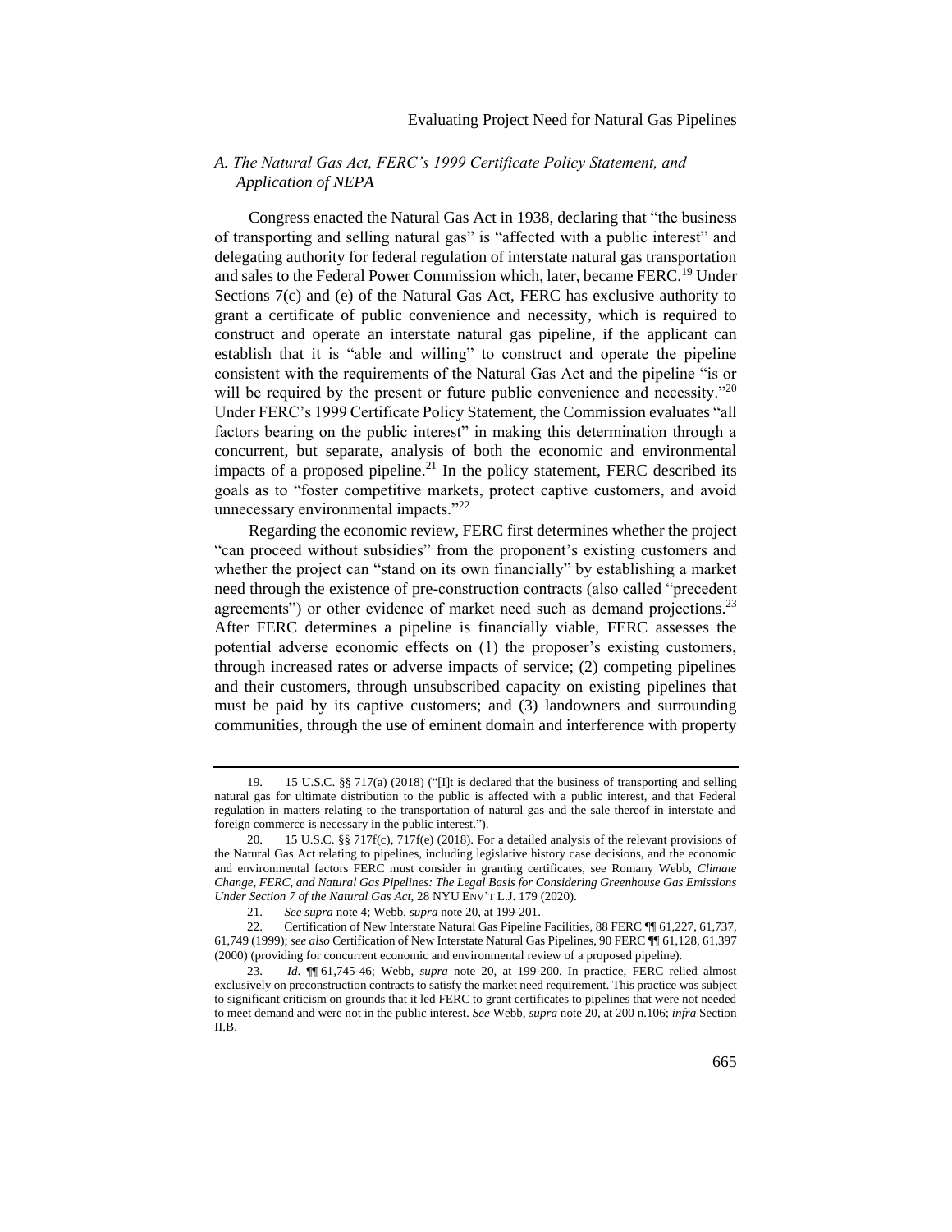### *A. The Natural Gas Act, FERC's 1999 Certificate Policy Statement, and Application of NEPA*

Congress enacted the Natural Gas Act in 1938, declaring that "the business of transporting and selling natural gas" is "affected with a public interest" and delegating authority for federal regulation of interstate natural gas transportation and sales to the Federal Power Commission which, later, became FERC.[19] Under Sections 7(c) and (e) of the Natural Gas Act, FERC has exclusive authority to grant a certificate of public convenience and necessity, which is required to construct and operate an interstate natural gas pipeline, if the applicant can establish that it is "able and willing" to construct and operate the pipeline consistent with the requirements of the Natural Gas Act and the pipeline "is or will be required by the present or future public convenience and necessity."[20] Under FERC's 1999 Certificate Policy Statement, the Commission evaluates "all factors bearing on the public interest" in making this determination through a concurrent, but separate, analysis of both the economic and environmental impacts of a proposed pipeline.[21] In the policy statement, FERC described its goals as to "foster competitive markets, protect captive customers, and avoid unnecessary environmental impacts."[22]

Regarding the economic review, FERC first determines whether the project "can proceed without subsidies" from the proponent's existing customers and whether the project can "stand on its own financially" by establishing a market need through the existence of pre-construction contracts (also called "precedent agreements") or other evidence of market need such as demand projections.[23] After FERC determines a pipeline is financially viable, FERC assesses the potential adverse economic effects on (1) the proposer's existing customers, through increased rates or adverse impacts of service; (2) competing pipelines and their customers, through unsubscribed capacity on existing pipelines that must be paid by its captive customers; and (3) landowners and surrounding communities, through the use of eminent domain and interference with property

---

19. 15 U.S.C. §§ 717(a) (2018) ("[I]t is declared that the business of transporting and selling natural gas for ultimate distribution to the public is affected with a public interest, and that Federal regulation in matters relating to the transportation of natural gas and the sale thereof in interstate and foreign commerce is necessary in the public interest.").

20. 15 U.S.C. §§ 717f(c), 717f(e) (2018). For a detailed analysis of the relevant provisions of the Natural Gas Act relating to pipelines, including legislative history case decisions, and the economic and environmental factors FERC must consider in granting certificates, see Romany Webb, *Climate Change, FERC, and Natural Gas Pipelines: The Legal Basis for Considering Greenhouse Gas Emissions Under Section 7 of the Natural Gas Act*, 28 NYU ENV'T L.J. 179 (2020).

21. *See supra* note 4; Webb, *supra* note 20, at 199-201.

22. Certification of New Interstate Natural Gas Pipeline Facilities, 88 FERC ¶¶ 61,227, 61,737, 61,749 (1999); *see also* Certification of New Interstate Natural Gas Pipelines, 90 FERC ¶¶ 61,128, 61,397 (2000) (providing for concurrent economic and environmental review of a proposed pipeline).

23. *Id.* ¶¶ 61,745-46; Webb, *supra* note 20, at 199-200. In practice, FERC relied almost exclusively on preconstruction contracts to satisfy the market need requirement. This practice was subject to significant criticism on grounds that it led FERC to grant certificates to pipelines that were not needed to meet demand and were not in the public interest. *See* Webb, *supra* note 20, at 200 n.106; *infra* Section II.B.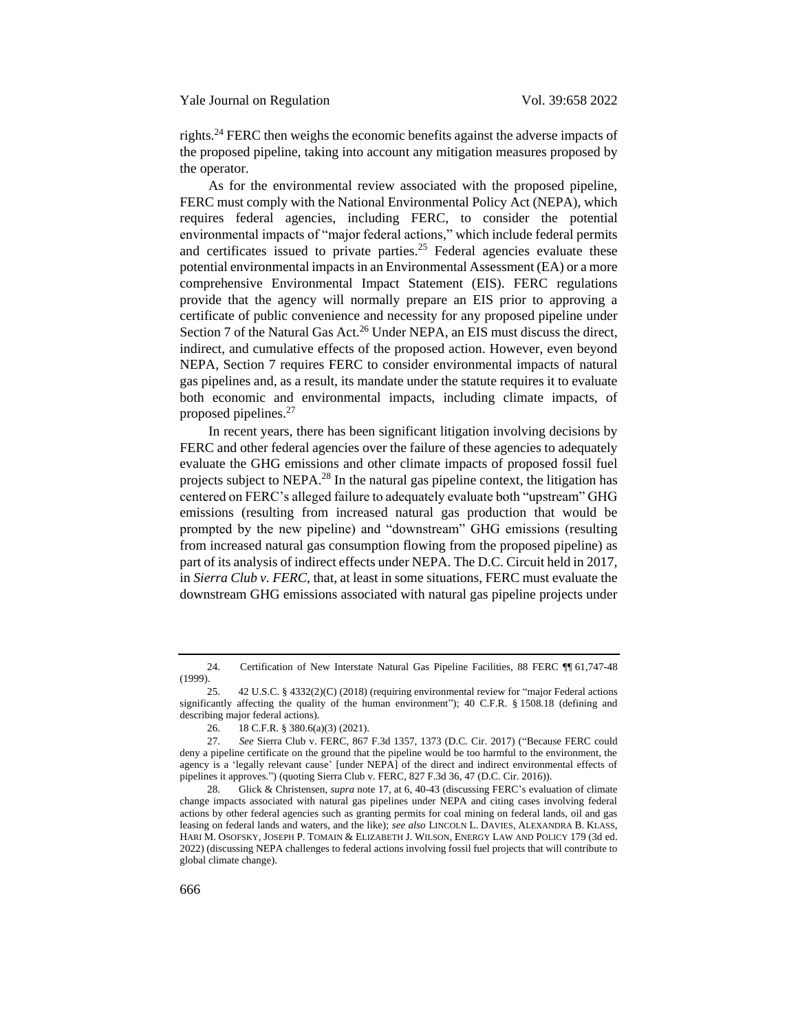rights.[24] FERC then weighs the economic benefits against the adverse impacts of the proposed pipeline, taking into account any mitigation measures proposed by the operator.

As for the environmental review associated with the proposed pipeline, FERC must comply with the National Environmental Policy Act (NEPA), which requires federal agencies, including FERC, to consider the potential environmental impacts of "major federal actions," which include federal permits and certificates issued to private parties.[25] Federal agencies evaluate these potential environmental impacts in an Environmental Assessment (EA) or a more comprehensive Environmental Impact Statement (EIS). FERC regulations provide that the agency will normally prepare an EIS prior to approving a certificate of public convenience and necessity for any proposed pipeline under Section 7 of the Natural Gas Act.[26] Under NEPA, an EIS must discuss the direct, indirect, and cumulative effects of the proposed action. However, even beyond NEPA, Section 7 requires FERC to consider environmental impacts of natural gas pipelines and, as a result, its mandate under the statute requires it to evaluate both economic and environmental impacts, including climate impacts, of proposed pipelines.[27]

In recent years, there has been significant litigation involving decisions by FERC and other federal agencies over the failure of these agencies to adequately evaluate the GHG emissions and other climate impacts of proposed fossil fuel projects subject to NEPA.[28] In the natural gas pipeline context, the litigation has centered on FERC's alleged failure to adequately evaluate both "upstream" GHG emissions (resulting from increased natural gas production that would be prompted by the new pipeline) and "downstream" GHG emissions (resulting from increased natural gas consumption flowing from the proposed pipeline) as part of its analysis of indirect effects under NEPA. The D.C. Circuit held in 2017, in *Sierra Club v. FERC*, that, at least in some situations, FERC must evaluate the downstream GHG emissions associated with natural gas pipeline projects under

---

24. Certification of New Interstate Natural Gas Pipeline Facilities, 88 FERC ¶¶ 61,747-48 (1999).

25. 42 U.S.C. § 4332(2)(C) (2018) (requiring environmental review for "major Federal actions significantly affecting the quality of the human environment"); 40 C.F.R. § 1508.18 (defining and describing major federal actions).

26. 18 C.F.R. § 380.6(a)(3) (2021).

27. *See* Sierra Club v. FERC, 867 F.3d 1357, 1373 (D.C. Cir. 2017) ("Because FERC could deny a pipeline certificate on the ground that the pipeline would be too harmful to the environment, the agency is a 'legally relevant cause' [under NEPA] of the direct and indirect environmental effects of pipelines it approves.") (quoting Sierra Club v. FERC, 827 F.3d 36, 47 (D.C. Cir. 2016)).

28. Glick & Christensen, *supra* note 17, at 6, 40-43 (discussing FERC's evaluation of climate change impacts associated with natural gas pipelines under NEPA and citing cases involving federal actions by other federal agencies such as granting permits for coal mining on federal lands, oil and gas leasing on federal lands and waters, and the like); *see also* LINCOLN L. DAVIES, ALEXANDRA B. KLASS, HARI M. OSOFSKY, JOSEPH P. TOMAIN & ELIZABETH J. WILSON, ENERGY LAW AND POLICY 179 (3d ed. 2022) (discussing NEPA challenges to federal actions involving fossil fuel projects that will contribute to global climate change).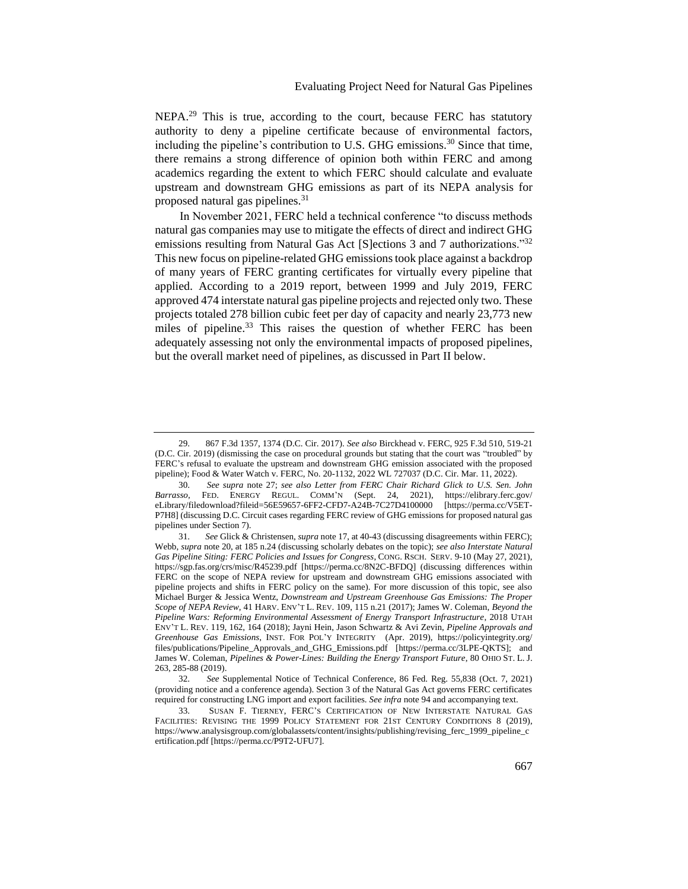NEPA.[29] This is true, according to the court, because FERC has statutory authority to deny a pipeline certificate because of environmental factors, including the pipeline's contribution to U.S. GHG emissions.[30] Since that time, there remains a strong difference of opinion both within FERC and among academics regarding the extent to which FERC should calculate and evaluate upstream and downstream GHG emissions as part of its NEPA analysis for proposed natural gas pipelines.[31]

In November 2021, FERC held a technical conference "to discuss methods natural gas companies may use to mitigate the effects of direct and indirect GHG emissions resulting from Natural Gas Act [S]ections 3 and 7 authorizations."[32] This new focus on pipeline-related GHG emissions took place against a backdrop of many years of FERC granting certificates for virtually every pipeline that applied. According to a 2019 report, between 1999 and July 2019, FERC approved 474 interstate natural gas pipeline projects and rejected only two. These projects totaled 278 billion cubic feet per day of capacity and nearly 23,773 new miles of pipeline.[33] This raises the question of whether FERC has been adequately assessing not only the environmental impacts of proposed pipelines, but the overall market need of pipelines, as discussed in Part II below.

---

29. 867 F.3d 1357, 1374 (D.C. Cir. 2017). *See also* Birckhead v. FERC, 925 F.3d 510, 519-21 (D.C. Cir. 2019) (dismissing the case on procedural grounds but stating that the court was "troubled" by FERC's refusal to evaluate the upstream and downstream GHG emission associated with the proposed pipeline); Food & Water Watch v. FERC, No. 20-1132, 2022 WL 727037 (D.C. Cir. Mar. 11, 2022).

30. *See supra* note 27; *see also Letter from FERC Chair Richard Glick to U.S. Sen. John Barrasso*, FED. ENERGY REGUL. COMM'N (Sept. 24, 2021), https://elibrary.ferc.gov/eLibrary/filedownload?fileid=56E59657-6FF2-CFD7-A24B-7C27D4100000 [https://perma.cc/V5ET-P7H8] (discussing D.C. Circuit cases regarding FERC review of GHG emissions for proposed natural gas pipelines under Section 7).

31. *See* Glick & Christensen, *supra* note 17, at 40-43 (discussing disagreements within FERC); Webb, *supra* note 20, at 185 n.24 (discussing scholarly debates on the topic); *see also Interstate Natural Gas Pipeline Siting: FERC Policies and Issues for Congress*, CONG. RSCH. SERV. 9-10 (May 27, 2021), https://sgp.fas.org/crs/misc/R45239.pdf [https://perma.cc/8N2C-BFDQ] (discussing differences within FERC on the scope of NEPA review for upstream and downstream GHG emissions associated with pipeline projects and shifts in FERC policy on the same). For more discussion of this topic, see also Michael Burger & Jessica Wentz, *Downstream and Upstream Greenhouse Gas Emissions: The Proper Scope of NEPA Review*, 41 HARV. ENV'T L. REV. 109, 115 n.21 (2017); James W. Coleman, *Beyond the Pipeline Wars: Reforming Environmental Assessment of Energy Transport Infrastructure*, 2018 UTAH ENV'T L. REV. 119, 162, 164 (2018); Jayni Hein, Jason Schwartz & Avi Zevin, *Pipeline Approvals and Greenhouse Gas Emissions*, INST. FOR POL'Y INTEGRITY (Apr. 2019), https://policyintegrity.org/files/publications/Pipeline_Approvals_and_GHG_Emissions.pdf [https://perma.cc/3LPE-QKTS]; and James W. Coleman, *Pipelines & Power-Lines: Building the Energy Transport Future*, 80 OHIO ST. L. J. 263, 285-88 (2019).

32. *See* Supplemental Notice of Technical Conference, 86 Fed. Reg. 55,838 (Oct. 7, 2021) (providing notice and a conference agenda). Section 3 of the Natural Gas Act governs FERC certificates required for constructing LNG import and export facilities. *See infra* note 94 and accompanying text.

33. SUSAN F. TIERNEY, FERC'S CERTIFICATION OF NEW INTERSTATE NATURAL GAS FACILITIES: REVISING THE 1999 POLICY STATEMENT FOR 21ST CENTURY CONDITIONS 8 (2019), https://www.analysisgroup.com/globalassets/content/insights/publishing/revising_ferc_1999_pipeline_certification.pdf [https://perma.cc/P9T2-UFU7].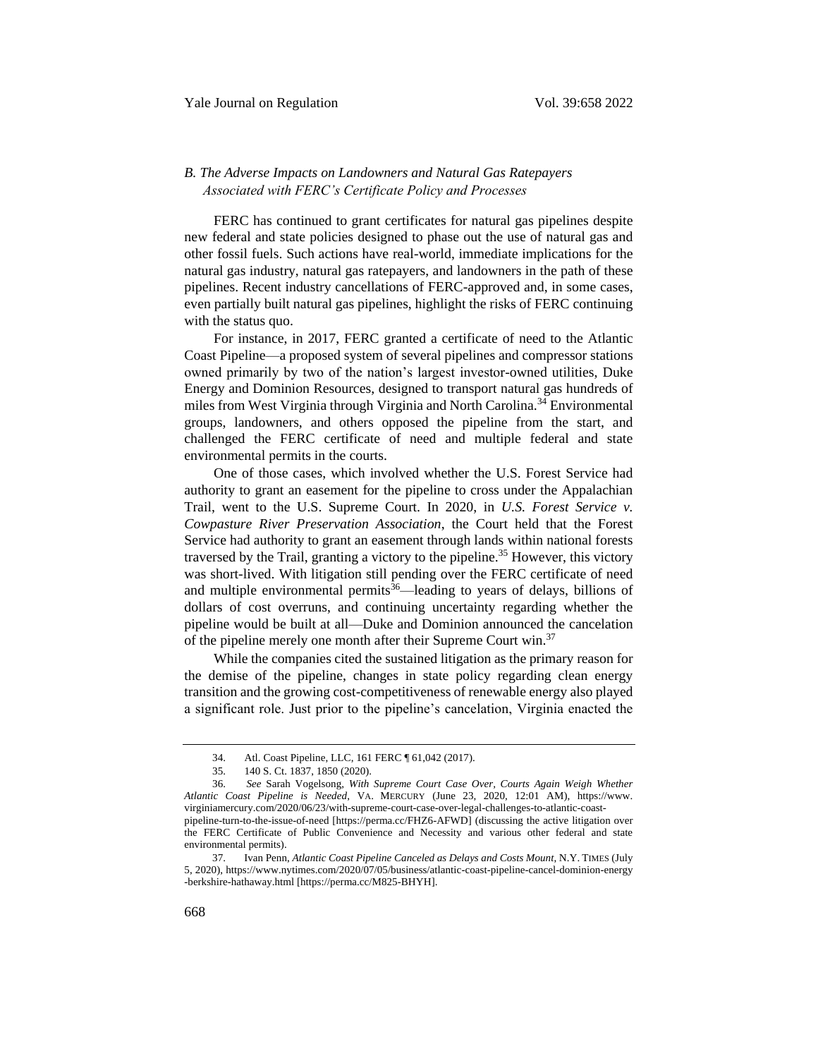### B. The Adverse Impacts on Landowners and Natural Gas Ratepayers Associated with FERC's Certificate Policy and Processes

FERC has continued to grant certificates for natural gas pipelines despite new federal and state policies designed to phase out the use of natural gas and other fossil fuels. Such actions have real-world, immediate implications for the natural gas industry, natural gas ratepayers, and landowners in the path of these pipelines. Recent industry cancellations of FERC-approved and, in some cases, even partially built natural gas pipelines, highlight the risks of FERC continuing with the status quo.

For instance, in 2017, FERC granted a certificate of need to the Atlantic Coast Pipeline—a proposed system of several pipelines and compressor stations owned primarily by two of the nation's largest investor-owned utilities, Duke Energy and Dominion Resources, designed to transport natural gas hundreds of miles from West Virginia through Virginia and North Carolina.[34] Environmental groups, landowners, and others opposed the pipeline from the start, and challenged the FERC certificate of need and multiple federal and state environmental permits in the courts.

One of those cases, which involved whether the U.S. Forest Service had authority to grant an easement for the pipeline to cross under the Appalachian Trail, went to the U.S. Supreme Court. In 2020, in *U.S. Forest Service v. Cowpasture River Preservation Association*, the Court held that the Forest Service had authority to grant an easement through lands within national forests traversed by the Trail, granting a victory to the pipeline.[35] However, this victory was short-lived. With litigation still pending over the FERC certificate of need and multiple environmental permits[36]—leading to years of delays, billions of dollars of cost overruns, and continuing uncertainty regarding whether the pipeline would be built at all—Duke and Dominion announced the cancelation of the pipeline merely one month after their Supreme Court win.[37]

While the companies cited the sustained litigation as the primary reason for the demise of the pipeline, changes in state policy regarding clean energy transition and the growing cost-competitiveness of renewable energy also played a significant role. Just prior to the pipeline's cancelation, Virginia enacted the

---

34. Atl. Coast Pipeline, LLC, 161 FERC ¶ 61,042 (2017).

35. 140 S. Ct. 1837, 1850 (2020).

36. *See* Sarah Vogelsong, *With Supreme Court Case Over, Courts Again Weigh Whether Atlantic Coast Pipeline is Needed*, VA. MERCURY (June 23, 2020, 12:01 AM), https://www.virginiamercury.com/2020/06/23/with-supreme-court-case-over-legal-challenges-to-atlantic-coast-pipeline-turn-to-the-issue-of-need [https://perma.cc/FHZ6-AFWD] (discussing the active litigation over the FERC Certificate of Public Convenience and Necessity and various other federal and state environmental permits).

37. Ivan Penn, *Atlantic Coast Pipeline Canceled as Delays and Costs Mount*, N.Y. TIMES (July 5, 2020), https://www.nytimes.com/2020/07/05/business/atlantic-coast-pipeline-cancel-dominion-energy-berkshire-hathaway.html [https://perma.cc/M825-BHYH].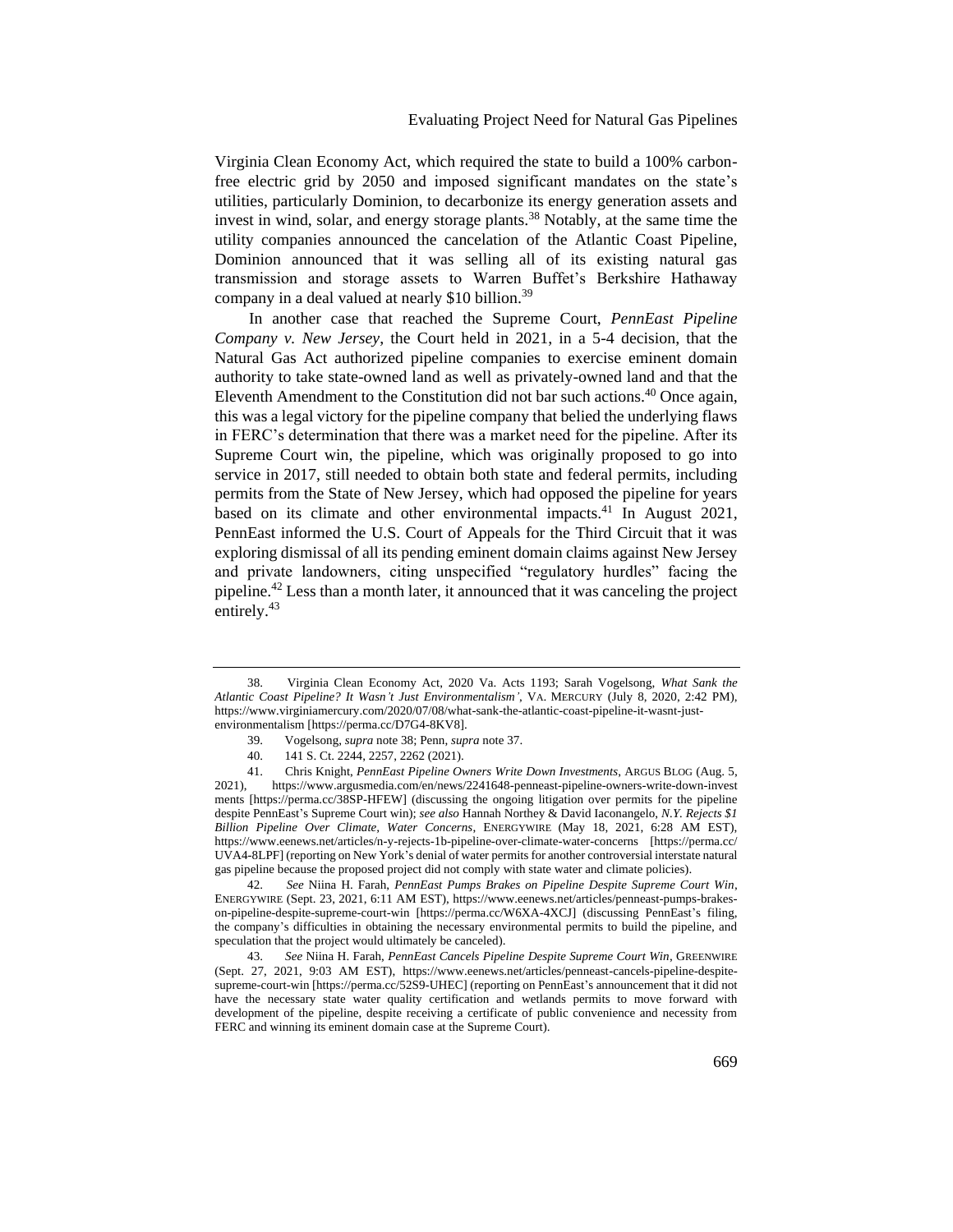Virginia Clean Economy Act, which required the state to build a 100% carbon-free electric grid by 2050 and imposed significant mandates on the state's utilities, particularly Dominion, to decarbonize its energy generation assets and invest in wind, solar, and energy storage plants.[38] Notably, at the same time the utility companies announced the cancelation of the Atlantic Coast Pipeline, Dominion announced that it was selling all of its existing natural gas transmission and storage assets to Warren Buffet's Berkshire Hathaway company in a deal valued at nearly $10 billion.[39]

In another case that reached the Supreme Court, *PennEast Pipeline Company v. New Jersey*, the Court held in 2021, in a 5-4 decision, that the Natural Gas Act authorized pipeline companies to exercise eminent domain authority to take state-owned land as well as privately-owned land and that the Eleventh Amendment to the Constitution did not bar such actions.[40] Once again, this was a legal victory for the pipeline company that belied the underlying flaws in FERC's determination that there was a market need for the pipeline. After its Supreme Court win, the pipeline, which was originally proposed to go into service in 2017, still needed to obtain both state and federal permits, including permits from the State of New Jersey, which had opposed the pipeline for years based on its climate and other environmental impacts.[41] In August 2021, PennEast informed the U.S. Court of Appeals for the Third Circuit that it was exploring dismissal of all its pending eminent domain claims against New Jersey and private landowners, citing unspecified "regulatory hurdles" facing the pipeline.[42] Less than a month later, it announced that it was canceling the project entirely.[43]

---

38. Virginia Clean Economy Act, 2020 Va. Acts 1193; Sarah Vogelsong, *What Sank the Atlantic Coast Pipeline? It Wasn't Just Environmentalism'*, VA. MERCURY (July 8, 2020, 2:42 PM), https://www.virginiamercury.com/2020/07/08/what-sank-the-atlantic-coast-pipeline-it-wasnt-just-environmentalism [https://perma.cc/D7G4-8KV8].

39. Vogelsong, *supra* note 38; Penn, *supra* note 37.

40. 141 S. Ct. 2244, 2257, 2262 (2021).

41. Chris Knight, *PennEast Pipeline Owners Write Down Investments*, ARGUS BLOG (Aug. 5, 2021), https://www.argusmedia.com/en/news/2241648-penneast-pipeline-owners-write-down-investments [https://perma.cc/38SP-HFEW] (discussing the ongoing litigation over permits for the pipeline despite PennEast's Supreme Court win); *see also* Hannah Northey & David Iaconangelo, *N.Y. Rejects $1 Billion Pipeline Over Climate, Water Concerns*, ENERGYWIRE (May 18, 2021, 6:28 AM EST), https://www.eenews.net/articles/n-y-rejects-1b-pipeline-over-climate-water-concerns [https://perma.cc/UVA4-8LPF] (reporting on New York's denial of water permits for another controversial interstate natural gas pipeline because the proposed project did not comply with state water and climate policies).

42. *See* Niina H. Farah, *PennEast Pumps Brakes on Pipeline Despite Supreme Court Win*, ENERGYWIRE (Sept. 23, 2021, 6:11 AM EST), https://www.eenews.net/articles/penneast-pumps-brakes-on-pipeline-despite-supreme-court-win [https://perma.cc/W6XA-4XCJ] (discussing PennEast's filing, the company's difficulties in obtaining the necessary environmental permits to build the pipeline, and speculation that the project would ultimately be canceled).

43. *See* Niina H. Farah, *PennEast Cancels Pipeline Despite Supreme Court Win*, GREENWIRE (Sept. 27, 2021, 9:03 AM EST), https://www.eenews.net/articles/penneast-cancels-pipeline-despite-supreme-court-win [https://perma.cc/52S9-UHEC] (reporting on PennEast's announcement that it did not have the necessary state water quality certification and wetlands permits to move forward with development of the pipeline, despite receiving a certificate of public convenience and necessity from FERC and winning its eminent domain case at the Supreme Court).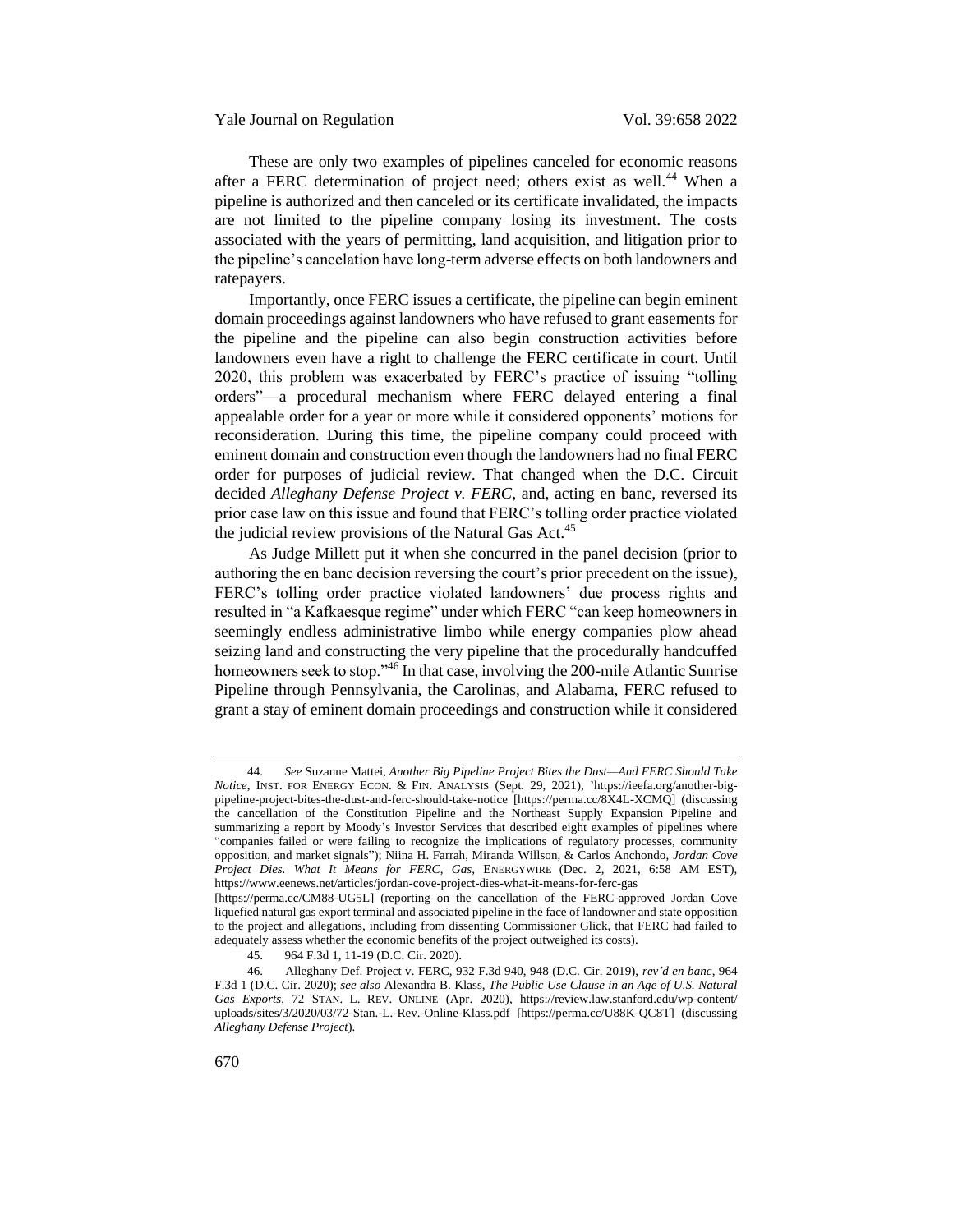These are only two examples of pipelines canceled for economic reasons after a FERC determination of project need; others exist as well.[44] When a pipeline is authorized and then canceled or its certificate invalidated, the impacts are not limited to the pipeline company losing its investment. The costs associated with the years of permitting, land acquisition, and litigation prior to the pipeline's cancelation have long-term adverse effects on both landowners and ratepayers.

Importantly, once FERC issues a certificate, the pipeline can begin eminent domain proceedings against landowners who have refused to grant easements for the pipeline and the pipeline can also begin construction activities before landowners even have a right to challenge the FERC certificate in court. Until 2020, this problem was exacerbated by FERC's practice of issuing "tolling orders"—a procedural mechanism where FERC delayed entering a final appealable order for a year or more while it considered opponents' motions for reconsideration. During this time, the pipeline company could proceed with eminent domain and construction even though the landowners had no final FERC order for purposes of judicial review. That changed when the D.C. Circuit decided *Alleghany Defense Project v. FERC*, and, acting en banc, reversed its prior case law on this issue and found that FERC's tolling order practice violated the judicial review provisions of the Natural Gas Act.[45]

As Judge Millett put it when she concurred in the panel decision (prior to authoring the en banc decision reversing the court's prior precedent on the issue), FERC's tolling order practice violated landowners' due process rights and resulted in "a Kafkaesque regime" under which FERC "can keep homeowners in seemingly endless administrative limbo while energy companies plow ahead seizing land and constructing the very pipeline that the procedurally handcuffed homeowners seek to stop."[46] In that case, involving the 200-mile Atlantic Sunrise Pipeline through Pennsylvania, the Carolinas, and Alabama, FERC refused to grant a stay of eminent domain proceedings and construction while it considered

---

44. *See* Suzanne Mattei, *Another Big Pipeline Project Bites the Dust—And FERC Should Take Notice*, INST. FOR ENERGY ECON. & FIN. ANALYSIS (Sept. 29, 2021), 'https://ieefa.org/another-big-pipeline-project-bites-the-dust-and-ferc-should-take-notice [https://perma.cc/8X4L-XCMQ] (discussing the cancellation of the Constitution Pipeline and the Northeast Supply Expansion Pipeline and summarizing a report by Moody's Investor Services that described eight examples of pipelines where "companies failed or were failing to recognize the implications of regulatory processes, community opposition, and market signals"); Niina H. Farrah, Miranda Willson, & Carlos Anchondo, *Jordan Cove Project Dies. What It Means for FERC, Gas*, ENERGYWIRE (Dec. 2, 2021, 6:58 AM EST), https://www.eenews.net/articles/jordan-cove-project-dies-what-it-means-for-ferc-gas [https://perma.cc/CM88-UG5L] (reporting on the cancellation of the FERC-approved Jordan Cove liquefied natural gas export terminal and associated pipeline in the face of landowner and state opposition to the project and allegations, including from dissenting Commissioner Glick, that FERC had failed to adequately assess whether the economic benefits of the project outweighed its costs).

45. 964 F.3d 1, 11-19 (D.C. Cir. 2020).

46. Alleghany Def. Project v. FERC, 932 F.3d 940, 948 (D.C. Cir. 2019), *rev'd en banc*, 964 F.3d 1 (D.C. Cir. 2020); *see also* Alexandra B. Klass, *The Public Use Clause in an Age of U.S. Natural Gas Exports*, 72 STAN. L. REV. ONLINE (Apr. 2020), https://review.law.stanford.edu/wp-content/uploads/sites/3/2020/03/72-Stan.-L.-Rev.-Online-Klass.pdf [https://perma.cc/U88K-QC8T] (discussing *Alleghany Defense Project*).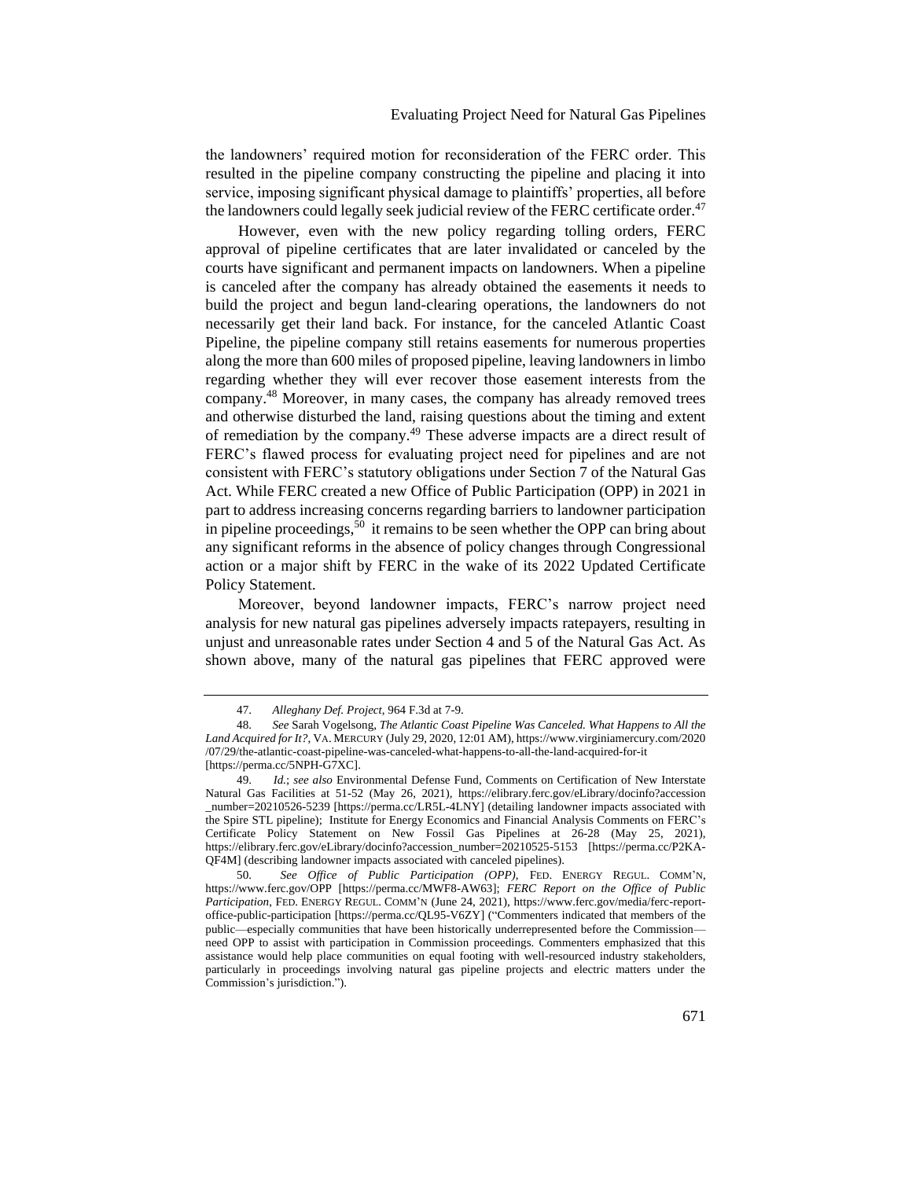the landowners' required motion for reconsideration of the FERC order. This resulted in the pipeline company constructing the pipeline and placing it into service, imposing significant physical damage to plaintiffs' properties, all before the landowners could legally seek judicial review of the FERC certificate order.[47]

However, even with the new policy regarding tolling orders, FERC approval of pipeline certificates that are later invalidated or canceled by the courts have significant and permanent impacts on landowners. When a pipeline is canceled after the company has already obtained the easements it needs to build the project and begun land-clearing operations, the landowners do not necessarily get their land back. For instance, for the canceled Atlantic Coast Pipeline, the pipeline company still retains easements for numerous properties along the more than 600 miles of proposed pipeline, leaving landowners in limbo regarding whether they will ever recover those easement interests from the company.[48] Moreover, in many cases, the company has already removed trees and otherwise disturbed the land, raising questions about the timing and extent of remediation by the company.[49] These adverse impacts are a direct result of FERC's flawed process for evaluating project need for pipelines and are not consistent with FERC's statutory obligations under Section 7 of the Natural Gas Act. While FERC created a new Office of Public Participation (OPP) in 2021 in part to address increasing concerns regarding barriers to landowner participation in pipeline proceedings,[50] it remains to be seen whether the OPP can bring about any significant reforms in the absence of policy changes through Congressional action or a major shift by FERC in the wake of its 2022 Updated Certificate Policy Statement.

Moreover, beyond landowner impacts, FERC's narrow project need analysis for new natural gas pipelines adversely impacts ratepayers, resulting in unjust and unreasonable rates under Section 4 and 5 of the Natural Gas Act. As shown above, many of the natural gas pipelines that FERC approved were

---

47. *Alleghany Def. Project*, 964 F.3d at 7-9.

48. *See* Sarah Vogelsong, *The Atlantic Coast Pipeline Was Canceled. What Happens to All the Land Acquired for It?*, VA. MERCURY (July 29, 2020, 12:01 AM), https://www.virginiamercury.com/2020/07/29/the-atlantic-coast-pipeline-was-canceled-what-happens-to-all-the-land-acquired-for-it [https://perma.cc/5NPH-G7XC].

49. *Id.*; *see also* Environmental Defense Fund, Comments on Certification of New Interstate Natural Gas Facilities at 51-52 (May 26, 2021), https://elibrary.ferc.gov/eLibrary/docinfo?accession_number=20210526-5239 [https://perma.cc/LR5L-4LNY] (detailing landowner impacts associated with the Spire STL pipeline); Institute for Energy Economics and Financial Analysis Comments on FERC's Certificate Policy Statement on New Fossil Gas Pipelines at 26-28 (May 25, 2021), https://elibrary.ferc.gov/eLibrary/docinfo?accession_number=20210525-5153 [https://perma.cc/P2KA-QF4M] (describing landowner impacts associated with canceled pipelines).

50. *See Office of Public Participation (OPP)*, FED. ENERGY REGUL. COMM'N, https://www.ferc.gov/OPP [https://perma.cc/MWF8-AW63]; *FERC Report on the Office of Public Participation*, FED. ENERGY REGUL. COMM'N (June 24, 2021), https://www.ferc.gov/media/ferc-report-office-public-participation [https://perma.cc/QL95-V6ZY] ("Commenters indicated that members of the public—especially communities that have been historically underrepresented before the Commission—need OPP to assist with participation in Commission proceedings. Commenters emphasized that this assistance would help place communities on equal footing with well-resourced industry stakeholders, particularly in proceedings involving natural gas pipeline projects and electric matters under the Commission's jurisdiction.").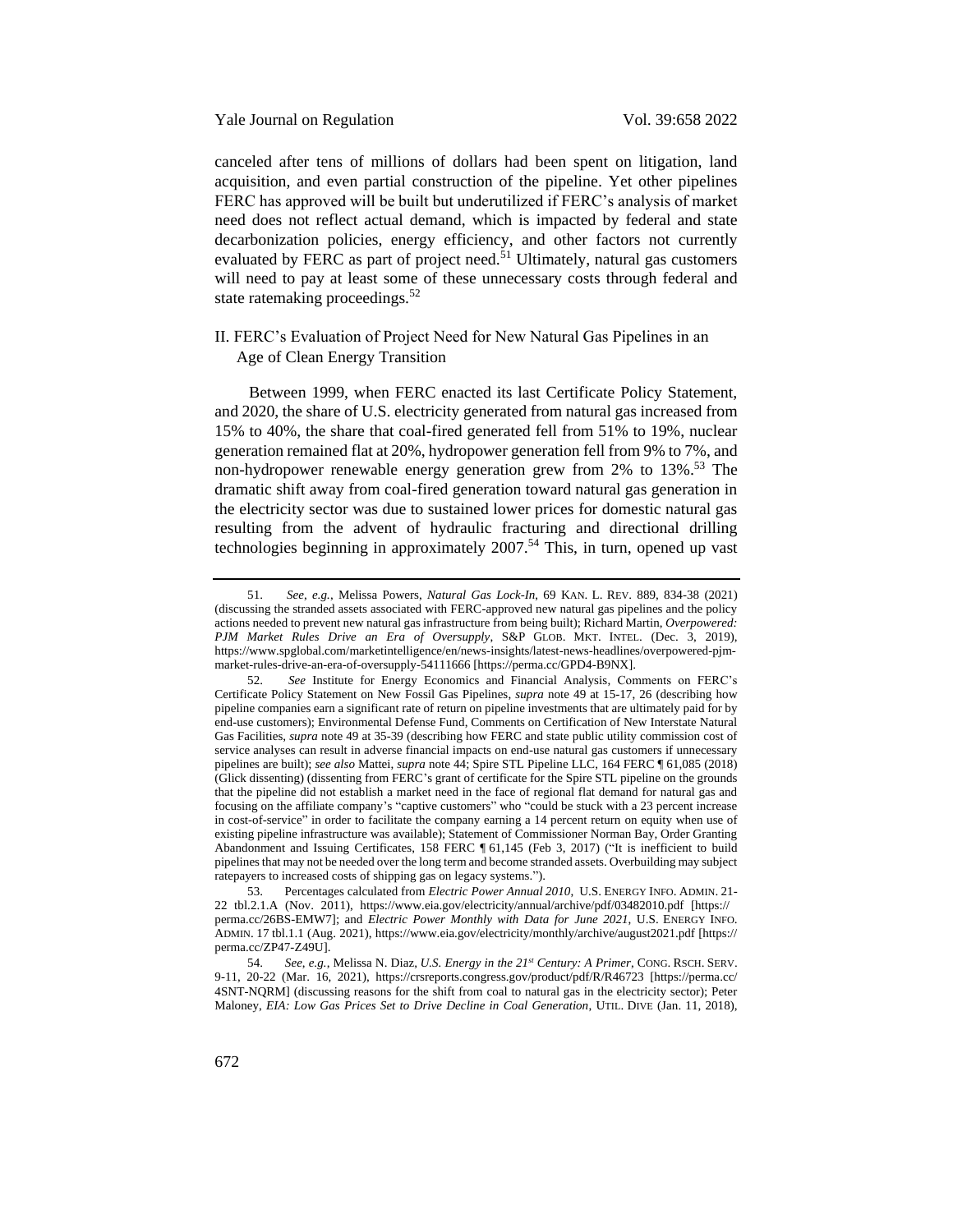canceled after tens of millions of dollars had been spent on litigation, land acquisition, and even partial construction of the pipeline. Yet other pipelines FERC has approved will be built but underutilized if FERC's analysis of market need does not reflect actual demand, which is impacted by federal and state decarbonization policies, energy efficiency, and other factors not currently evaluated by FERC as part of project need.[51] Ultimately, natural gas customers will need to pay at least some of these unnecessary costs through federal and state ratemaking proceedings.[52]

## II. FERC's Evaluation of Project Need for New Natural Gas Pipelines in an Age of Clean Energy Transition

Between 1999, when FERC enacted its last Certificate Policy Statement, and 2020, the share of U.S. electricity generated from natural gas increased from 15% to 40%, the share that coal-fired generated fell from 51% to 19%, nuclear generation remained flat at 20%, hydropower generation fell from 9% to 7%, and non-hydropower renewable energy generation grew from 2% to 13%.[53] The dramatic shift away from coal-fired generation toward natural gas generation in the electricity sector was due to sustained lower prices for domestic natural gas resulting from the advent of hydraulic fracturing and directional drilling technologies beginning in approximately 2007.[54] This, in turn, opened up vast

---

51. *See, e.g.*, Melissa Powers, *Natural Gas Lock-In*, 69 KAN. L. REV. 889, 834-38 (2021) (discussing the stranded assets associated with FERC-approved new natural gas pipelines and the policy actions needed to prevent new natural gas infrastructure from being built); Richard Martin, *Overpowered: PJM Market Rules Drive an Era of Oversupply*, S&P GLOB. MKT. INTEL. (Dec. 3, 2019), https://www.spglobal.com/marketintelligence/en/news-insights/latest-news-headlines/overpowered-pjm-market-rules-drive-an-era-of-oversupply-54111666 [https://perma.cc/GPD4-B9NX].

52. *See* Institute for Energy Economics and Financial Analysis, Comments on FERC's Certificate Policy Statement on New Fossil Gas Pipelines, *supra* note 49 at 15-17, 26 (describing how pipeline companies earn a significant rate of return on pipeline investments that are ultimately paid for by end-use customers); Environmental Defense Fund, Comments on Certification of New Interstate Natural Gas Facilities, *supra* note 49 at 35-39 (describing how FERC and state public utility commission cost of service analyses can result in adverse financial impacts on end-use natural gas customers if unnecessary pipelines are built); *see also* Mattei, *supra* note 44; Spire STL Pipeline LLC, 164 FERC ¶ 61,085 (2018) (Glick dissenting) (dissenting from FERC's grant of certificate for the Spire STL pipeline on the grounds that the pipeline did not establish a market need in the face of regional flat demand for natural gas and focusing on the affiliate company's "captive customers" who "could be stuck with a 23 percent increase in cost-of-service" in order to facilitate the company earning a 14 percent return on equity when use of existing pipeline infrastructure was available); Statement of Commissioner Norman Bay, Order Granting Abandonment and Issuing Certificates, 158 FERC ¶ 61,145 (Feb 3, 2017) ("It is inefficient to build pipelines that may not be needed over the long term and become stranded assets. Overbuilding may subject ratepayers to increased costs of shipping gas on legacy systems.").

53. Percentages calculated from *Electric Power Annual 2010*, U.S. ENERGY INFO. ADMIN. 21-22 tbl.2.1.A (Nov. 2011), https://www.eia.gov/electricity/annual/archive/pdf/03482010.pdf [https://perma.cc/26BS-EMW7]; and *Electric Power Monthly with Data for June 2021*, U.S. ENERGY INFO. ADMIN. 17 tbl.1.1 (Aug. 2021), https://www.eia.gov/electricity/monthly/archive/august2021.pdf [https://perma.cc/ZP47-Z49U].

54. *See, e.g.*, Melissa N. Diaz, *U.S. Energy in the 21st Century: A Primer*, CONG. RSCH. SERV. 9-11, 20-22 (Mar. 16, 2021), https://crsreports.congress.gov/product/pdf/R/R46723 [https://perma.cc/4SNT-NQRM] (discussing reasons for the shift from coal to natural gas in the electricity sector); Peter Maloney, *EIA: Low Gas Prices Set to Drive Decline in Coal Generation*, UTIL. DIVE (Jan. 11, 2018),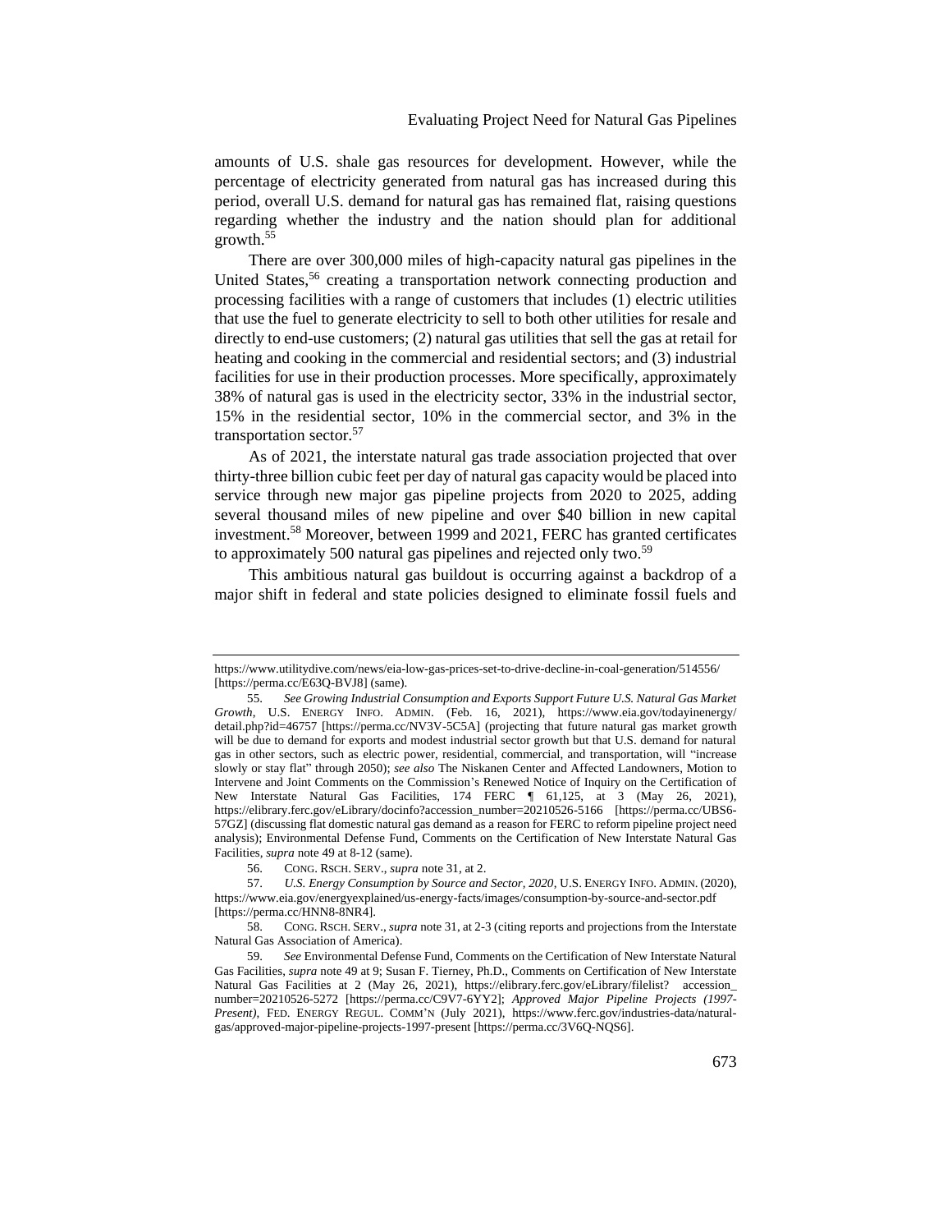amounts of U.S. shale gas resources for development. However, while the percentage of electricity generated from natural gas has increased during this period, overall U.S. demand for natural gas has remained flat, raising questions regarding whether the industry and the nation should plan for additional growth.[55]

There are over 300,000 miles of high-capacity natural gas pipelines in the United States,[56] creating a transportation network connecting production and processing facilities with a range of customers that includes (1) electric utilities that use the fuel to generate electricity to sell to both other utilities for resale and directly to end-use customers; (2) natural gas utilities that sell the gas at retail for heating and cooking in the commercial and residential sectors; and (3) industrial facilities for use in their production processes. More specifically, approximately 38% of natural gas is used in the electricity sector, 33% in the industrial sector, 15% in the residential sector, 10% in the commercial sector, and 3% in the transportation sector.[57]

As of 2021, the interstate natural gas trade association projected that over thirty-three billion cubic feet per day of natural gas capacity would be placed into service through new major gas pipeline projects from 2020 to 2025, adding several thousand miles of new pipeline and over $40 billion in new capital investment.[58] Moreover, between 1999 and 2021, FERC has granted certificates to approximately 500 natural gas pipelines and rejected only two.[59]

This ambitious natural gas buildout is occurring against a backdrop of a major shift in federal and state policies designed to eliminate fossil fuels and

---

https://www.utilitydive.com/news/eia-low-gas-prices-set-to-drive-decline-in-coal-generation/514556/ [https://perma.cc/E63Q-BVJ8] (same).

55. *See Growing Industrial Consumption and Exports Support Future U.S. Natural Gas Market Growth*, U.S. ENERGY INFO. ADMIN. (Feb. 16, 2021), https://www.eia.gov/todayinenergy/detail.php?id=46757 [https://perma.cc/NV3V-5C5A] (projecting that future natural gas market growth will be due to demand for exports and modest industrial sector growth but that U.S. demand for natural gas in other sectors, such as electric power, residential, commercial, and transportation, will "increase slowly or stay flat" through 2050); *see also* The Niskanen Center and Affected Landowners, Motion to Intervene and Joint Comments on the Commission's Renewed Notice of Inquiry on the Certification of New Interstate Natural Gas Facilities, 174 FERC ¶ 61,125, at 3 (May 26, 2021), https://elibrary.ferc.gov/eLibrary/docinfo?accession_number=20210526-5166 [https://perma.cc/UBS6-57GZ] (discussing flat domestic natural gas demand as a reason for FERC to reform pipeline project need analysis); Environmental Defense Fund, Comments on the Certification of New Interstate Natural Gas Facilities, *supra* note 49 at 8-12 (same).

56. CONG. RSCH. SERV., *supra* note 31, at 2.

57. *U.S. Energy Consumption by Source and Sector, 2020*, U.S. ENERGY INFO. ADMIN. (2020), https://www.eia.gov/energyexplained/us-energy-facts/images/consumption-by-source-and-sector.pdf [https://perma.cc/HNN8-8NR4].

58. CONG. RSCH. SERV., *supra* note 31, at 2-3 (citing reports and projections from the Interstate Natural Gas Association of America).

59. *See* Environmental Defense Fund, Comments on the Certification of New Interstate Natural Gas Facilities, *supra* note 49 at 9; Susan F. Tierney, Ph.D., Comments on Certification of New Interstate Natural Gas Facilities at 2 (May 26, 2021), https://elibrary.ferc.gov/eLibrary/filelist? accession_number=20210526-5272 [https://perma.cc/C9V7-6YY2]; *Approved Major Pipeline Projects (1997-Present)*, FED. ENERGY REGUL. COMM'N (July 2021), https://www.ferc.gov/industries-data/natural-gas/approved-major-pipeline-projects-1997-present [https://perma.cc/3V6Q-NQS6].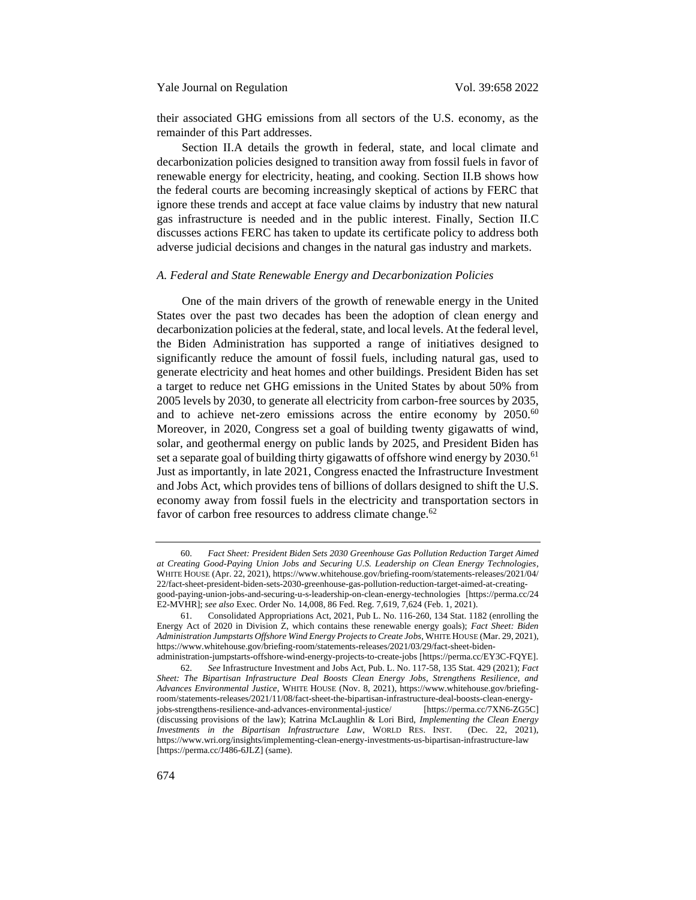their associated GHG emissions from all sectors of the U.S. economy, as the remainder of this Part addresses.

Section II.A details the growth in federal, state, and local climate and decarbonization policies designed to transition away from fossil fuels in favor of renewable energy for electricity, heating, and cooking. Section II.B shows how the federal courts are becoming increasingly skeptical of actions by FERC that ignore these trends and accept at face value claims by industry that new natural gas infrastructure is needed and in the public interest. Finally, Section II.C discusses actions FERC has taken to update its certificate policy to address both adverse judicial decisions and changes in the natural gas industry and markets.

### *A. Federal and State Renewable Energy and Decarbonization Policies*

One of the main drivers of the growth of renewable energy in the United States over the past two decades has been the adoption of clean energy and decarbonization policies at the federal, state, and local levels. At the federal level, the Biden Administration has supported a range of initiatives designed to significantly reduce the amount of fossil fuels, including natural gas, used to generate electricity and heat homes and other buildings. President Biden has set a target to reduce net GHG emissions in the United States by about 50% from 2005 levels by 2030, to generate all electricity from carbon-free sources by 2035, and to achieve net-zero emissions across the entire economy by 2050.[60] Moreover, in 2020, Congress set a goal of building twenty gigawatts of wind, solar, and geothermal energy on public lands by 2025, and President Biden has set a separate goal of building thirty gigawatts of offshore wind energy by 2030.[61] Just as importantly, in late 2021, Congress enacted the Infrastructure Investment and Jobs Act, which provides tens of billions of dollars designed to shift the U.S. economy away from fossil fuels in the electricity and transportation sectors in favor of carbon free resources to address climate change.[62]

---

60. *Fact Sheet: President Biden Sets 2030 Greenhouse Gas Pollution Reduction Target Aimed at Creating Good-Paying Union Jobs and Securing U.S. Leadership on Clean Energy Technologies*, WHITE HOUSE (Apr. 22, 2021), https://www.whitehouse.gov/briefing-room/statements-releases/2021/04/22/fact-sheet-president-biden-sets-2030-greenhouse-gas-pollution-reduction-target-aimed-at-creating-good-paying-union-jobs-and-securing-u-s-leadership-on-clean-energy-technologies [https://perma.cc/24E2-MVHR]; *see also* Exec. Order No. 14,008, 86 Fed. Reg. 7,619, 7,624 (Feb. 1, 2021).

61. Consolidated Appropriations Act, 2021, Pub L. No. 116-260, 134 Stat. 1182 (enrolling the Energy Act of 2020 in Division Z, which contains these renewable energy goals); *Fact Sheet: Biden Administration Jumpstarts Offshore Wind Energy Projects to Create Jobs*, WHITE HOUSE (Mar. 29, 2021), https://www.whitehouse.gov/briefing-room/statements-releases/2021/03/29/fact-sheet-biden-administration-jumpstarts-offshore-wind-energy-projects-to-create-jobs [https://perma.cc/EY3C-FQYE].

62. *See* Infrastructure Investment and Jobs Act, Pub. L. No. 117-58, 135 Stat. 429 (2021); *Fact Sheet: The Bipartisan Infrastructure Deal Boosts Clean Energy Jobs, Strengthens Resilience, and Advances Environmental Justice*, WHITE HOUSE (Nov. 8, 2021), https://www.whitehouse.gov/briefing-room/statements-releases/2021/11/08/fact-sheet-the-bipartisan-infrastructure-deal-boosts-clean-energy-jobs-strengthens-resilience-and-advances-environmental-justice/ [https://perma.cc/7XN6-ZG5C] (discussing provisions of the law); Katrina McLaughlin & Lori Bird, *Implementing the Clean Energy Investments in the Bipartisan Infrastructure Law*, WORLD RES. INST. (Dec. 22, 2021), https://www.wri.org/insights/implementing-clean-energy-investments-us-bipartisan-infrastructure-law [https://perma.cc/J486-6JLZ] (same).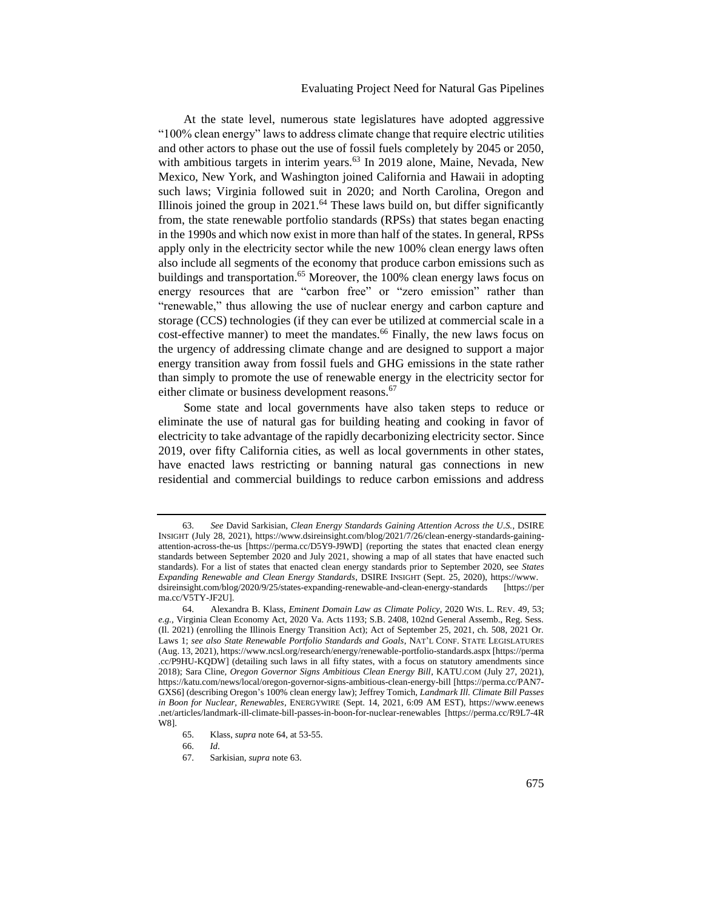At the state level, numerous state legislatures have adopted aggressive "100% clean energy" laws to address climate change that require electric utilities and other actors to phase out the use of fossil fuels completely by 2045 or 2050, with ambitious targets in interim years.[63] In 2019 alone, Maine, Nevada, New Mexico, New York, and Washington joined California and Hawaii in adopting such laws; Virginia followed suit in 2020; and North Carolina, Oregon and Illinois joined the group in 2021.[64] These laws build on, but differ significantly from, the state renewable portfolio standards (RPSs) that states began enacting in the 1990s and which now exist in more than half of the states. In general, RPSs apply only in the electricity sector while the new 100% clean energy laws often also include all segments of the economy that produce carbon emissions such as buildings and transportation.[65] Moreover, the 100% clean energy laws focus on energy resources that are "carbon free" or "zero emission" rather than "renewable," thus allowing the use of nuclear energy and carbon capture and storage (CCS) technologies (if they can ever be utilized at commercial scale in a cost-effective manner) to meet the mandates.[66] Finally, the new laws focus on the urgency of addressing climate change and are designed to support a major energy transition away from fossil fuels and GHG emissions in the state rather than simply to promote the use of renewable energy in the electricity sector for either climate or business development reasons.[67]

Some state and local governments have also taken steps to reduce or eliminate the use of natural gas for building heating and cooking in favor of electricity to take advantage of the rapidly decarbonizing electricity sector. Since 2019, over fifty California cities, as well as local governments in other states, have enacted laws restricting or banning natural gas connections in new residential and commercial buildings to reduce carbon emissions and address

---

63. *See* David Sarkisian, *Clean Energy Standards Gaining Attention Across the U.S.*, DSIRE INSIGHT (July 28, 2021), https://www.dsireinsight.com/blog/2021/7/26/clean-energy-standards-gaining-attention-across-the-us [https://perma.cc/D5Y9-J9WD] (reporting the states that enacted clean energy standards between September 2020 and July 2021, showing a map of all states that have enacted such standards). For a list of states that enacted clean energy standards prior to September 2020, see *States Expanding Renewable and Clean Energy Standards*, DSIRE INSIGHT (Sept. 25, 2020), https://www.dsireinsight.com/blog/2020/9/25/states-expanding-renewable-and-clean-energy-standards [https://perma.cc/V5TY-JF2U].

64. Alexandra B. Klass, *Eminent Domain Law as Climate Policy*, 2020 WIS. L. REV. 49, 53; *e.g.*, Virginia Clean Economy Act, 2020 Va. Acts 1193; S.B. 2408, 102nd General Assemb., Reg. Sess. (Il. 2021) (enrolling the Illinois Energy Transition Act); Act of September 25, 2021, ch. 508, 2021 Or. Laws 1; *see also State Renewable Portfolio Standards and Goals*, NAT'L CONF. STATE LEGISLATURES (Aug. 13, 2021), https://www.ncsl.org/research/energy/renewable-portfolio-standards.aspx [https://perma.cc/P9HU-KQDW] (detailing such laws in all fifty states, with a focus on statutory amendments since 2018); Sara Cline, *Oregon Governor Signs Ambitious Clean Energy Bill*, KATU.COM (July 27, 2021), https://katu.com/news/local/oregon-governor-signs-ambitious-clean-energy-bill [https://perma.cc/PAN7-GXS6] (describing Oregon's 100% clean energy law); Jeffrey Tomich, *Landmark Ill. Climate Bill Passes in Boon for Nuclear, Renewables*, ENERGYWIRE (Sept. 14, 2021, 6:09 AM EST), https://www.eenews.net/articles/landmark-ill-climate-bill-passes-in-boon-for-nuclear-renewables [https://perma.cc/R9L7-4RW8].

65. Klass, *supra* note 64, at 53-55.

66. *Id*.

67. Sarkisian, *supra* note 63.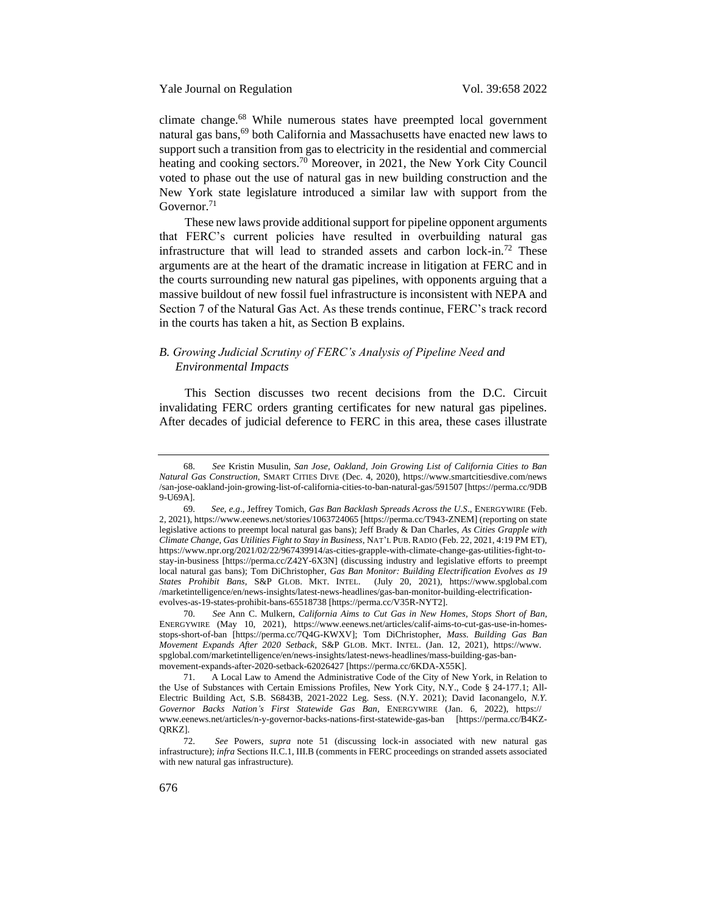climate change.[68] While numerous states have preempted local government natural gas bans,[69] both California and Massachusetts have enacted new laws to support such a transition from gas to electricity in the residential and commercial heating and cooking sectors.[70] Moreover, in 2021, the New York City Council voted to phase out the use of natural gas in new building construction and the New York state legislature introduced a similar law with support from the Governor.[71]

These new laws provide additional support for pipeline opponent arguments that FERC's current policies have resulted in overbuilding natural gas infrastructure that will lead to stranded assets and carbon lock-in.[72] These arguments are at the heart of the dramatic increase in litigation at FERC and in the courts surrounding new natural gas pipelines, with opponents arguing that a massive buildout of new fossil fuel infrastructure is inconsistent with NEPA and Section 7 of the Natural Gas Act. As these trends continue, FERC's track record in the courts has taken a hit, as Section B explains.

### *B. Growing Judicial Scrutiny of FERC's Analysis of Pipeline Need and Environmental Impacts*

This Section discusses two recent decisions from the D.C. Circuit invalidating FERC orders granting certificates for new natural gas pipelines. After decades of judicial deference to FERC in this area, these cases illustrate

---

68. *See* Kristin Musulin, *San Jose, Oakland, Join Growing List of California Cities to Ban Natural Gas Construction*, SMART CITIES DIVE (Dec. 4, 2020), https://www.smartcitiesdive.com/news/san-jose-oakland-join-growing-list-of-california-cities-to-ban-natural-gas/591507 [https://perma.cc/9DB9-U69A].

69. *See, e.g.*, Jeffrey Tomich, *Gas Ban Backlash Spreads Across the U.S.*, ENERGYWIRE (Feb. 2, 2021), https://www.eenews.net/stories/1063724065 [https://perma.cc/T943-ZNEM] (reporting on state legislative actions to preempt local natural gas bans); Jeff Brady & Dan Charles, *As Cities Grapple with Climate Change, Gas Utilities Fight to Stay in Business*, NAT'L PUB. RADIO (Feb. 22, 2021, 4:19 PM ET), https://www.npr.org/2021/02/22/967439914/as-cities-grapple-with-climate-change-gas-utilities-fight-to-stay-in-business [https://perma.cc/Z42Y-6X3N] (discussing industry and legislative efforts to preempt local natural gas bans); Tom DiChristopher, *Gas Ban Monitor: Building Electrification Evolves as 19 States Prohibit Bans*, S&P GLOB. MKT. INTEL. (July 20, 2021), https://www.spglobal.com/marketintelligence/en/news-insights/latest-news-headlines/gas-ban-monitor-building-electrification-evolves-as-19-states-prohibit-bans-65518738 [https://perma.cc/V35R-NYT2].

70. *See* Ann C. Mulkern, *California Aims to Cut Gas in New Homes, Stops Short of Ban*, ENERGYWIRE (May 10, 2021), https://www.eenews.net/articles/calif-aims-to-cut-gas-use-in-homes-stops-short-of-ban [https://perma.cc/7Q4G-KWXV]; Tom DiChristopher, *Mass. Building Gas Ban Movement Expands After 2020 Setback*, S&P GLOB. MKT. INTEL. (Jan. 12, 2021), https://www.spglobal.com/marketintelligence/en/news-insights/latest-news-headlines/mass-building-gas-ban-movement-expands-after-2020-setback-62026427 [https://perma.cc/6KDA-X55K].

71. A Local Law to Amend the Administrative Code of the City of New York, in Relation to the Use of Substances with Certain Emissions Profiles, New York City, N.Y., Code § 24-177.1; All-Electric Building Act, S.B. S6843B, 2021-2022 Leg. Sess. (N.Y. 2021); David Iaconangelo, *N.Y. Governor Backs Nation's First Statewide Gas Ban*, ENERGYWIRE (Jan. 6, 2022), https://www.eenews.net/articles/n-y-governor-backs-nations-first-statewide-gas-ban [https://perma.cc/B4KZ-QRKZ].

72. *See* Powers, *supra* note 51 (discussing lock-in associated with new natural gas infrastructure); *infra* Sections II.C.1, III.B (comments in FERC proceedings on stranded assets associated with new natural gas infrastructure).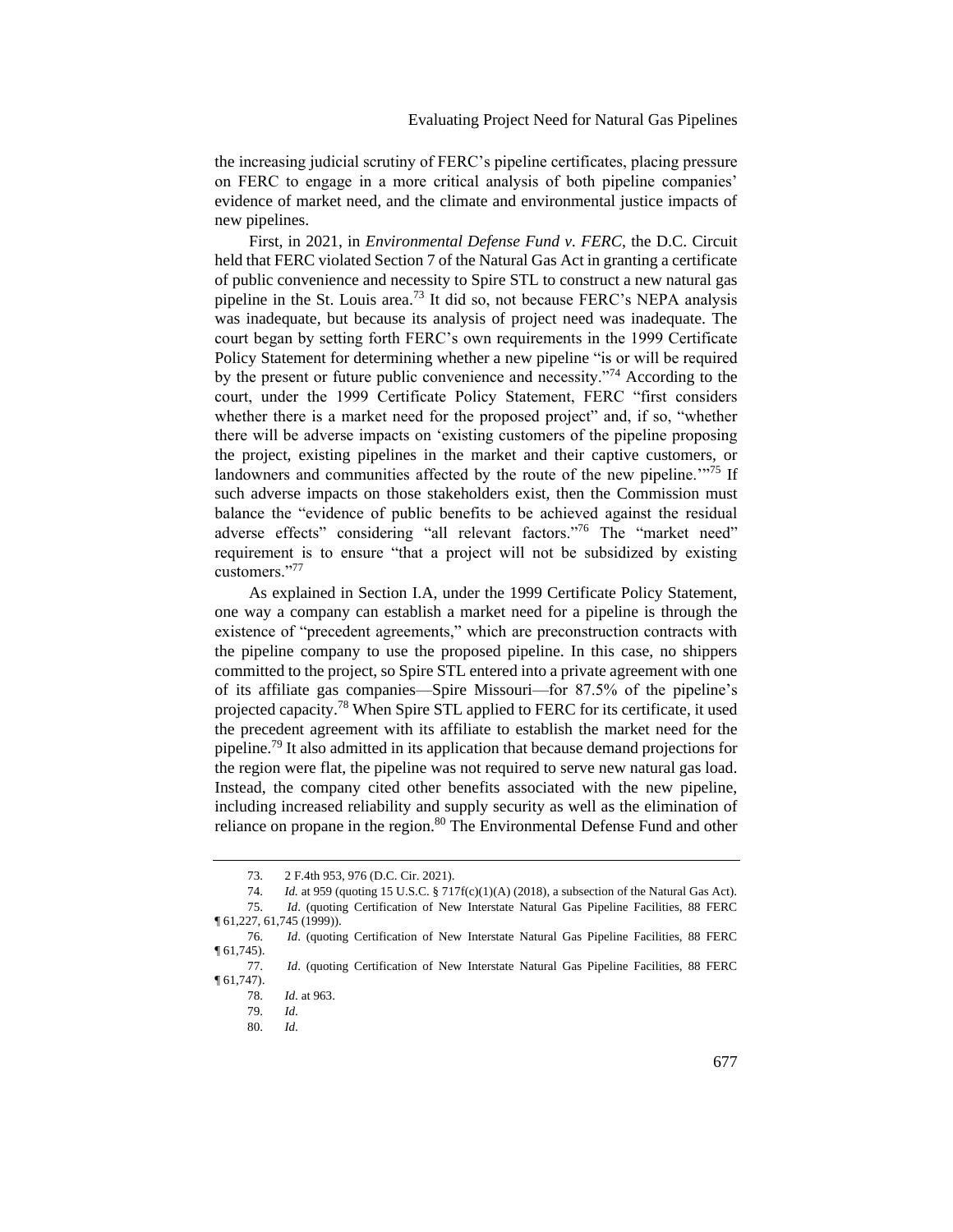the increasing judicial scrutiny of FERC's pipeline certificates, placing pressure on FERC to engage in a more critical analysis of both pipeline companies' evidence of market need, and the climate and environmental justice impacts of new pipelines.

First, in 2021, in *Environmental Defense Fund v. FERC*, the D.C. Circuit held that FERC violated Section 7 of the Natural Gas Act in granting a certificate of public convenience and necessity to Spire STL to construct a new natural gas pipeline in the St. Louis area.[73] It did so, not because FERC's NEPA analysis was inadequate, but because its analysis of project need was inadequate. The court began by setting forth FERC's own requirements in the 1999 Certificate Policy Statement for determining whether a new pipeline "is or will be required by the present or future public convenience and necessity."[74] According to the court, under the 1999 Certificate Policy Statement, FERC "first considers whether there is a market need for the proposed project" and, if so, "whether there will be adverse impacts on 'existing customers of the pipeline proposing the project, existing pipelines in the market and their captive customers, or landowners and communities affected by the route of the new pipeline.'"[75] If such adverse impacts on those stakeholders exist, then the Commission must balance the "evidence of public benefits to be achieved against the residual adverse effects" considering "all relevant factors."[76] The "market need" requirement is to ensure "that a project will not be subsidized by existing customers."[77]

As explained in Section I.A, under the 1999 Certificate Policy Statement, one way a company can establish a market need for a pipeline is through the existence of "precedent agreements," which are preconstruction contracts with the pipeline company to use the proposed pipeline. In this case, no shippers committed to the project, so Spire STL entered into a private agreement with one of its affiliate gas companies—Spire Missouri—for 87.5% of the pipeline's projected capacity.[78] When Spire STL applied to FERC for its certificate, it used the precedent agreement with its affiliate to establish the market need for the pipeline.[79] It also admitted in its application that because demand projections for the region were flat, the pipeline was not required to serve new natural gas load. Instead, the company cited other benefits associated with the new pipeline, including increased reliability and supply security as well as the elimination of reliance on propane in the region.[80] The Environmental Defense Fund and other

73. 2 F.4th 953, 976 (D.C. Cir. 2021).

74. *Id.* at 959 (quoting 15 U.S.C. § 717f(c)(1)(A) (2018), a subsection of the Natural Gas Act).

75. *Id*. (quoting Certification of New Interstate Natural Gas Pipeline Facilities, 88 FERC ¶ 61,227, 61,745 (1999)).

76. *Id*. (quoting Certification of New Interstate Natural Gas Pipeline Facilities, 88 FERC ¶ 61,745).

77. *Id*. (quoting Certification of New Interstate Natural Gas Pipeline Facilities, 88 FERC ¶ 61,747).

78. *Id*. at 963.

79. *Id*.

80. *Id*.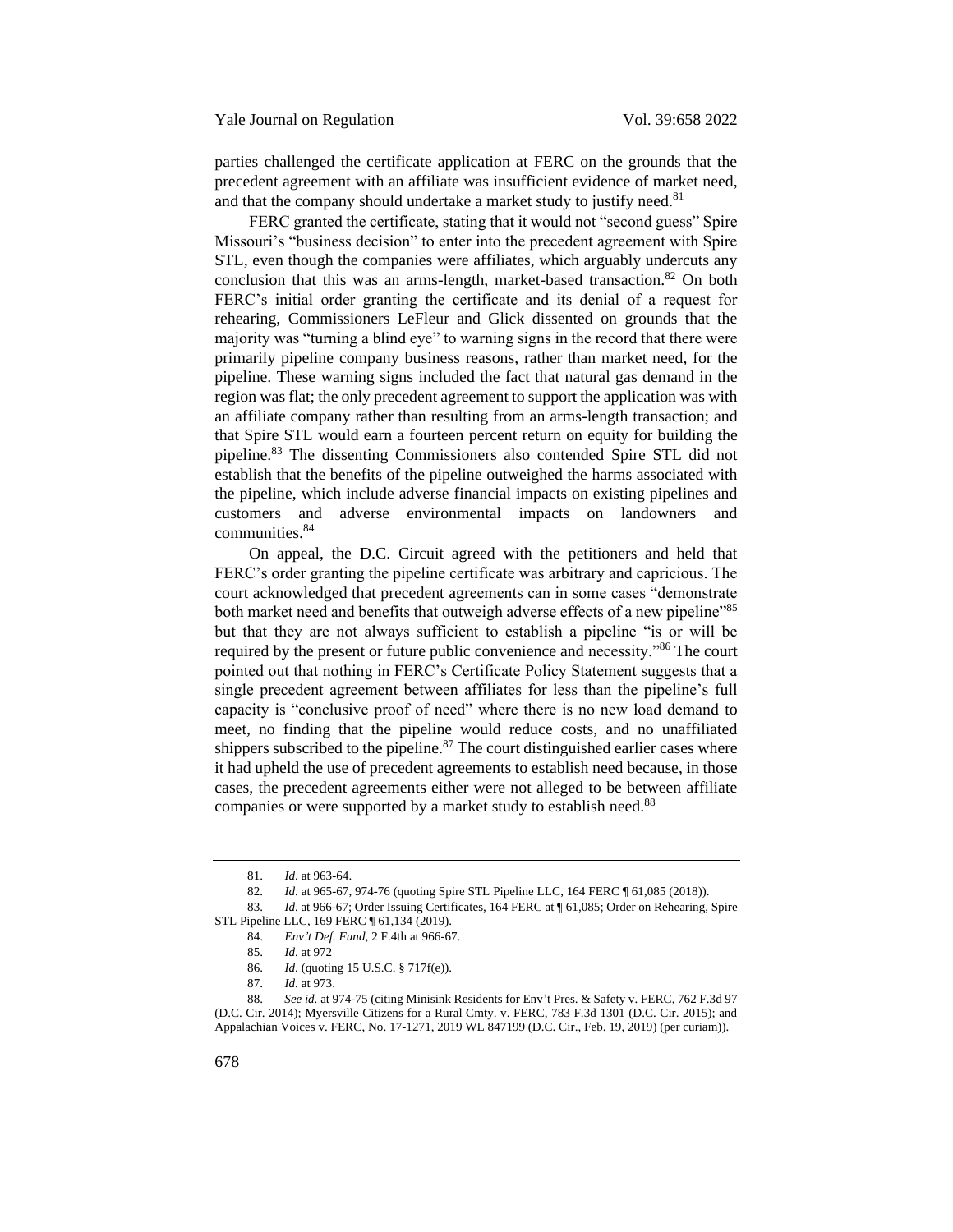parties challenged the certificate application at FERC on the grounds that the precedent agreement with an affiliate was insufficient evidence of market need, and that the company should undertake a market study to justify need.[81]

FERC granted the certificate, stating that it would not "second guess" Spire Missouri's "business decision" to enter into the precedent agreement with Spire STL, even though the companies were affiliates, which arguably undercuts any conclusion that this was an arms-length, market-based transaction.[82] On both FERC's initial order granting the certificate and its denial of a request for rehearing, Commissioners LeFleur and Glick dissented on grounds that the majority was "turning a blind eye" to warning signs in the record that there were primarily pipeline company business reasons, rather than market need, for the pipeline. These warning signs included the fact that natural gas demand in the region was flat; the only precedent agreement to support the application was with an affiliate company rather than resulting from an arms-length transaction; and that Spire STL would earn a fourteen percent return on equity for building the pipeline.[83] The dissenting Commissioners also contended Spire STL did not establish that the benefits of the pipeline outweighed the harms associated with the pipeline, which include adverse financial impacts on existing pipelines and customers and adverse environmental impacts on landowners and communities.[84]

On appeal, the D.C. Circuit agreed with the petitioners and held that FERC's order granting the pipeline certificate was arbitrary and capricious. The court acknowledged that precedent agreements can in some cases "demonstrate both market need and benefits that outweigh adverse effects of a new pipeline"[85] but that they are not always sufficient to establish a pipeline "is or will be required by the present or future public convenience and necessity."[86] The court pointed out that nothing in FERC's Certificate Policy Statement suggests that a single precedent agreement between affiliates for less than the pipeline's full capacity is "conclusive proof of need" where there is no new load demand to meet, no finding that the pipeline would reduce costs, and no unaffiliated shippers subscribed to the pipeline.[87] The court distinguished earlier cases where it had upheld the use of precedent agreements to establish need because, in those cases, the precedent agreements either were not alleged to be between affiliate companies or were supported by a market study to establish need.[88]

---

81. *Id.* at 963-64.

82. *Id.* at 965-67, 974-76 (quoting Spire STL Pipeline LLC, 164 FERC ¶ 61,085 (2018)).

83. *Id.* at 966-67; Order Issuing Certificates, 164 FERC at ¶ 61,085; Order on Rehearing, Spire STL Pipeline LLC, 169 FERC ¶ 61,134 (2019).

84. *Env't Def. Fund*, 2 F.4th at 966-67.

85. *Id.* at 972

86. *Id.* (quoting 15 U.S.C. § 717f(e)).

87. *Id.* at 973.

88. *See id.* at 974-75 (citing Minisink Residents for Env't Pres. & Safety v. FERC, 762 F.3d 97 (D.C. Cir. 2014); Myersville Citizens for a Rural Cmty. v. FERC, 783 F.3d 1301 (D.C. Cir. 2015); and Appalachian Voices v. FERC, No. 17-1271, 2019 WL 847199 (D.C. Cir., Feb. 19, 2019) (per curiam)).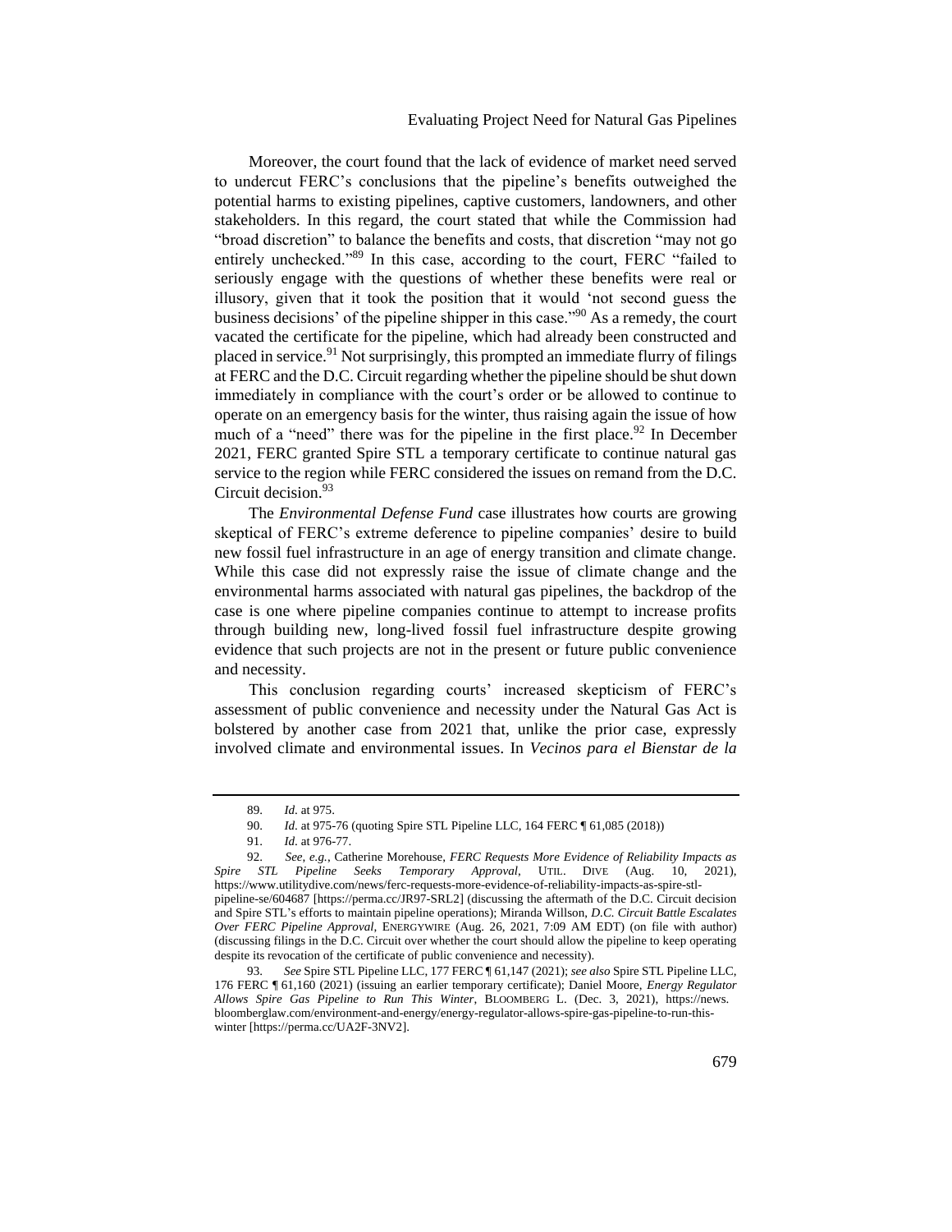Moreover, the court found that the lack of evidence of market need served to undercut FERC's conclusions that the pipeline's benefits outweighed the potential harms to existing pipelines, captive customers, landowners, and other stakeholders. In this regard, the court stated that while the Commission had "broad discretion" to balance the benefits and costs, that discretion "may not go entirely unchecked."[89] In this case, according to the court, FERC "failed to seriously engage with the questions of whether these benefits were real or illusory, given that it took the position that it would 'not second guess the business decisions' of the pipeline shipper in this case."[90] As a remedy, the court vacated the certificate for the pipeline, which had already been constructed and placed in service.[91] Not surprisingly, this prompted an immediate flurry of filings at FERC and the D.C. Circuit regarding whether the pipeline should be shut down immediately in compliance with the court's order or be allowed to continue to operate on an emergency basis for the winter, thus raising again the issue of how much of a "need" there was for the pipeline in the first place.[92] In December 2021, FERC granted Spire STL a temporary certificate to continue natural gas service to the region while FERC considered the issues on remand from the D.C. Circuit decision.[93]

The *Environmental Defense Fund* case illustrates how courts are growing skeptical of FERC's extreme deference to pipeline companies' desire to build new fossil fuel infrastructure in an age of energy transition and climate change. While this case did not expressly raise the issue of climate change and the environmental harms associated with natural gas pipelines, the backdrop of the case is one where pipeline companies continue to attempt to increase profits through building new, long-lived fossil fuel infrastructure despite growing evidence that such projects are not in the present or future public convenience and necessity.

This conclusion regarding courts' increased skepticism of FERC's assessment of public convenience and necessity under the Natural Gas Act is bolstered by another case from 2021 that, unlike the prior case, expressly involved climate and environmental issues. In *Vecinos para el Bienstar de la*

---

89. *Id.* at 975.

90. *Id.* at 975-76 (quoting Spire STL Pipeline LLC, 164 FERC ¶ 61,085 (2018))

91. *Id.* at 976-77.

92. *See, e.g.*, Catherine Morehouse, *FERC Requests More Evidence of Reliability Impacts as Spire STL Pipeline Seeks Temporary Approval*, UTIL. DIVE (Aug. 10, 2021), https://www.utilitydive.com/news/ferc-requests-more-evidence-of-reliability-impacts-as-spire-stl-pipeline-se/604687 [https://perma.cc/JR97-SRL2] (discussing the aftermath of the D.C. Circuit decision and Spire STL's efforts to maintain pipeline operations); Miranda Willson, *D.C. Circuit Battle Escalates Over FERC Pipeline Approval*, ENERGYWIRE (Aug. 26, 2021, 7:09 AM EDT) (on file with author) (discussing filings in the D.C. Circuit over whether the court should allow the pipeline to keep operating despite its revocation of the certificate of public convenience and necessity).

93. *See* Spire STL Pipeline LLC, 177 FERC ¶ 61,147 (2021); *see also* Spire STL Pipeline LLC, 176 FERC ¶ 61,160 (2021) (issuing an earlier temporary certificate); Daniel Moore, *Energy Regulator Allows Spire Gas Pipeline to Run This Winter*, BLOOMBERG L. (Dec. 3, 2021), https://news.bloomberglaw.com/environment-and-energy/energy-regulator-allows-spire-gas-pipeline-to-run-this-winter [https://perma.cc/UA2F-3NV2].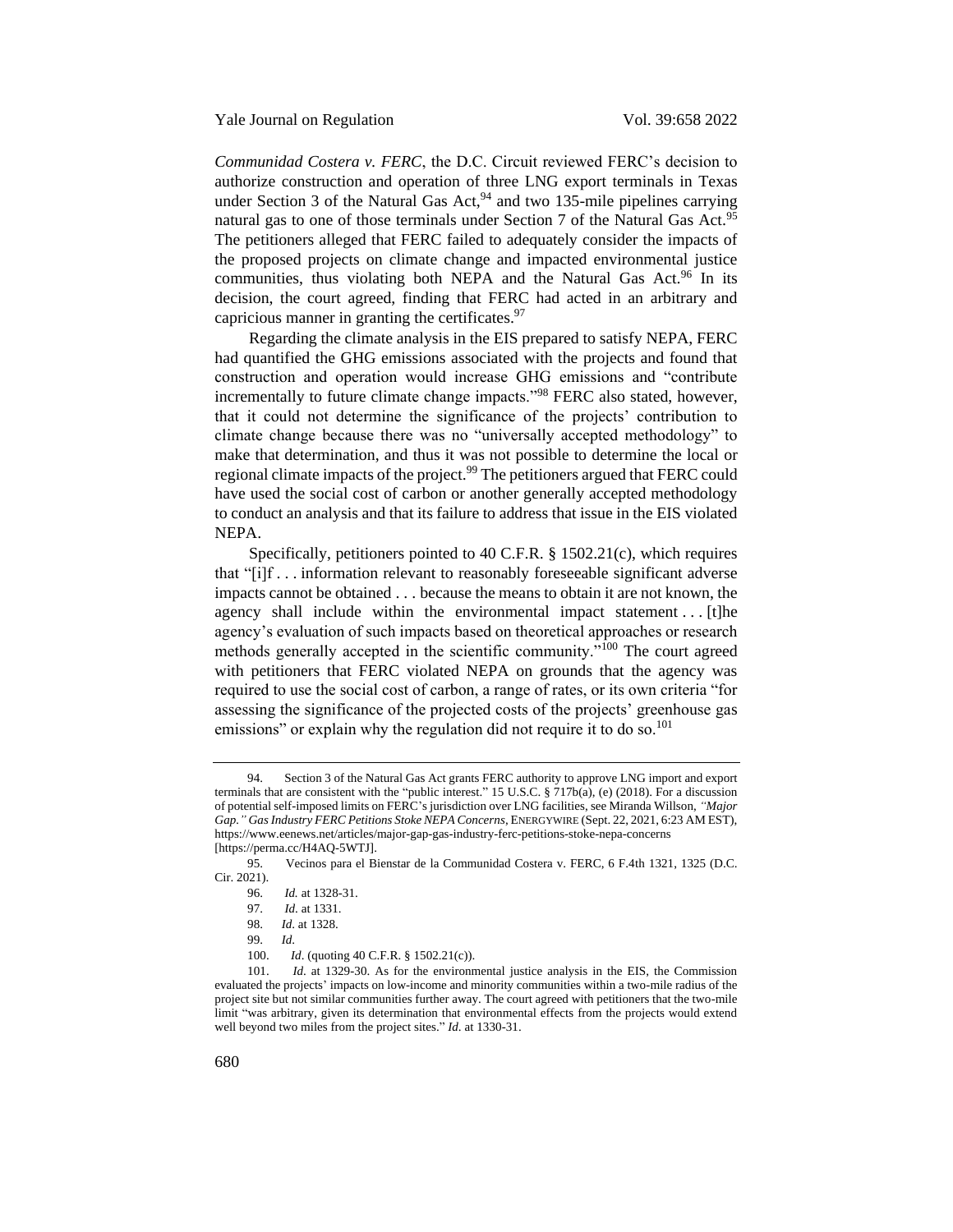*Communidad Costera v. FERC*, the D.C. Circuit reviewed FERC's decision to authorize construction and operation of three LNG export terminals in Texas under Section 3 of the Natural Gas Act,[94] and two 135-mile pipelines carrying natural gas to one of those terminals under Section 7 of the Natural Gas Act.[95] The petitioners alleged that FERC failed to adequately consider the impacts of the proposed projects on climate change and impacted environmental justice communities, thus violating both NEPA and the Natural Gas Act.[96] In its decision, the court agreed, finding that FERC had acted in an arbitrary and capricious manner in granting the certificates.[97]

Regarding the climate analysis in the EIS prepared to satisfy NEPA, FERC had quantified the GHG emissions associated with the projects and found that construction and operation would increase GHG emissions and "contribute incrementally to future climate change impacts."[98] FERC also stated, however, that it could not determine the significance of the projects' contribution to climate change because there was no "universally accepted methodology" to make that determination, and thus it was not possible to determine the local or regional climate impacts of the project.[99] The petitioners argued that FERC could have used the social cost of carbon or another generally accepted methodology to conduct an analysis and that its failure to address that issue in the EIS violated NEPA.

Specifically, petitioners pointed to 40 C.F.R. § 1502.21(c), which requires that "[i]f . . . information relevant to reasonably foreseeable significant adverse impacts cannot be obtained . . . because the means to obtain it are not known, the agency shall include within the environmental impact statement . . . [t]he agency's evaluation of such impacts based on theoretical approaches or research methods generally accepted in the scientific community."[100] The court agreed with petitioners that FERC violated NEPA on grounds that the agency was required to use the social cost of carbon, a range of rates, or its own criteria "for assessing the significance of the projected costs of the projects' greenhouse gas emissions" or explain why the regulation did not require it to do so.[101]

---

94. Section 3 of the Natural Gas Act grants FERC authority to approve LNG import and export terminals that are consistent with the "public interest." 15 U.S.C. § 717b(a), (e) (2018). For a discussion of potential self-imposed limits on FERC's jurisdiction over LNG facilities, see Miranda Willson, *"Major Gap." Gas Industry FERC Petitions Stoke NEPA Concerns*, ENERGYWIRE (Sept. 22, 2021, 6:23 AM EST), https://www.eenews.net/articles/major-gap-gas-industry-ferc-petitions-stoke-nepa-concerns [https://perma.cc/H4AQ-5WTJ].

95. Vecinos para el Bienstar de la Communidad Costera v. FERC, 6 F.4th 1321, 1325 (D.C. Cir. 2021).

96. *Id.* at 1328-31.

97. *Id.* at 1331.

98. *Id.* at 1328.

99. *Id.*

100. *Id*. (quoting 40 C.F.R. § 1502.21(c)).

101. *Id.* at 1329-30. As for the environmental justice analysis in the EIS, the Commission evaluated the projects' impacts on low-income and minority communities within a two-mile radius of the project site but not similar communities further away. The court agreed with petitioners that the two-mile limit "was arbitrary, given its determination that environmental effects from the projects would extend well beyond two miles from the project sites." *Id.* at 1330-31.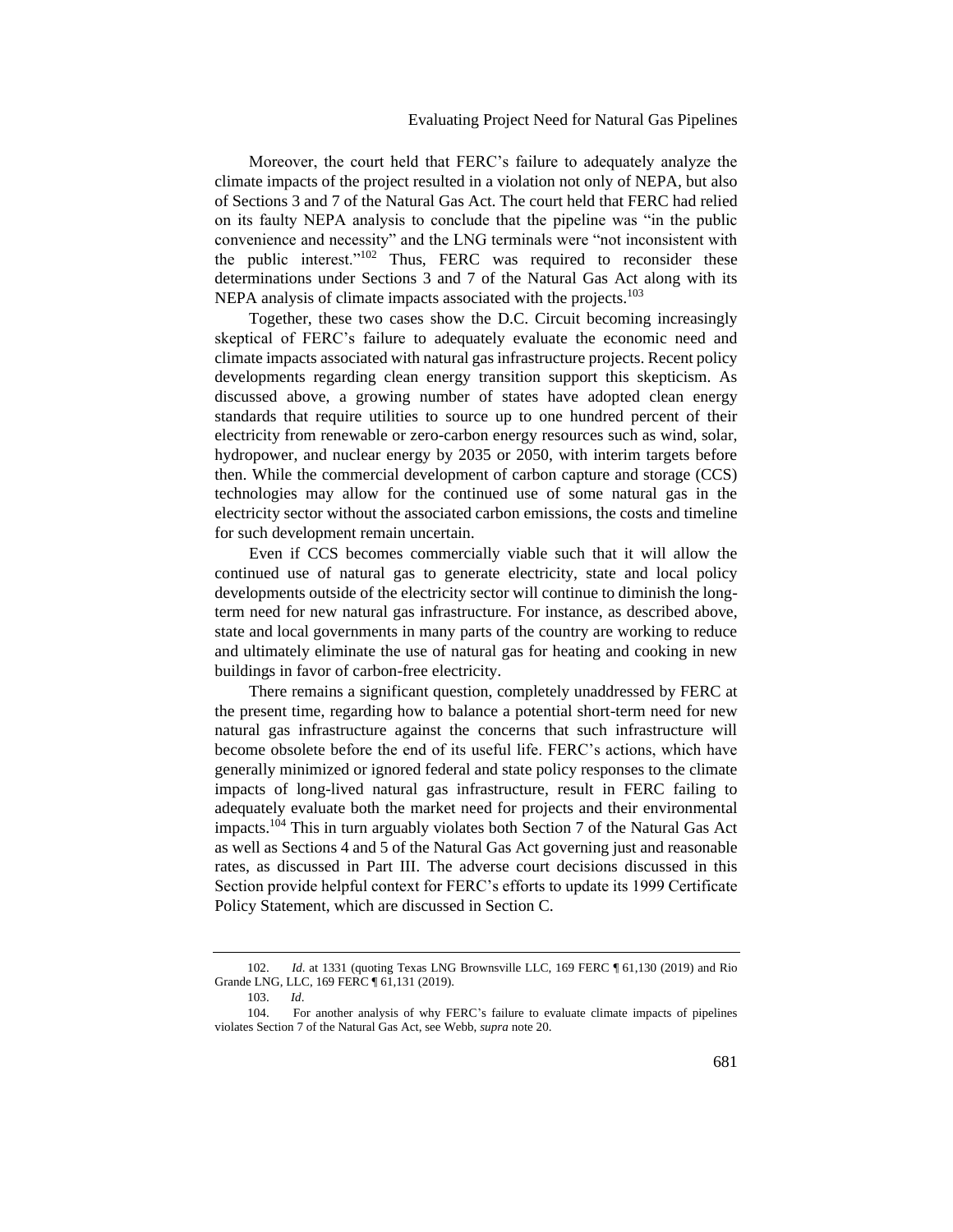Moreover, the court held that FERC's failure to adequately analyze the climate impacts of the project resulted in a violation not only of NEPA, but also of Sections 3 and 7 of the Natural Gas Act. The court held that FERC had relied on its faulty NEPA analysis to conclude that the pipeline was "in the public convenience and necessity" and the LNG terminals were "not inconsistent with the public interest."[102] Thus, FERC was required to reconsider these determinations under Sections 3 and 7 of the Natural Gas Act along with its NEPA analysis of climate impacts associated with the projects.[103]

Together, these two cases show the D.C. Circuit becoming increasingly skeptical of FERC's failure to adequately evaluate the economic need and climate impacts associated with natural gas infrastructure projects. Recent policy developments regarding clean energy transition support this skepticism. As discussed above, a growing number of states have adopted clean energy standards that require utilities to source up to one hundred percent of their electricity from renewable or zero-carbon energy resources such as wind, solar, hydropower, and nuclear energy by 2035 or 2050, with interim targets before then. While the commercial development of carbon capture and storage (CCS) technologies may allow for the continued use of some natural gas in the electricity sector without the associated carbon emissions, the costs and timeline for such development remain uncertain.

Even if CCS becomes commercially viable such that it will allow the continued use of natural gas to generate electricity, state and local policy developments outside of the electricity sector will continue to diminish the long-term need for new natural gas infrastructure. For instance, as described above, state and local governments in many parts of the country are working to reduce and ultimately eliminate the use of natural gas for heating and cooking in new buildings in favor of carbon-free electricity.

There remains a significant question, completely unaddressed by FERC at the present time, regarding how to balance a potential short-term need for new natural gas infrastructure against the concerns that such infrastructure will become obsolete before the end of its useful life. FERC's actions, which have generally minimized or ignored federal and state policy responses to the climate impacts of long-lived natural gas infrastructure, result in FERC failing to adequately evaluate both the market need for projects and their environmental impacts.[104] This in turn arguably violates both Section 7 of the Natural Gas Act as well as Sections 4 and 5 of the Natural Gas Act governing just and reasonable rates, as discussed in Part III. The adverse court decisions discussed in this Section provide helpful context for FERC's efforts to update its 1999 Certificate Policy Statement, which are discussed in Section C.

---

102. *Id.* at 1331 (quoting Texas LNG Brownsville LLC, 169 FERC ¶ 61,130 (2019) and Rio Grande LNG, LLC, 169 FERC ¶ 61,131 (2019).

103. *Id*.

104. For another analysis of why FERC's failure to evaluate climate impacts of pipelines violates Section 7 of the Natural Gas Act, see Webb, *supra* note 20.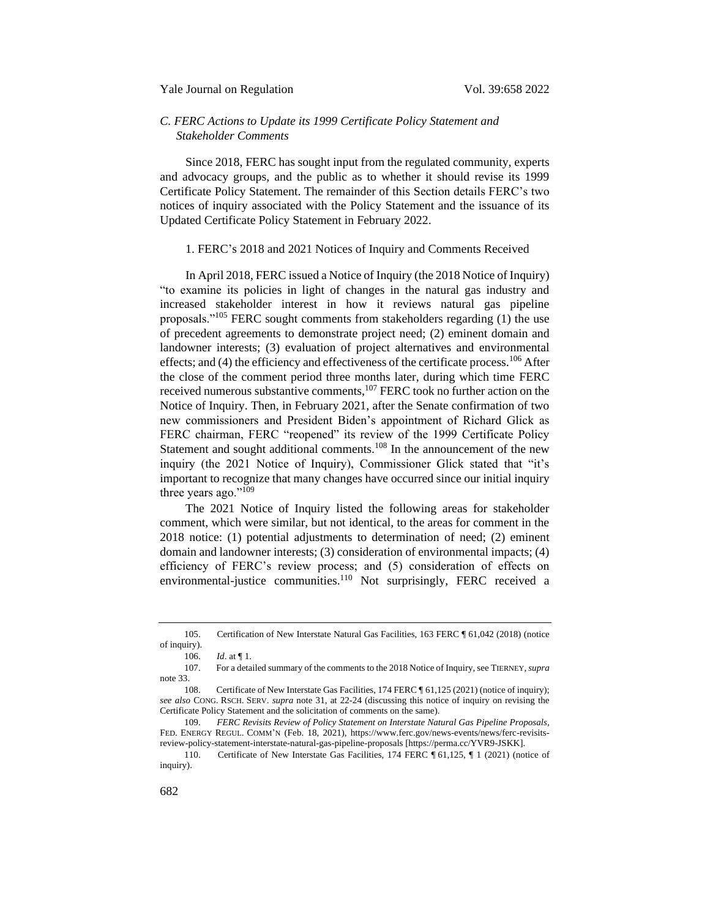### C. FERC Actions to Update its 1999 Certificate Policy Statement and Stakeholder Comments

Since 2018, FERC has sought input from the regulated community, experts and advocacy groups, and the public as to whether it should revise its 1999 Certificate Policy Statement. The remainder of this Section details FERC's two notices of inquiry associated with the Policy Statement and the issuance of its Updated Certificate Policy Statement in February 2022.

#### 1. FERC's 2018 and 2021 Notices of Inquiry and Comments Received

In April 2018, FERC issued a Notice of Inquiry (the 2018 Notice of Inquiry) "to examine its policies in light of changes in the natural gas industry and increased stakeholder interest in how it reviews natural gas pipeline proposals."[105] FERC sought comments from stakeholders regarding (1) the use of precedent agreements to demonstrate project need; (2) eminent domain and landowner interests; (3) evaluation of project alternatives and environmental effects; and (4) the efficiency and effectiveness of the certificate process.[106] After the close of the comment period three months later, during which time FERC received numerous substantive comments,[107] FERC took no further action on the Notice of Inquiry. Then, in February 2021, after the Senate confirmation of two new commissioners and President Biden's appointment of Richard Glick as FERC chairman, FERC "reopened" its review of the 1999 Certificate Policy Statement and sought additional comments.[108] In the announcement of the new inquiry (the 2021 Notice of Inquiry), Commissioner Glick stated that "it's important to recognize that many changes have occurred since our initial inquiry three years ago."[109]

The 2021 Notice of Inquiry listed the following areas for stakeholder comment, which were similar, but not identical, to the areas for comment in the 2018 notice: (1) potential adjustments to determination of need; (2) eminent domain and landowner interests; (3) consideration of environmental impacts; (4) efficiency of FERC's review process; and (5) consideration of effects on environmental-justice communities.[110] Not surprisingly, FERC received a

---

105. Certification of New Interstate Natural Gas Facilities, 163 FERC ¶ 61,042 (2018) (notice of inquiry).

106. *Id*. at ¶ 1.

107. For a detailed summary of the comments to the 2018 Notice of Inquiry, see TIERNEY, *supra* note 33.

108. Certificate of New Interstate Gas Facilities, 174 FERC ¶ 61,125 (2021) (notice of inquiry); *see also* CONG. RSCH. SERV. *supra* note 31, at 22-24 (discussing this notice of inquiry on revising the Certificate Policy Statement and the solicitation of comments on the same).

109. *FERC Revisits Review of Policy Statement on Interstate Natural Gas Pipeline Proposals*, FED. ENERGY REGUL. COMM'N (Feb. 18, 2021), https://www.ferc.gov/news-events/news/ferc-revisits-review-policy-statement-interstate-natural-gas-pipeline-proposals [https://perma.cc/YVR9-JSKK].

110. Certificate of New Interstate Gas Facilities, 174 FERC ¶ 61,125, ¶ 1 (2021) (notice of inquiry).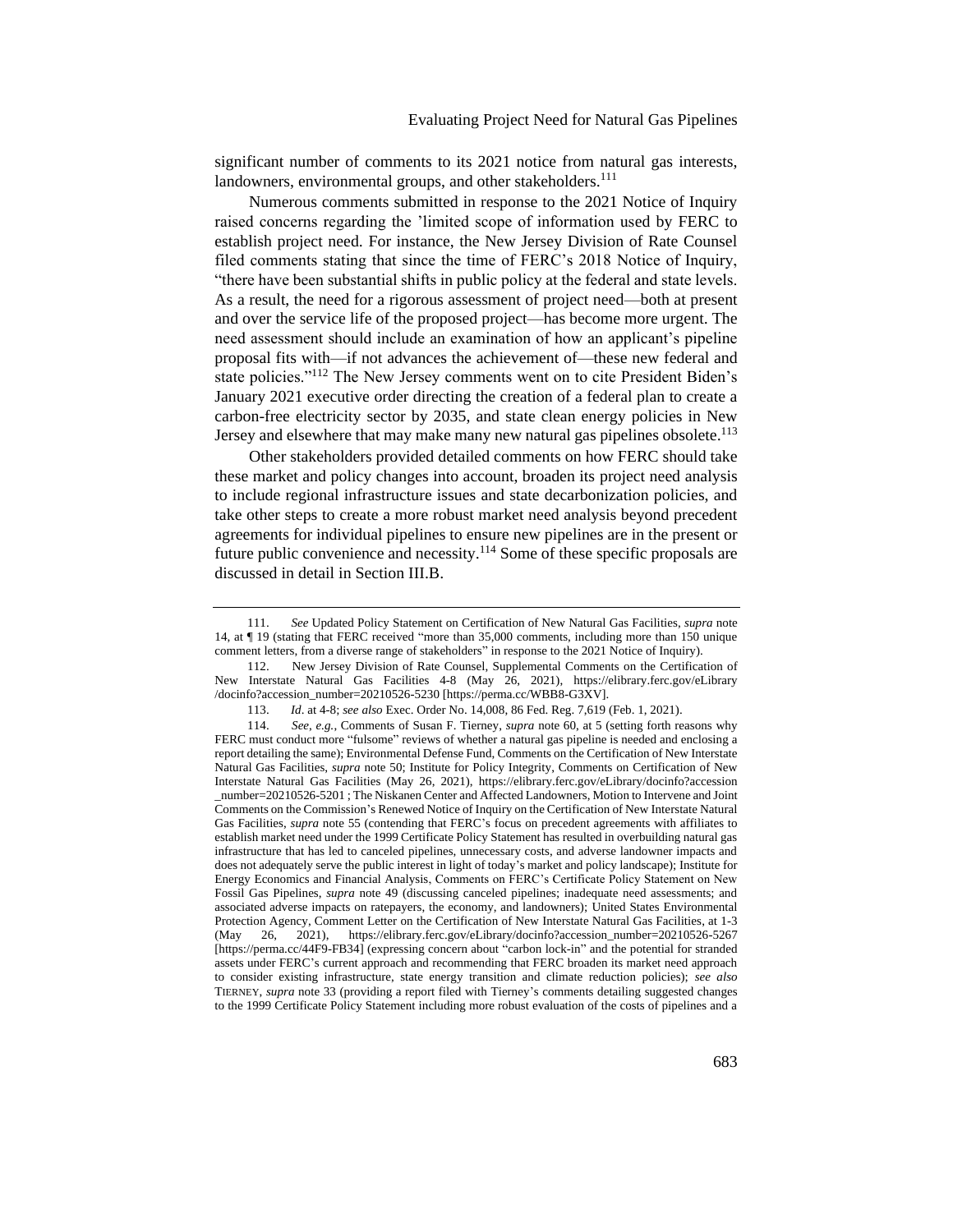significant number of comments to its 2021 notice from natural gas interests, landowners, environmental groups, and other stakeholders.[111]

Numerous comments submitted in response to the 2021 Notice of Inquiry raised concerns regarding the 'limited scope of information used by FERC to establish project need. For instance, the New Jersey Division of Rate Counsel filed comments stating that since the time of FERC's 2018 Notice of Inquiry, "there have been substantial shifts in public policy at the federal and state levels. As a result, the need for a rigorous assessment of project need—both at present and over the service life of the proposed project—has become more urgent. The need assessment should include an examination of how an applicant's pipeline proposal fits with—if not advances the achievement of—these new federal and state policies."[112] The New Jersey comments went on to cite President Biden's January 2021 executive order directing the creation of a federal plan to create a carbon-free electricity sector by 2035, and state clean energy policies in New Jersey and elsewhere that may make many new natural gas pipelines obsolete.[113]

Other stakeholders provided detailed comments on how FERC should take these market and policy changes into account, broaden its project need analysis to include regional infrastructure issues and state decarbonization policies, and take other steps to create a more robust market need analysis beyond precedent agreements for individual pipelines to ensure new pipelines are in the present or future public convenience and necessity.[114] Some of these specific proposals are discussed in detail in Section III.B.

---

111. *See* Updated Policy Statement on Certification of New Natural Gas Facilities, *supra* note 14, at ¶ 19 (stating that FERC received "more than 35,000 comments, including more than 150 unique comment letters, from a diverse range of stakeholders" in response to the 2021 Notice of Inquiry).

112. New Jersey Division of Rate Counsel, Supplemental Comments on the Certification of New Interstate Natural Gas Facilities 4-8 (May 26, 2021), https://elibrary.ferc.gov/eLibrary/docinfo?accession_number=20210526-5230 [https://perma.cc/WBB8-G3XV].

113. *Id*. at 4-8; *see also* Exec. Order No. 14,008, 86 Fed. Reg. 7,619 (Feb. 1, 2021).

114. *See, e.g.*, Comments of Susan F. Tierney, *supra* note 60, at 5 (setting forth reasons why FERC must conduct more "fulsome" reviews of whether a natural gas pipeline is needed and enclosing a report detailing the same); Environmental Defense Fund, Comments on the Certification of New Interstate Natural Gas Facilities, *supra* note 50; Institute for Policy Integrity, Comments on Certification of New Interstate Natural Gas Facilities (May 26, 2021), https://elibrary.ferc.gov/eLibrary/docinfo?accession_number=20210526-5201 ; The Niskanen Center and Affected Landowners, Motion to Intervene and Joint Comments on the Commission's Renewed Notice of Inquiry on the Certification of New Interstate Natural Gas Facilities, *supra* note 55 (contending that FERC's focus on precedent agreements with affiliates to establish market need under the 1999 Certificate Policy Statement has resulted in overbuilding natural gas infrastructure that has led to canceled pipelines, unnecessary costs, and adverse landowner impacts and does not adequately serve the public interest in light of today's market and policy landscape); Institute for Energy Economics and Financial Analysis, Comments on FERC's Certificate Policy Statement on New Fossil Gas Pipelines, *supra* note 49 (discussing canceled pipelines; inadequate need assessments; and associated adverse impacts on ratepayers, the economy, and landowners); United States Environmental Protection Agency, Comment Letter on the Certification of New Interstate Natural Gas Facilities, at 1-3 (May 26, 2021), https://elibrary.ferc.gov/eLibrary/docinfo?accession_number=20210526-5267 [https://perma.cc/44F9-FB34] (expressing concern about "carbon lock-in" and the potential for stranded assets under FERC's current approach and recommending that FERC broaden its market need approach to consider existing infrastructure, state energy transition and climate reduction policies); *see also* TIERNEY, *supra* note 33 (providing a report filed with Tierney's comments detailing suggested changes to the 1999 Certificate Policy Statement including more robust evaluation of the costs of pipelines and a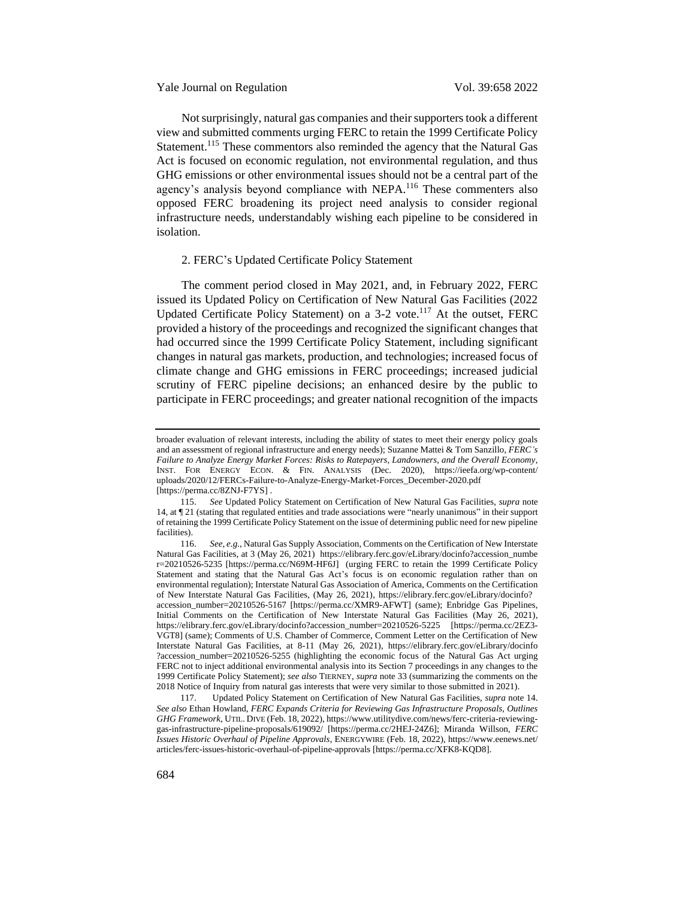Not surprisingly, natural gas companies and their supporters took a different view and submitted comments urging FERC to retain the 1999 Certificate Policy Statement.[115] These commentors also reminded the agency that the Natural Gas Act is focused on economic regulation, not environmental regulation, and thus GHG emissions or other environmental issues should not be a central part of the agency's analysis beyond compliance with NEPA.[116] These commenters also opposed FERC broadening its project need analysis to consider regional infrastructure needs, understandably wishing each pipeline to be considered in isolation.

### 2. FERC's Updated Certificate Policy Statement

The comment period closed in May 2021, and, in February 2022, FERC issued its Updated Policy on Certification of New Natural Gas Facilities (2022 Updated Certificate Policy Statement) on a 3-2 vote.[117] At the outset, FERC provided a history of the proceedings and recognized the significant changes that had occurred since the 1999 Certificate Policy Statement, including significant changes in natural gas markets, production, and technologies; increased focus of climate change and GHG emissions in FERC proceedings; increased judicial scrutiny of FERC pipeline decisions; an enhanced desire by the public to participate in FERC proceedings; and greater national recognition of the impacts

---

broader evaluation of relevant interests, including the ability of states to meet their energy policy goals and an assessment of regional infrastructure and energy needs); Suzanne Mattei & Tom Sanzillo, *FERC's Failure to Analyze Energy Market Forces: Risks to Ratepayers, Landowners, and the Overall Economy*, INST. FOR ENERGY ECON. & FIN. ANALYSIS (Dec. 2020), https://ieefa.org/wp-content/uploads/2020/12/FERCs-Failure-to-Analyze-Energy-Market-Forces_December-2020.pdf [https://perma.cc/8ZNJ-F7YS] .

115. *See* Updated Policy Statement on Certification of New Natural Gas Facilities, *supra* note 14, at ¶ 21 (stating that regulated entities and trade associations were "nearly unanimous" in their support of retaining the 1999 Certificate Policy Statement on the issue of determining public need for new pipeline facilities).

116. *See, e.g.*, Natural Gas Supply Association, Comments on the Certification of New Interstate Natural Gas Facilities, at 3 (May 26, 2021) https://elibrary.ferc.gov/eLibrary/docinfo?accession_number=20210526-5235 [https://perma.cc/N69M-HF6J] (urging FERC to retain the 1999 Certificate Policy Statement and stating that the Natural Gas Act's focus is on economic regulation rather than on environmental regulation); Interstate Natural Gas Association of America, Comments on the Certification of New Interstate Natural Gas Facilities, (May 26, 2021), https://elibrary.ferc.gov/eLibrary/docinfo?accession_number=20210526-5167 [https://perma.cc/XMR9-AFWT] (same); Enbridge Gas Pipelines, Initial Comments on the Certification of New Interstate Natural Gas Facilities (May 26, 2021), https://elibrary.ferc.gov/eLibrary/docinfo?accession_number=20210526-5225 [https://perma.cc/2EZ3-VGT8] (same); Comments of U.S. Chamber of Commerce, Comment Letter on the Certification of New Interstate Natural Gas Facilities, at 8-11 (May 26, 2021), https://elibrary.ferc.gov/eLibrary/docinfo?accession_number=20210526-5255 (highlighting the economic focus of the Natural Gas Act urging FERC not to inject additional environmental analysis into its Section 7 proceedings in any changes to the 1999 Certificate Policy Statement); *see also* TIERNEY, *supra* note 33 (summarizing the comments on the 2018 Notice of Inquiry from natural gas interests that were very similar to those submitted in 2021).

117. Updated Policy Statement on Certification of New Natural Gas Facilities, *supra* note 14. *See also* Ethan Howland, *FERC Expands Criteria for Reviewing Gas Infrastructure Proposals, Outlines GHG Framework*, UTIL. DIVE (Feb. 18, 2022), https://www.utilitydive.com/news/ferc-criteria-reviewing-gas-infrastructure-pipeline-proposals/619092/ [https://perma.cc/2HEJ-24Z6]; Miranda Willson, *FERC Issues Historic Overhaul of Pipeline Approvals*, ENERGYWIRE (Feb. 18, 2022), https://www.eenews.net/articles/ferc-issues-historic-overhaul-of-pipeline-approvals [https://perma.cc/XFK8-KQD8].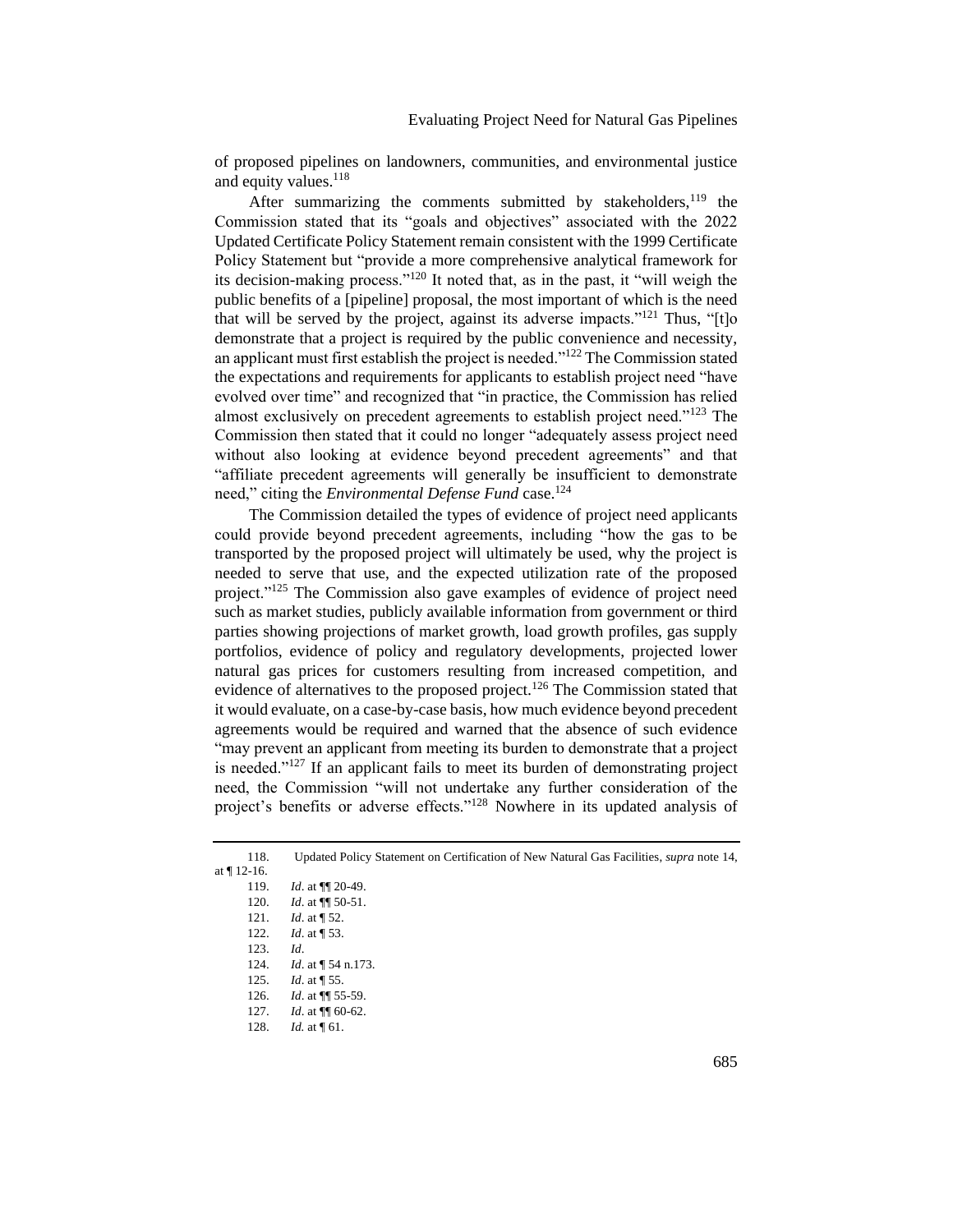of proposed pipelines on landowners, communities, and environmental justice and equity values.[118]

After summarizing the comments submitted by stakeholders,[119] the Commission stated that its "goals and objectives" associated with the 2022 Updated Certificate Policy Statement remain consistent with the 1999 Certificate Policy Statement but "provide a more comprehensive analytical framework for its decision-making process."[120] It noted that, as in the past, it "will weigh the public benefits of a [pipeline] proposal, the most important of which is the need that will be served by the project, against its adverse impacts."[121] Thus, "[t]o demonstrate that a project is required by the public convenience and necessity, an applicant must first establish the project is needed."[122] The Commission stated the expectations and requirements for applicants to establish project need "have evolved over time" and recognized that "in practice, the Commission has relied almost exclusively on precedent agreements to establish project need."[123] The Commission then stated that it could no longer "adequately assess project need without also looking at evidence beyond precedent agreements" and that "affiliate precedent agreements will generally be insufficient to demonstrate need," citing the *Environmental Defense Fund* case.[124]

The Commission detailed the types of evidence of project need applicants could provide beyond precedent agreements, including "how the gas to be transported by the proposed project will ultimately be used, why the project is needed to serve that use, and the expected utilization rate of the proposed project."[125] The Commission also gave examples of evidence of project need such as market studies, publicly available information from government or third parties showing projections of market growth, load growth profiles, gas supply portfolios, evidence of policy and regulatory developments, projected lower natural gas prices for customers resulting from increased competition, and evidence of alternatives to the proposed project.[126] The Commission stated that it would evaluate, on a case-by-case basis, how much evidence beyond precedent agreements would be required and warned that the absence of such evidence "may prevent an applicant from meeting its burden to demonstrate that a project is needed."[127] If an applicant fails to meet its burden of demonstrating project need, the Commission "will not undertake any further consideration of the project's benefits or adverse effects."[128] Nowhere in its updated analysis of

---

118. Updated Policy Statement on Certification of New Natural Gas Facilities, *supra* note 14, at ¶ 12-16.

119. *Id*. at ¶¶ 20-49.

120. *Id*. at ¶¶ 50-51.

121. *Id*. at ¶ 52.

122. *Id*. at ¶ 53.

123. *Id*.

124. *Id*. at ¶ 54 n.173.

125. *Id*. at ¶ 55.

126. *Id*. at ¶¶ 55-59.

127. *Id*. at ¶¶ 60-62.

128. *Id.* at ¶ 61.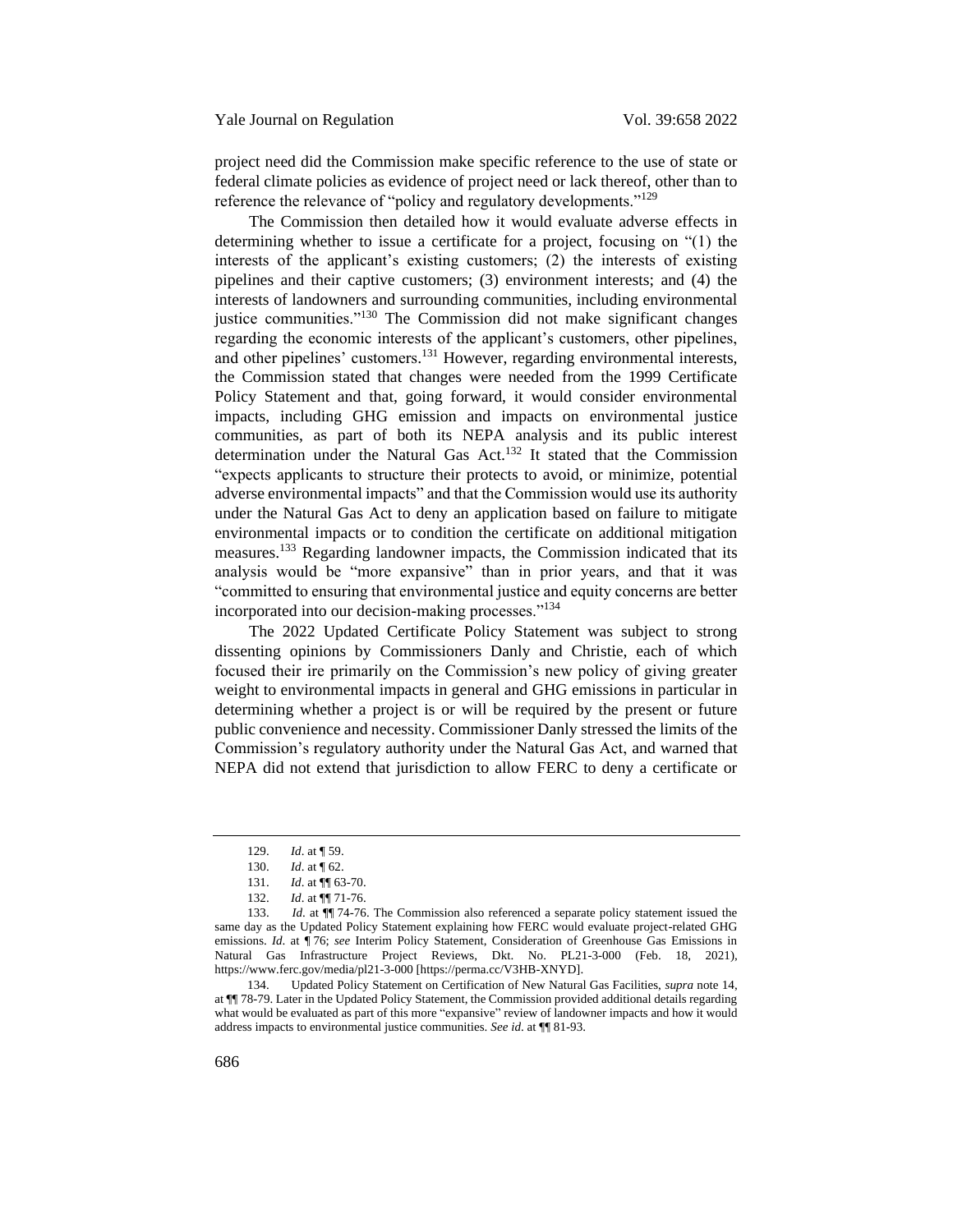project need did the Commission make specific reference to the use of state or federal climate policies as evidence of project need or lack thereof, other than to reference the relevance of "policy and regulatory developments."[129]

The Commission then detailed how it would evaluate adverse effects in determining whether to issue a certificate for a project, focusing on "(1) the interests of the applicant's existing customers; (2) the interests of existing pipelines and their captive customers; (3) environment interests; and (4) the interests of landowners and surrounding communities, including environmental justice communities."[130] The Commission did not make significant changes regarding the economic interests of the applicant's customers, other pipelines, and other pipelines' customers.[131] However, regarding environmental interests, the Commission stated that changes were needed from the 1999 Certificate Policy Statement and that, going forward, it would consider environmental impacts, including GHG emission and impacts on environmental justice communities, as part of both its NEPA analysis and its public interest determination under the Natural Gas Act.[132] It stated that the Commission "expects applicants to structure their protects to avoid, or minimize, potential adverse environmental impacts" and that the Commission would use its authority under the Natural Gas Act to deny an application based on failure to mitigate environmental impacts or to condition the certificate on additional mitigation measures.[133] Regarding landowner impacts, the Commission indicated that its analysis would be "more expansive" than in prior years, and that it was "committed to ensuring that environmental justice and equity concerns are better incorporated into our decision-making processes."[134]

The 2022 Updated Certificate Policy Statement was subject to strong dissenting opinions by Commissioners Danly and Christie, each of which focused their ire primarily on the Commission's new policy of giving greater weight to environmental impacts in general and GHG emissions in particular in determining whether a project is or will be required by the present or future public convenience and necessity. Commissioner Danly stressed the limits of the Commission's regulatory authority under the Natural Gas Act, and warned that NEPA did not extend that jurisdiction to allow FERC to deny a certificate or

---

129. *Id*. at ¶ 59.

130. *Id*. at ¶ 62.

131. *Id*. at ¶¶ 63-70.

132. *Id*. at ¶¶ 71-76.

133. *Id.* at ¶¶ 74-76. The Commission also referenced a separate policy statement issued the same day as the Updated Policy Statement explaining how FERC would evaluate project-related GHG emissions. *Id*. at ¶ 76; *see* Interim Policy Statement, Consideration of Greenhouse Gas Emissions in Natural Gas Infrastructure Project Reviews, Dkt. No. PL21-3-000 (Feb. 18, 2021), https://www.ferc.gov/media/pl21-3-000 [https://perma.cc/V3HB-XNYD].

134. Updated Policy Statement on Certification of New Natural Gas Facilities, *supra* note 14, at ¶¶ 78-79. Later in the Updated Policy Statement, the Commission provided additional details regarding what would be evaluated as part of this more "expansive" review of landowner impacts and how it would address impacts to environmental justice communities. *See id.* at ¶¶ 81-93.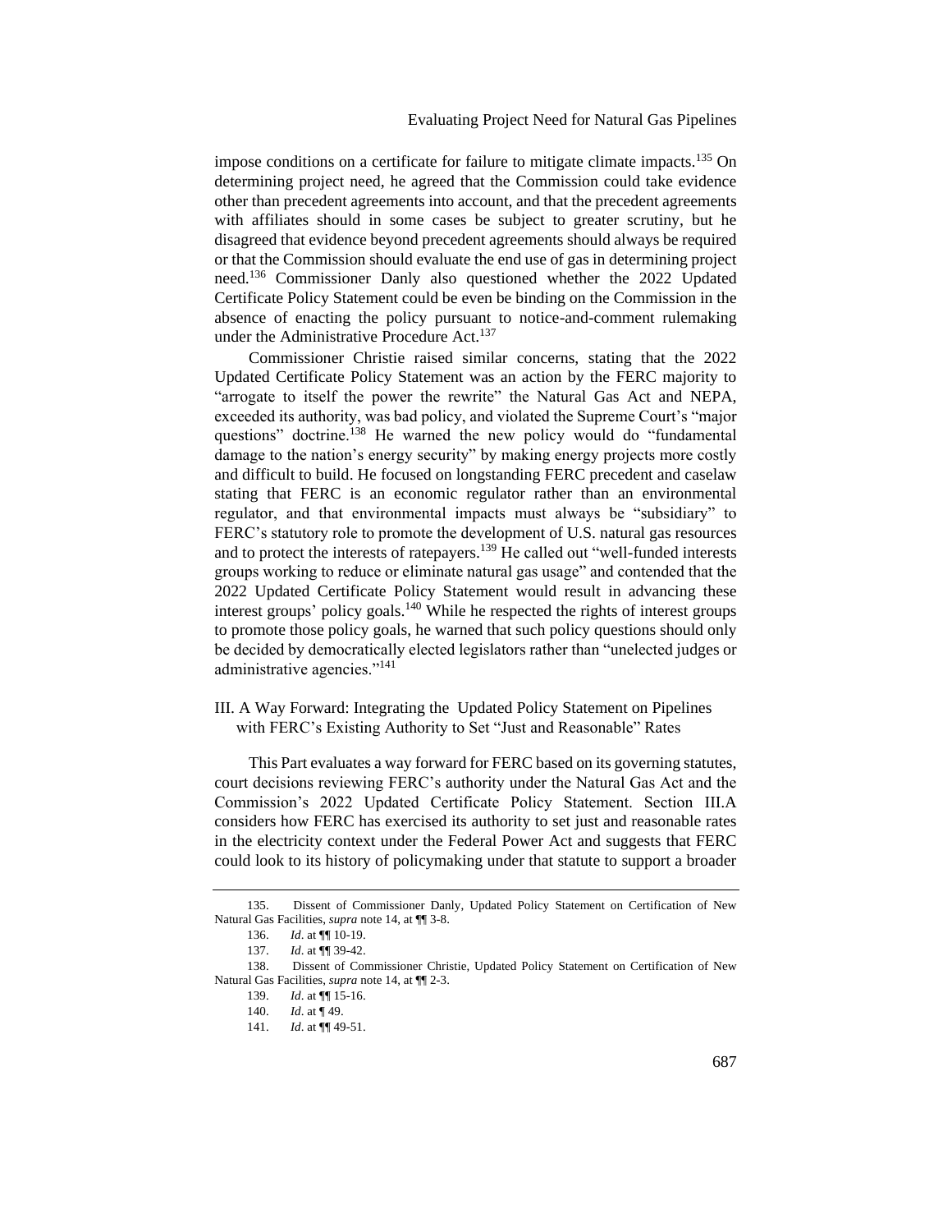impose conditions on a certificate for failure to mitigate climate impacts.[135] On determining project need, he agreed that the Commission could take evidence other than precedent agreements into account, and that the precedent agreements with affiliates should in some cases be subject to greater scrutiny, but he disagreed that evidence beyond precedent agreements should always be required or that the Commission should evaluate the end use of gas in determining project need.[136] Commissioner Danly also questioned whether the 2022 Updated Certificate Policy Statement could be even be binding on the Commission in the absence of enacting the policy pursuant to notice-and-comment rulemaking under the Administrative Procedure Act.[137]

Commissioner Christie raised similar concerns, stating that the 2022 Updated Certificate Policy Statement was an action by the FERC majority to "arrogate to itself the power the rewrite" the Natural Gas Act and NEPA, exceeded its authority, was bad policy, and violated the Supreme Court's "major questions" doctrine.[138] He warned the new policy would do "fundamental damage to the nation's energy security" by making energy projects more costly and difficult to build. He focused on longstanding FERC precedent and caselaw stating that FERC is an economic regulator rather than an environmental regulator, and that environmental impacts must always be "subsidiary" to FERC's statutory role to promote the development of U.S. natural gas resources and to protect the interests of ratepayers.[139] He called out "well-funded interests groups working to reduce or eliminate natural gas usage" and contended that the 2022 Updated Certificate Policy Statement would result in advancing these interest groups' policy goals.[140] While he respected the rights of interest groups to promote those policy goals, he warned that such policy questions should only be decided by democratically elected legislators rather than "unelected judges or administrative agencies."[141]

## III. A Way Forward: Integrating the Updated Policy Statement on Pipelines with FERC's Existing Authority to Set "Just and Reasonable" Rates

This Part evaluates a way forward for FERC based on its governing statutes, court decisions reviewing FERC's authority under the Natural Gas Act and the Commission's 2022 Updated Certificate Policy Statement. Section III.A considers how FERC has exercised its authority to set just and reasonable rates in the electricity context under the Federal Power Act and suggests that FERC could look to its history of policymaking under that statute to support a broader

---

135. Dissent of Commissioner Danly, Updated Policy Statement on Certification of New Natural Gas Facilities, *supra* note 14, at ¶¶ 3-8.

136. *Id*. at ¶¶ 10-19.

137. *Id*. at ¶¶ 39-42.

138. Dissent of Commissioner Christie, Updated Policy Statement on Certification of New Natural Gas Facilities, *supra* note 14, at ¶¶ 2-3.

139. *Id*. at ¶¶ 15-16.

140. *Id*. at ¶ 49.

141. *Id*. at ¶¶ 49-51.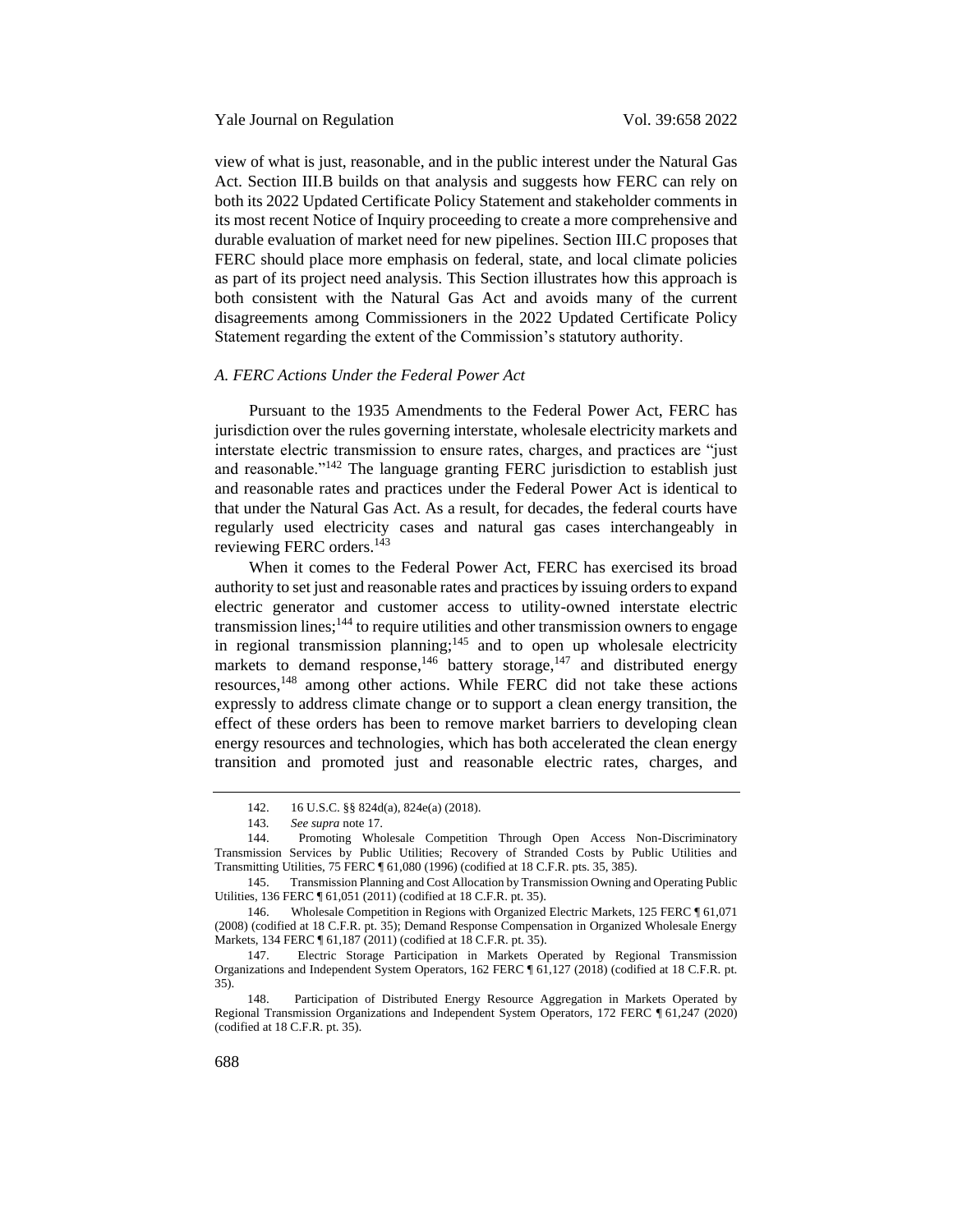view of what is just, reasonable, and in the public interest under the Natural Gas Act. Section III.B builds on that analysis and suggests how FERC can rely on both its 2022 Updated Certificate Policy Statement and stakeholder comments in its most recent Notice of Inquiry proceeding to create a more comprehensive and durable evaluation of market need for new pipelines. Section III.C proposes that FERC should place more emphasis on federal, state, and local climate policies as part of its project need analysis. This Section illustrates how this approach is both consistent with the Natural Gas Act and avoids many of the current disagreements among Commissioners in the 2022 Updated Certificate Policy Statement regarding the extent of the Commission's statutory authority.

### *A. FERC Actions Under the Federal Power Act*

Pursuant to the 1935 Amendments to the Federal Power Act, FERC has jurisdiction over the rules governing interstate, wholesale electricity markets and interstate electric transmission to ensure rates, charges, and practices are "just and reasonable."[142] The language granting FERC jurisdiction to establish just and reasonable rates and practices under the Federal Power Act is identical to that under the Natural Gas Act. As a result, for decades, the federal courts have regularly used electricity cases and natural gas cases interchangeably in reviewing FERC orders.[143]

When it comes to the Federal Power Act, FERC has exercised its broad authority to set just and reasonable rates and practices by issuing orders to expand electric generator and customer access to utility-owned interstate electric transmission lines;[144] to require utilities and other transmission owners to engage in regional transmission planning;[145] and to open up wholesale electricity markets to demand response,[146] battery storage,[147] and distributed energy resources,[148] among other actions. While FERC did not take these actions expressly to address climate change or to support a clean energy transition, the effect of these orders has been to remove market barriers to developing clean energy resources and technologies, which has both accelerated the clean energy transition and promoted just and reasonable electric rates, charges, and

---

142. 16 U.S.C. §§ 824d(a), 824e(a) (2018).

143. *See supra* note 17.

144. Promoting Wholesale Competition Through Open Access Non-Discriminatory Transmission Services by Public Utilities; Recovery of Stranded Costs by Public Utilities and Transmitting Utilities, 75 FERC ¶ 61,080 (1996) (codified at 18 C.F.R. pts. 35, 385).

145. Transmission Planning and Cost Allocation by Transmission Owning and Operating Public Utilities, 136 FERC ¶ 61,051 (2011) (codified at 18 C.F.R. pt. 35).

146. Wholesale Competition in Regions with Organized Electric Markets, 125 FERC ¶ 61,071 (2008) (codified at 18 C.F.R. pt. 35); Demand Response Compensation in Organized Wholesale Energy Markets, 134 FERC ¶ 61,187 (2011) (codified at 18 C.F.R. pt. 35).

147. Electric Storage Participation in Markets Operated by Regional Transmission Organizations and Independent System Operators, 162 FERC ¶ 61,127 (2018) (codified at 18 C.F.R. pt. 35).

148. Participation of Distributed Energy Resource Aggregation in Markets Operated by Regional Transmission Organizations and Independent System Operators, 172 FERC ¶ 61,247 (2020) (codified at 18 C.F.R. pt. 35).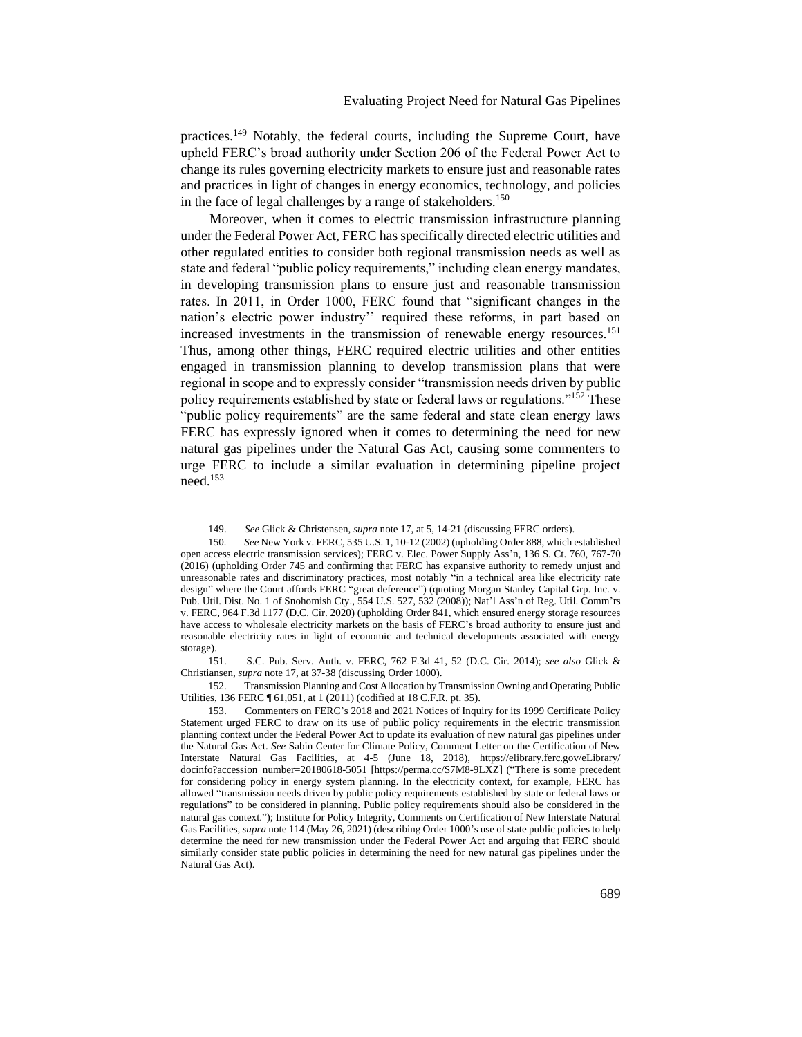practices.[149] Notably, the federal courts, including the Supreme Court, have upheld FERC's broad authority under Section 206 of the Federal Power Act to change its rules governing electricity markets to ensure just and reasonable rates and practices in light of changes in energy economics, technology, and policies in the face of legal challenges by a range of stakeholders.[150]

Moreover, when it comes to electric transmission infrastructure planning under the Federal Power Act, FERC has specifically directed electric utilities and other regulated entities to consider both regional transmission needs as well as state and federal "public policy requirements," including clean energy mandates, in developing transmission plans to ensure just and reasonable transmission rates. In 2011, in Order 1000, FERC found that "significant changes in the nation's electric power industry'' required these reforms, in part based on increased investments in the transmission of renewable energy resources.[151] Thus, among other things, FERC required electric utilities and other entities engaged in transmission planning to develop transmission plans that were regional in scope and to expressly consider "transmission needs driven by public policy requirements established by state or federal laws or regulations."[152] These "public policy requirements" are the same federal and state clean energy laws FERC has expressly ignored when it comes to determining the need for new natural gas pipelines under the Natural Gas Act, causing some commenters to urge FERC to include a similar evaluation in determining pipeline project need.[153]

---

149. *See* Glick & Christensen, *supra* note 17, at 5, 14-21 (discussing FERC orders).

150. *See* New York v. FERC, 535 U.S. 1, 10-12 (2002) (upholding Order 888, which established open access electric transmission services); FERC v. Elec. Power Supply Ass'n, 136 S. Ct. 760, 767-70 (2016) (upholding Order 745 and confirming that FERC has expansive authority to remedy unjust and unreasonable rates and discriminatory practices, most notably "in a technical area like electricity rate design" where the Court affords FERC "great deference") (quoting Morgan Stanley Capital Grp. Inc. v. Pub. Util. Dist. No. 1 of Snohomish Cty., 554 U.S. 527, 532 (2008)); Nat'l Ass'n of Reg. Util. Comm'rs v. FERC, 964 F.3d 1177 (D.C. Cir. 2020) (upholding Order 841, which ensured energy storage resources have access to wholesale electricity markets on the basis of FERC's broad authority to ensure just and reasonable electricity rates in light of economic and technical developments associated with energy storage).

151. S.C. Pub. Serv. Auth. v. FERC, 762 F.3d 41, 52 (D.C. Cir. 2014); *see also* Glick & Christiansen, *supra* note 17, at 37-38 (discussing Order 1000).

152. Transmission Planning and Cost Allocation by Transmission Owning and Operating Public Utilities, 136 FERC ¶ 61,051, at 1 (2011) (codified at 18 C.F.R. pt. 35).

153. Commenters on FERC's 2018 and 2021 Notices of Inquiry for its 1999 Certificate Policy Statement urged FERC to draw on its use of public policy requirements in the electric transmission planning context under the Federal Power Act to update its evaluation of new natural gas pipelines under the Natural Gas Act. *See* Sabin Center for Climate Policy, Comment Letter on the Certification of New Interstate Natural Gas Facilities, at 4-5 (June 18, 2018), https://elibrary.ferc.gov/eLibrary/docinfo?accession_number=20180618-5051 [https://perma.cc/S7M8-9LXZ] ("There is some precedent for considering policy in energy system planning. In the electricity context, for example, FERC has allowed "transmission needs driven by public policy requirements established by state or federal laws or regulations" to be considered in planning. Public policy requirements should also be considered in the natural gas context."); Institute for Policy Integrity, Comments on Certification of New Interstate Natural Gas Facilities, *supra* note 114 (May 26, 2021) (describing Order 1000's use of state public policies to help determine the need for new transmission under the Federal Power Act and arguing that FERC should similarly consider state public policies in determining the need for new natural gas pipelines under the Natural Gas Act).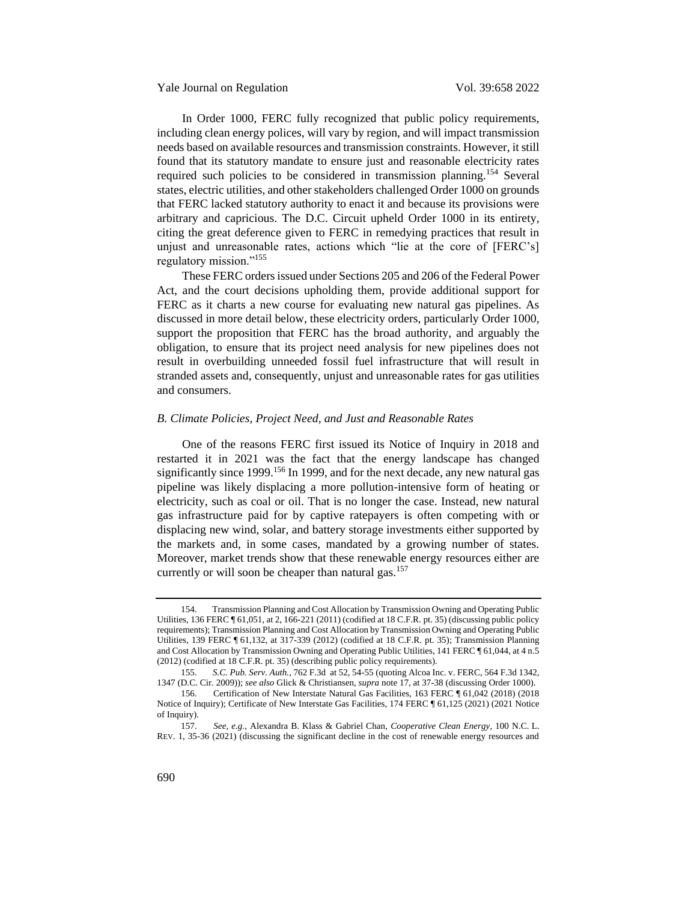In Order 1000, FERC fully recognized that public policy requirements, including clean energy polices, will vary by region, and will impact transmission needs based on available resources and transmission constraints. However, it still found that its statutory mandate to ensure just and reasonable electricity rates required such policies to be considered in transmission planning.[154] Several states, electric utilities, and other stakeholders challenged Order 1000 on grounds that FERC lacked statutory authority to enact it and because its provisions were arbitrary and capricious. The D.C. Circuit upheld Order 1000 in its entirety, citing the great deference given to FERC in remedying practices that result in unjust and unreasonable rates, actions which "lie at the core of [FERC's] regulatory mission."[155]

These FERC orders issued under Sections 205 and 206 of the Federal Power Act, and the court decisions upholding them, provide additional support for FERC as it charts a new course for evaluating new natural gas pipelines. As discussed in more detail below, these electricity orders, particularly Order 1000, support the proposition that FERC has the broad authority, and arguably the obligation, to ensure that its project need analysis for new pipelines does not result in overbuilding unneeded fossil fuel infrastructure that will result in stranded assets and, consequently, unjust and unreasonable rates for gas utilities and consumers.

### *B. Climate Policies, Project Need, and Just and Reasonable Rates*

One of the reasons FERC first issued its Notice of Inquiry in 2018 and restarted it in 2021 was the fact that the energy landscape has changed significantly since 1999.[156] In 1999, and for the next decade, any new natural gas pipeline was likely displacing a more pollution-intensive form of heating or electricity, such as coal or oil. That is no longer the case. Instead, new natural gas infrastructure paid for by captive ratepayers is often competing with or displacing new wind, solar, and battery storage investments either supported by the markets and, in some cases, mandated by a growing number of states. Moreover, market trends show that these renewable energy resources either are currently or will soon be cheaper than natural gas.[157]

---

154. Transmission Planning and Cost Allocation by Transmission Owning and Operating Public Utilities, 136 FERC ¶ 61,051, at 2, 166-221 (2011) (codified at 18 C.F.R. pt. 35) (discussing public policy requirements); Transmission Planning and Cost Allocation by Transmission Owning and Operating Public Utilities, 139 FERC ¶ 61,132, at 317-339 (2012) (codified at 18 C.F.R. pt. 35); Transmission Planning and Cost Allocation by Transmission Owning and Operating Public Utilities, 141 FERC ¶ 61,044, at 4 n.5 (2012) (codified at 18 C.F.R. pt. 35) (describing public policy requirements).

155. *S.C. Pub. Serv. Auth.*, 762 F.3d at 52, 54-55 (quoting Alcoa Inc. v. FERC, 564 F.3d 1342, 1347 (D.C. Cir. 2009)); *see also* Glick & Christiansen, *supra* note 17, at 37-38 (discussing Order 1000).

156. Certification of New Interstate Natural Gas Facilities, 163 FERC ¶ 61,042 (2018) (2018 Notice of Inquiry); Certificate of New Interstate Gas Facilities, 174 FERC ¶ 61,125 (2021) (2021 Notice of Inquiry).

157. *See, e.g.*, Alexandra B. Klass & Gabriel Chan, *Cooperative Clean Energy*, 100 N.C. L. REV. 1, 35-36 (2021) (discussing the significant decline in the cost of renewable energy resources and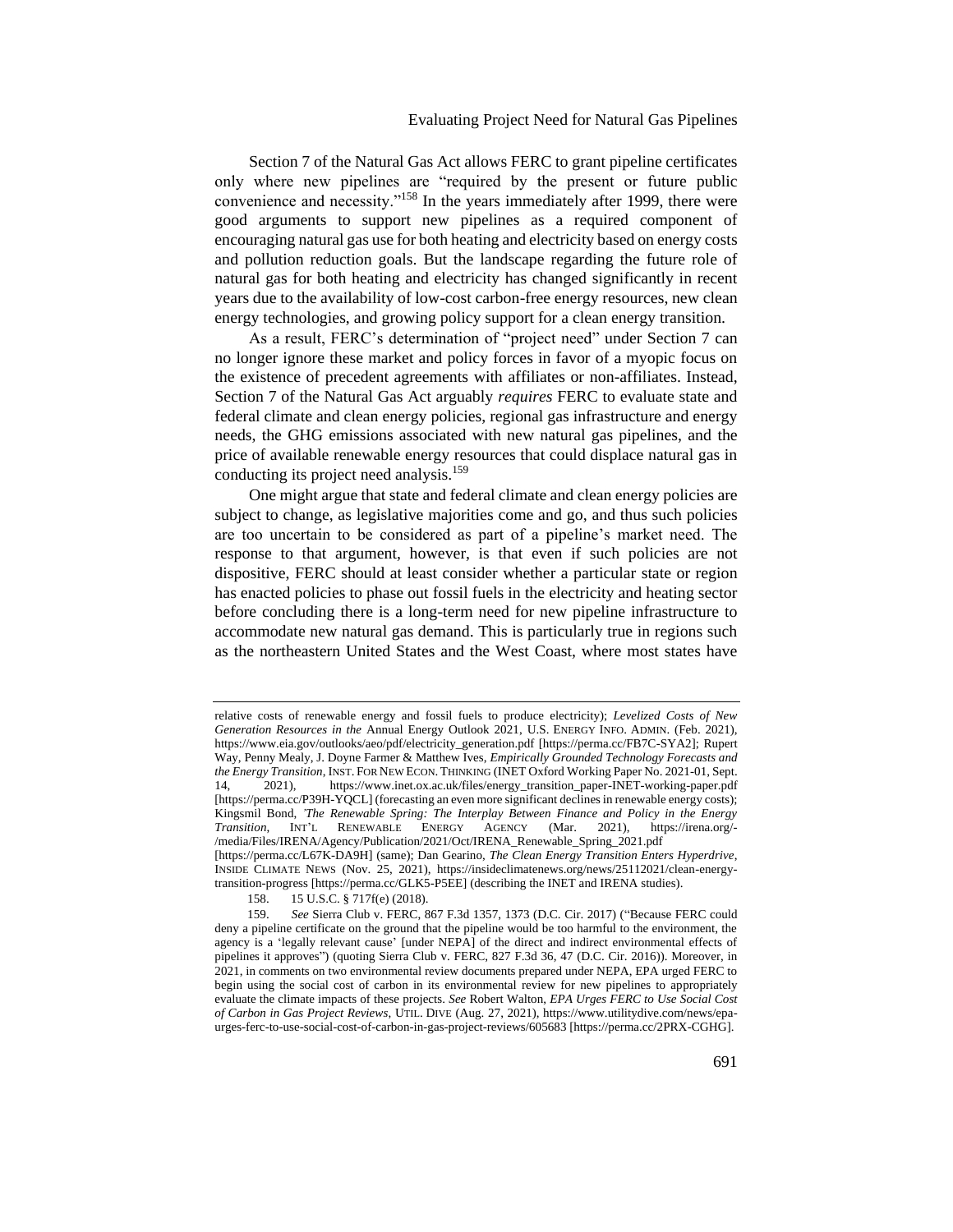Section 7 of the Natural Gas Act allows FERC to grant pipeline certificates only where new pipelines are "required by the present or future public convenience and necessity."[158] In the years immediately after 1999, there were good arguments to support new pipelines as a required component of encouraging natural gas use for both heating and electricity based on energy costs and pollution reduction goals. But the landscape regarding the future role of natural gas for both heating and electricity has changed significantly in recent years due to the availability of low-cost carbon-free energy resources, new clean energy technologies, and growing policy support for a clean energy transition.

As a result, FERC's determination of "project need" under Section 7 can no longer ignore these market and policy forces in favor of a myopic focus on the existence of precedent agreements with affiliates or non-affiliates. Instead, Section 7 of the Natural Gas Act arguably *requires* FERC to evaluate state and federal climate and clean energy policies, regional gas infrastructure and energy needs, the GHG emissions associated with new natural gas pipelines, and the price of available renewable energy resources that could displace natural gas in conducting its project need analysis.[159]

One might argue that state and federal climate and clean energy policies are subject to change, as legislative majorities come and go, and thus such policies are too uncertain to be considered as part of a pipeline's market need. The response to that argument, however, is that even if such policies are not dispositive, FERC should at least consider whether a particular state or region has enacted policies to phase out fossil fuels in the electricity and heating sector before concluding there is a long-term need for new pipeline infrastructure to accommodate new natural gas demand. This is particularly true in regions such as the northeastern United States and the West Coast, where most states have

---

relative costs of renewable energy and fossil fuels to produce electricity); *Levelized Costs of New Generation Resources in the* Annual Energy Outlook 2021, U.S. ENERGY INFO. ADMIN. (Feb. 2021), https://www.eia.gov/outlooks/aeo/pdf/electricity_generation.pdf [https://perma.cc/FB7C-SYA2]; Rupert Way, Penny Mealy, J. Doyne Farmer & Matthew Ives, *Empirically Grounded Technology Forecasts and the Energy Transition*, INST. FOR NEW ECON. THINKING (INET Oxford Working Paper No. 2021-01, Sept. 14, 2021), https://www.inet.ox.ac.uk/files/energy_transition_paper-INET-working-paper.pdf [https://perma.cc/P39H-YQCL] (forecasting an even more significant declines in renewable energy costs); Kingsmil Bond, *'The Renewable Spring: The Interplay Between Finance and Policy in the Energy Transition*, INT'L RENEWABLE ENERGY AGENCY (Mar. 2021), https://irena.org/-/media/Files/IRENA/Agency/Publication/2021/Oct/IRENA_Renewable_Spring_2021.pdf [https://perma.cc/L67K-DA9H] (same); Dan Gearino, *The Clean Energy Transition Enters Hyperdrive*, INSIDE CLIMATE NEWS (Nov. 25, 2021), https://insideclimatenews.org/news/25112021/clean-energy-transition-progress [https://perma.cc/GLK5-P5EE] (describing the INET and IRENA studies).

158. 15 U.S.C. § 717f(e) (2018).

159. *See* Sierra Club v. FERC, 867 F.3d 1357, 1373 (D.C. Cir. 2017) ("Because FERC could deny a pipeline certificate on the ground that the pipeline would be too harmful to the environment, the agency is a 'legally relevant cause' [under NEPA] of the direct and indirect environmental effects of pipelines it approves") (quoting Sierra Club v. FERC, 827 F.3d 36, 47 (D.C. Cir. 2016)). Moreover, in 2021, in comments on two environmental review documents prepared under NEPA, EPA urged FERC to begin using the social cost of carbon in its environmental review for new pipelines to appropriately evaluate the climate impacts of these projects. *See* Robert Walton, *EPA Urges FERC to Use Social Cost of Carbon in Gas Project Reviews*, UTIL. DIVE (Aug. 27, 2021), https://www.utilitydive.com/news/epa-urges-ferc-to-use-social-cost-of-carbon-in-gas-project-reviews/605683 [https://perma.cc/2PRX-CGHG].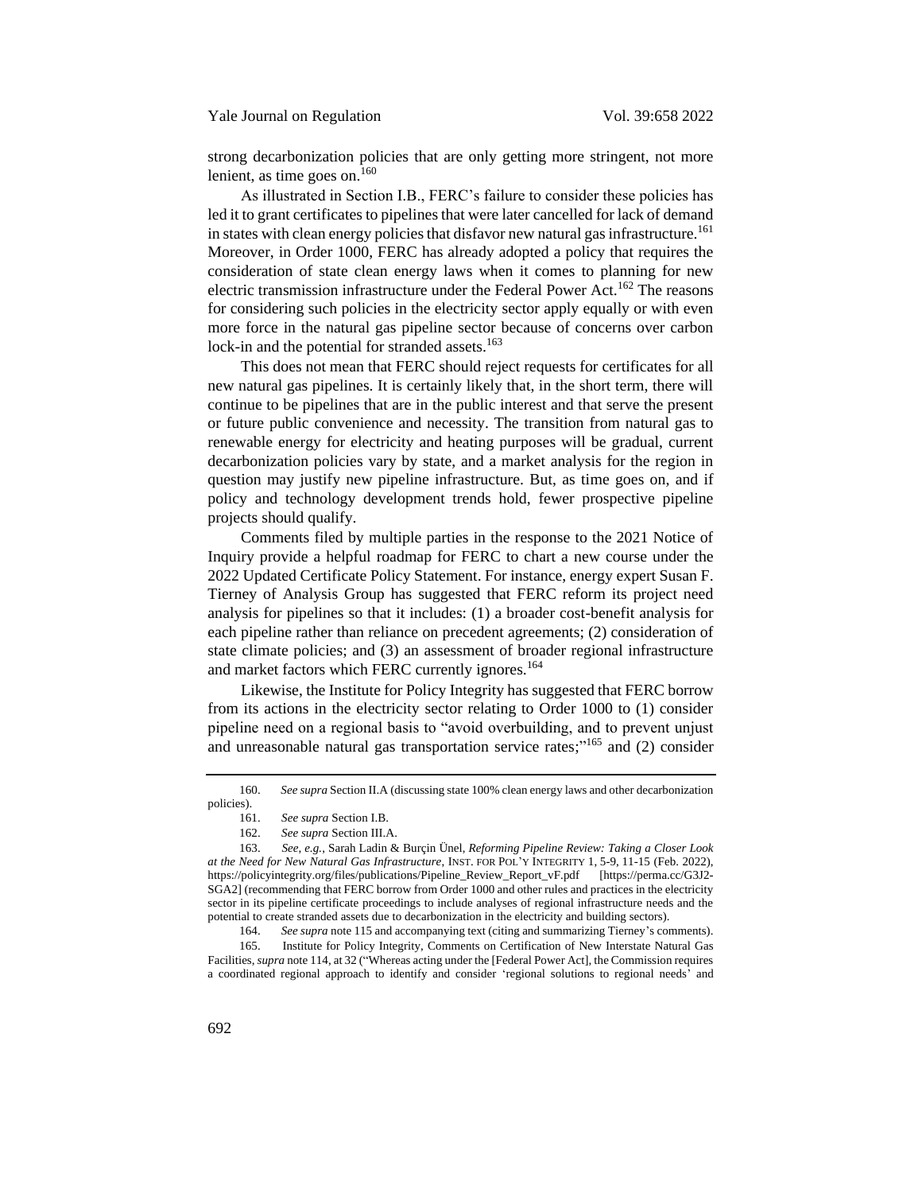strong decarbonization policies that are only getting more stringent, not more lenient, as time goes on.[160]

As illustrated in Section I.B., FERC's failure to consider these policies has led it to grant certificates to pipelines that were later cancelled for lack of demand in states with clean energy policies that disfavor new natural gas infrastructure.[161] Moreover, in Order 1000, FERC has already adopted a policy that requires the consideration of state clean energy laws when it comes to planning for new electric transmission infrastructure under the Federal Power Act.[162] The reasons for considering such policies in the electricity sector apply equally or with even more force in the natural gas pipeline sector because of concerns over carbon lock-in and the potential for stranded assets.[163]

This does not mean that FERC should reject requests for certificates for all new natural gas pipelines. It is certainly likely that, in the short term, there will continue to be pipelines that are in the public interest and that serve the present or future public convenience and necessity. The transition from natural gas to renewable energy for electricity and heating purposes will be gradual, current decarbonization policies vary by state, and a market analysis for the region in question may justify new pipeline infrastructure. But, as time goes on, and if policy and technology development trends hold, fewer prospective pipeline projects should qualify.

Comments filed by multiple parties in the response to the 2021 Notice of Inquiry provide a helpful roadmap for FERC to chart a new course under the 2022 Updated Certificate Policy Statement. For instance, energy expert Susan F. Tierney of Analysis Group has suggested that FERC reform its project need analysis for pipelines so that it includes: (1) a broader cost-benefit analysis for each pipeline rather than reliance on precedent agreements; (2) consideration of state climate policies; and (3) an assessment of broader regional infrastructure and market factors which FERC currently ignores.[164]

Likewise, the Institute for Policy Integrity has suggested that FERC borrow from its actions in the electricity sector relating to Order 1000 to (1) consider pipeline need on a regional basis to "avoid overbuilding, and to prevent unjust and unreasonable natural gas transportation service rates;"[165] and (2) consider

---

160. *See supra* Section II.A (discussing state 100% clean energy laws and other decarbonization policies).

161. *See supra* Section I.B.

162. *See supra* Section III.A.

163. *See, e.g.*, Sarah Ladin & Burçin Ünel, *Reforming Pipeline Review: Taking a Closer Look at the Need for New Natural Gas Infrastructure*, INST. FOR POL'Y INTEGRITY 1, 5-9, 11-15 (Feb. 2022), https://policyintegrity.org/files/publications/Pipeline_Review_Report_vF.pdf [https://perma.cc/G3J2-SGA2] (recommending that FERC borrow from Order 1000 and other rules and practices in the electricity sector in its pipeline certificate proceedings to include analyses of regional infrastructure needs and the potential to create stranded assets due to decarbonization in the electricity and building sectors).

164. *See supra* note 115 and accompanying text (citing and summarizing Tierney's comments).

165. Institute for Policy Integrity, Comments on Certification of New Interstate Natural Gas Facilities, *supra* note 114, at 32 ("Whereas acting under the [Federal Power Act], the Commission requires a coordinated regional approach to identify and consider 'regional solutions to regional needs' and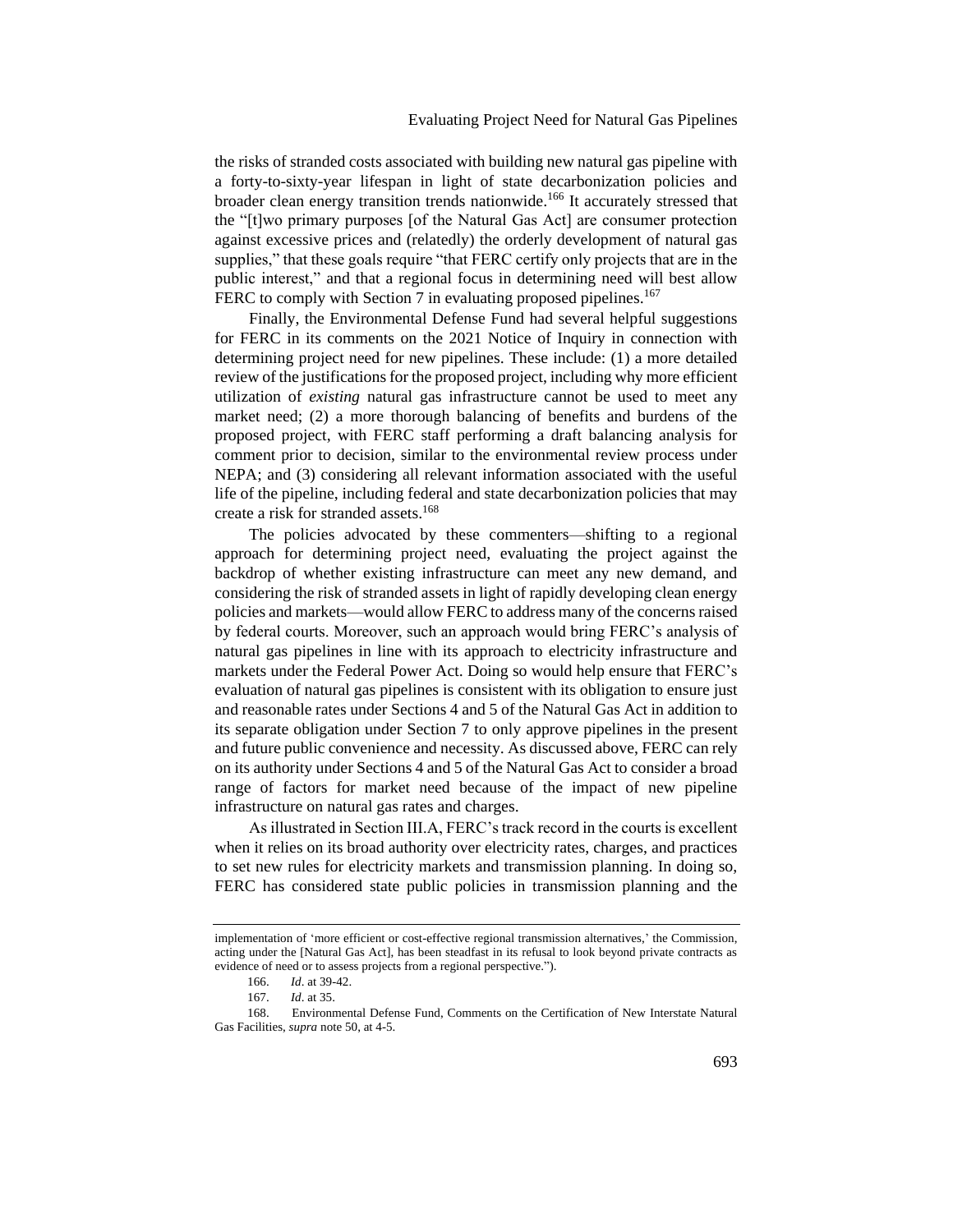the risks of stranded costs associated with building new natural gas pipeline with a forty-to-sixty-year lifespan in light of state decarbonization policies and broader clean energy transition trends nationwide.[166] It accurately stressed that the "[t]wo primary purposes [of the Natural Gas Act] are consumer protection against excessive prices and (relatedly) the orderly development of natural gas supplies," that these goals require "that FERC certify only projects that are in the public interest," and that a regional focus in determining need will best allow FERC to comply with Section 7 in evaluating proposed pipelines.[167]

Finally, the Environmental Defense Fund had several helpful suggestions for FERC in its comments on the 2021 Notice of Inquiry in connection with determining project need for new pipelines. These include: (1) a more detailed review of the justifications for the proposed project, including why more efficient utilization of *existing* natural gas infrastructure cannot be used to meet any market need; (2) a more thorough balancing of benefits and burdens of the proposed project, with FERC staff performing a draft balancing analysis for comment prior to decision, similar to the environmental review process under NEPA; and (3) considering all relevant information associated with the useful life of the pipeline, including federal and state decarbonization policies that may create a risk for stranded assets.[168]

The policies advocated by these commenters—shifting to a regional approach for determining project need, evaluating the project against the backdrop of whether existing infrastructure can meet any new demand, and considering the risk of stranded assets in light of rapidly developing clean energy policies and markets—would allow FERC to address many of the concerns raised by federal courts. Moreover, such an approach would bring FERC's analysis of natural gas pipelines in line with its approach to electricity infrastructure and markets under the Federal Power Act. Doing so would help ensure that FERC's evaluation of natural gas pipelines is consistent with its obligation to ensure just and reasonable rates under Sections 4 and 5 of the Natural Gas Act in addition to its separate obligation under Section 7 to only approve pipelines in the present and future public convenience and necessity. As discussed above, FERC can rely on its authority under Sections 4 and 5 of the Natural Gas Act to consider a broad range of factors for market need because of the impact of new pipeline infrastructure on natural gas rates and charges.

As illustrated in Section III.A, FERC's track record in the courts is excellent when it relies on its broad authority over electricity rates, charges, and practices to set new rules for electricity markets and transmission planning. In doing so, FERC has considered state public policies in transmission planning and the

---

implementation of 'more efficient or cost-effective regional transmission alternatives,' the Commission, acting under the [Natural Gas Act], has been steadfast in its refusal to look beyond private contracts as evidence of need or to assess projects from a regional perspective.").

166. *Id*. at 39-42.

167. *Id*. at 35.

168. Environmental Defense Fund, Comments on the Certification of New Interstate Natural Gas Facilities, *supra* note 50, at 4-5.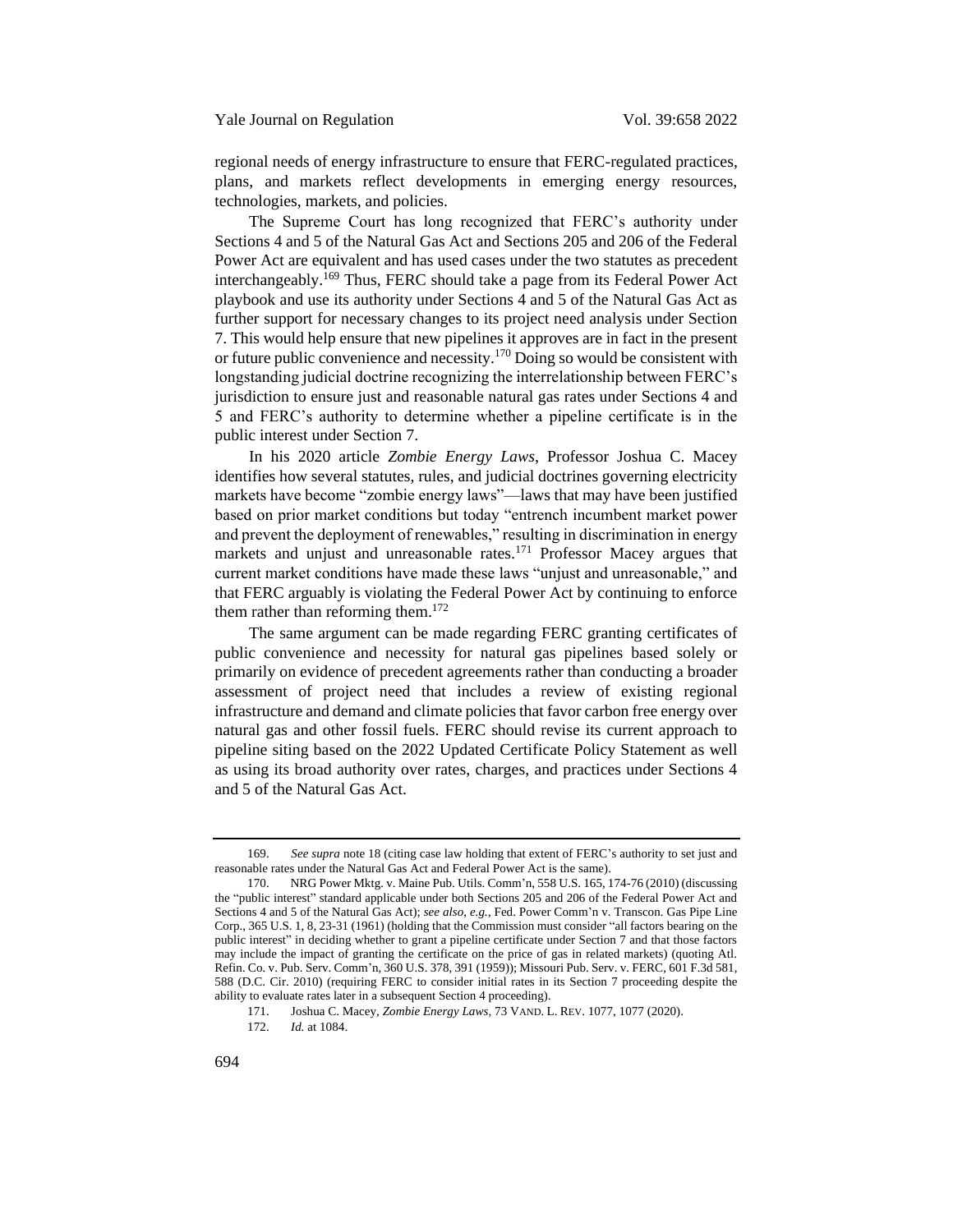regional needs of energy infrastructure to ensure that FERC-regulated practices, plans, and markets reflect developments in emerging energy resources, technologies, markets, and policies.

The Supreme Court has long recognized that FERC's authority under Sections 4 and 5 of the Natural Gas Act and Sections 205 and 206 of the Federal Power Act are equivalent and has used cases under the two statutes as precedent interchangeably.[169] Thus, FERC should take a page from its Federal Power Act playbook and use its authority under Sections 4 and 5 of the Natural Gas Act as further support for necessary changes to its project need analysis under Section 7. This would help ensure that new pipelines it approves are in fact in the present or future public convenience and necessity.[170] Doing so would be consistent with longstanding judicial doctrine recognizing the interrelationship between FERC's jurisdiction to ensure just and reasonable natural gas rates under Sections 4 and 5 and FERC's authority to determine whether a pipeline certificate is in the public interest under Section 7.

In his 2020 article *Zombie Energy Laws*, Professor Joshua C. Macey identifies how several statutes, rules, and judicial doctrines governing electricity markets have become "zombie energy laws"—laws that may have been justified based on prior market conditions but today "entrench incumbent market power and prevent the deployment of renewables," resulting in discrimination in energy markets and unjust and unreasonable rates.[171] Professor Macey argues that current market conditions have made these laws "unjust and unreasonable," and that FERC arguably is violating the Federal Power Act by continuing to enforce them rather than reforming them.[172]

The same argument can be made regarding FERC granting certificates of public convenience and necessity for natural gas pipelines based solely or primarily on evidence of precedent agreements rather than conducting a broader assessment of project need that includes a review of existing regional infrastructure and demand and climate policies that favor carbon free energy over natural gas and other fossil fuels. FERC should revise its current approach to pipeline siting based on the 2022 Updated Certificate Policy Statement as well as using its broad authority over rates, charges, and practices under Sections 4 and 5 of the Natural Gas Act.

---

169. *See supra* note 18 (citing case law holding that extent of FERC's authority to set just and reasonable rates under the Natural Gas Act and Federal Power Act is the same).

170. NRG Power Mktg. v. Maine Pub. Utils. Comm'n, 558 U.S. 165, 174-76 (2010) (discussing the "public interest" standard applicable under both Sections 205 and 206 of the Federal Power Act and Sections 4 and 5 of the Natural Gas Act); *see also*, *e.g.*, Fed. Power Comm'n v. Transcon. Gas Pipe Line Corp., 365 U.S. 1, 8, 23-31 (1961) (holding that the Commission must consider "all factors bearing on the public interest" in deciding whether to grant a pipeline certificate under Section 7 and that those factors may include the impact of granting the certificate on the price of gas in related markets) (quoting Atl. Refin. Co. v. Pub. Serv. Comm'n, 360 U.S. 378, 391 (1959)); Missouri Pub. Serv. v. FERC, 601 F.3d 581, 588 (D.C. Cir. 2010) (requiring FERC to consider initial rates in its Section 7 proceeding despite the ability to evaluate rates later in a subsequent Section 4 proceeding).

171. Joshua C. Macey, *Zombie Energy Laws*, 73 VAND. L. REV. 1077, 1077 (2020).

172. *Id.* at 1084.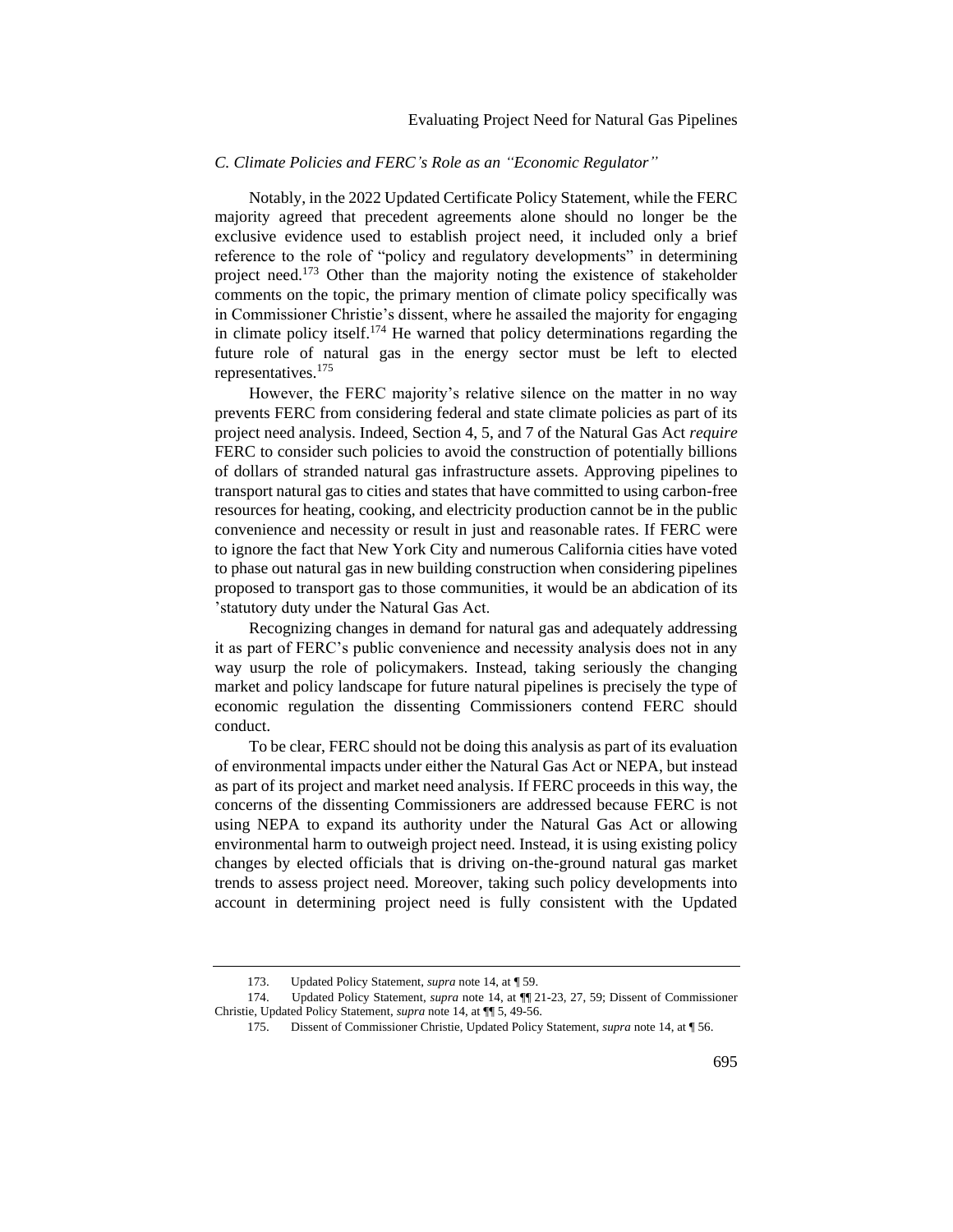### C. Climate Policies and FERC's Role as an "Economic Regulator"

Notably, in the 2022 Updated Certificate Policy Statement, while the FERC majority agreed that precedent agreements alone should no longer be the exclusive evidence used to establish project need, it included only a brief reference to the role of "policy and regulatory developments" in determining project need.[173] Other than the majority noting the existence of stakeholder comments on the topic, the primary mention of climate policy specifically was in Commissioner Christie's dissent, where he assailed the majority for engaging in climate policy itself.[174] He warned that policy determinations regarding the future role of natural gas in the energy sector must be left to elected representatives.[175]

However, the FERC majority's relative silence on the matter in no way prevents FERC from considering federal and state climate policies as part of its project need analysis. Indeed, Section 4, 5, and 7 of the Natural Gas Act *require* FERC to consider such policies to avoid the construction of potentially billions of dollars of stranded natural gas infrastructure assets. Approving pipelines to transport natural gas to cities and states that have committed to using carbon-free resources for heating, cooking, and electricity production cannot be in the public convenience and necessity or result in just and reasonable rates. If FERC were to ignore the fact that New York City and numerous California cities have voted to phase out natural gas in new building construction when considering pipelines proposed to transport gas to those communities, it would be an abdication of its 'statutory duty under the Natural Gas Act.

Recognizing changes in demand for natural gas and adequately addressing it as part of FERC's public convenience and necessity analysis does not in any way usurp the role of policymakers. Instead, taking seriously the changing market and policy landscape for future natural pipelines is precisely the type of economic regulation the dissenting Commissioners contend FERC should conduct.

To be clear, FERC should not be doing this analysis as part of its evaluation of environmental impacts under either the Natural Gas Act or NEPA, but instead as part of its project and market need analysis. If FERC proceeds in this way, the concerns of the dissenting Commissioners are addressed because FERC is not using NEPA to expand its authority under the Natural Gas Act or allowing environmental harm to outweigh project need. Instead, it is using existing policy changes by elected officials that is driving on-the-ground natural gas market trends to assess project need. Moreover, taking such policy developments into account in determining project need is fully consistent with the Updated

---

173. Updated Policy Statement, *supra* note 14, at ¶ 59.

174. Updated Policy Statement, *supra* note 14, at ¶¶ 21-23, 27, 59; Dissent of Commissioner Christie, Updated Policy Statement, *supra* note 14, at ¶¶ 5, 49-56.

175. Dissent of Commissioner Christie, Updated Policy Statement, *supra* note 14, at ¶ 56.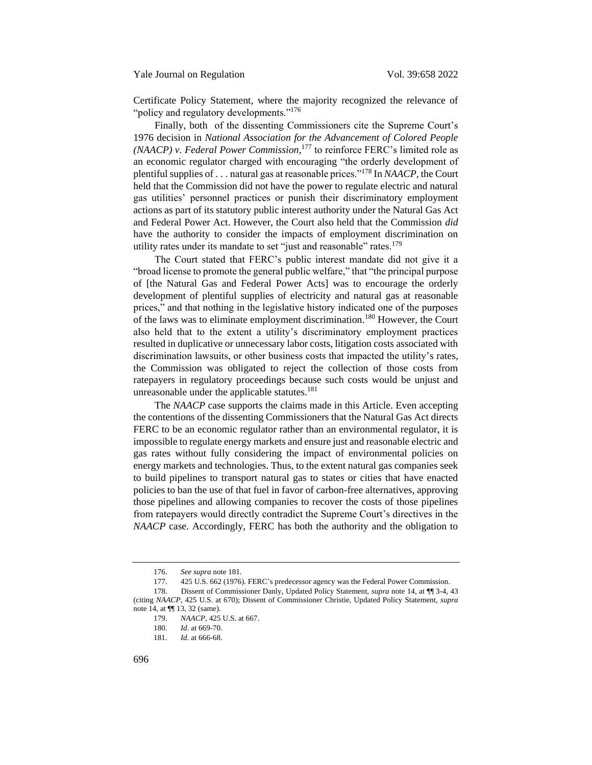Certificate Policy Statement, where the majority recognized the relevance of "policy and regulatory developments."[176]

Finally, both of the dissenting Commissioners cite the Supreme Court's 1976 decision in *National Association for the Advancement of Colored People (NAACP) v. Federal Power Commission*,[177] to reinforce FERC's limited role as an economic regulator charged with encouraging "the orderly development of plentiful supplies of . . . natural gas at reasonable prices."[178] In *NAACP*, the Court held that the Commission did not have the power to regulate electric and natural gas utilities' personnel practices or punish their discriminatory employment actions as part of its statutory public interest authority under the Natural Gas Act and Federal Power Act. However, the Court also held that the Commission *did* have the authority to consider the impacts of employment discrimination on utility rates under its mandate to set "just and reasonable" rates.[179]

The Court stated that FERC's public interest mandate did not give it a "broad license to promote the general public welfare," that "the principal purpose of [the Natural Gas and Federal Power Acts] was to encourage the orderly development of plentiful supplies of electricity and natural gas at reasonable prices," and that nothing in the legislative history indicated one of the purposes of the laws was to eliminate employment discrimination.[180] However, the Court also held that to the extent a utility's discriminatory employment practices resulted in duplicative or unnecessary labor costs, litigation costs associated with discrimination lawsuits, or other business costs that impacted the utility's rates, the Commission was obligated to reject the collection of those costs from ratepayers in regulatory proceedings because such costs would be unjust and unreasonable under the applicable statutes.[181]

The *NAACP* case supports the claims made in this Article. Even accepting the contentions of the dissenting Commissioners that the Natural Gas Act directs FERC to be an economic regulator rather than an environmental regulator, it is impossible to regulate energy markets and ensure just and reasonable electric and gas rates without fully considering the impact of environmental policies on energy markets and technologies. Thus, to the extent natural gas companies seek to build pipelines to transport natural gas to states or cities that have enacted policies to ban the use of that fuel in favor of carbon-free alternatives, approving those pipelines and allowing companies to recover the costs of those pipelines from ratepayers would directly contradict the Supreme Court's directives in the *NAACP* case. Accordingly, FERC has both the authority and the obligation to

---

176. *See supra* note 181.

177. 425 U.S. 662 (1976). FERC's predecessor agency was the Federal Power Commission.

178. Dissent of Commissioner Danly, Updated Policy Statement, *supra* note 14, at ¶¶ 3-4, 43 (citing *NAACP*, 425 U.S. at 670); Dissent of Commissioner Christie, Updated Policy Statement, *supra* note 14, at ¶¶ 13, 32 (same).

179. *NAACP*, 425 U.S. at 667.

180. *Id*. at 669-70.

181. *Id*. at 666-68.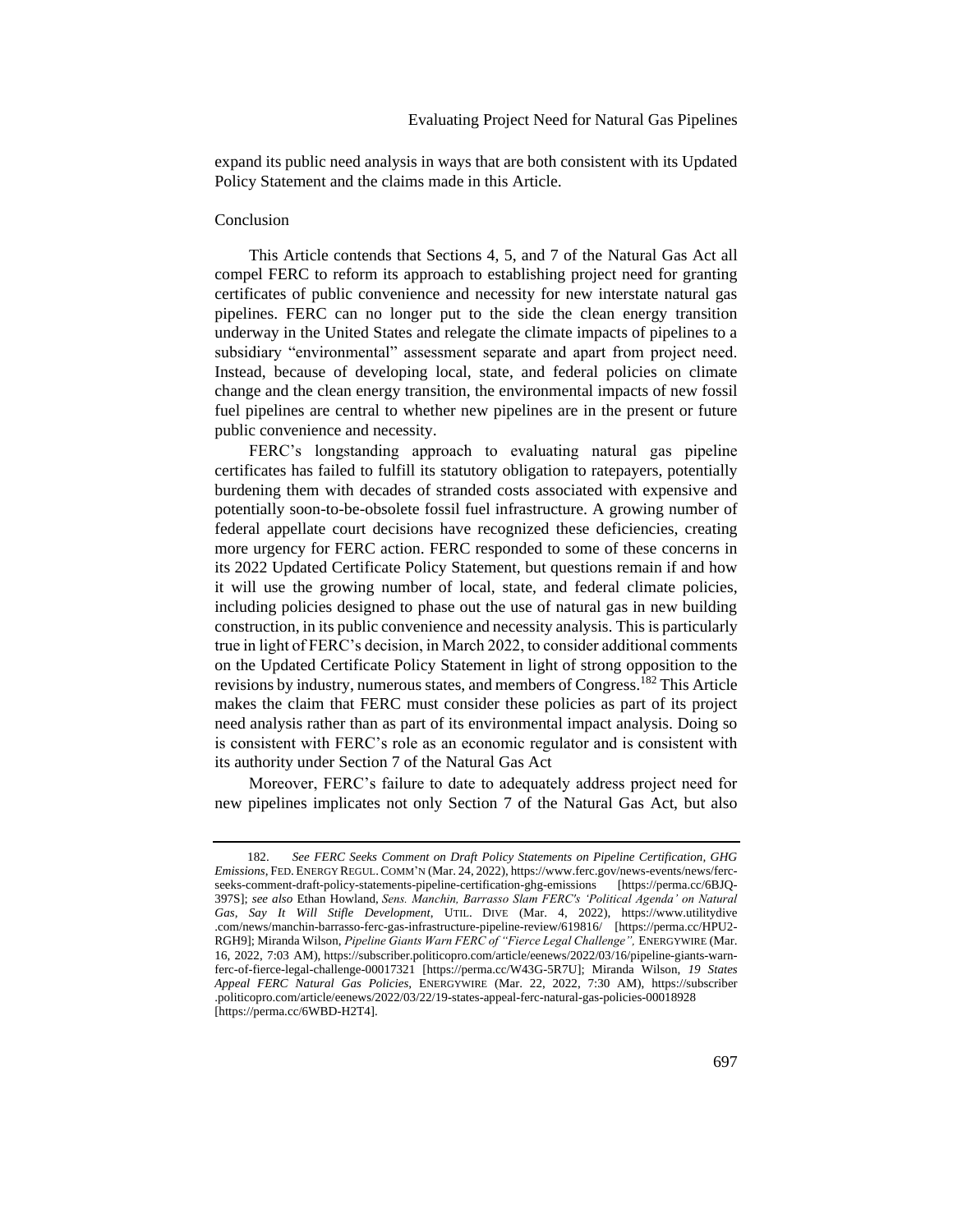expand its public need analysis in ways that are both consistent with its Updated Policy Statement and the claims made in this Article.

## Conclusion

This Article contends that Sections 4, 5, and 7 of the Natural Gas Act all compel FERC to reform its approach to establishing project need for granting certificates of public convenience and necessity for new interstate natural gas pipelines. FERC can no longer put to the side the clean energy transition underway in the United States and relegate the climate impacts of pipelines to a subsidiary "environmental" assessment separate and apart from project need. Instead, because of developing local, state, and federal policies on climate change and the clean energy transition, the environmental impacts of new fossil fuel pipelines are central to whether new pipelines are in the present or future public convenience and necessity.

FERC's longstanding approach to evaluating natural gas pipeline certificates has failed to fulfill its statutory obligation to ratepayers, potentially burdening them with decades of stranded costs associated with expensive and potentially soon-to-be-obsolete fossil fuel infrastructure. A growing number of federal appellate court decisions have recognized these deficiencies, creating more urgency for FERC action. FERC responded to some of these concerns in its 2022 Updated Certificate Policy Statement, but questions remain if and how it will use the growing number of local, state, and federal climate policies, including policies designed to phase out the use of natural gas in new building construction, in its public convenience and necessity analysis. This is particularly true in light of FERC's decision, in March 2022, to consider additional comments on the Updated Certificate Policy Statement in light of strong opposition to the revisions by industry, numerous states, and members of Congress.[182] This Article makes the claim that FERC must consider these policies as part of its project need analysis rather than as part of its environmental impact analysis. Doing so is consistent with FERC's role as an economic regulator and is consistent with its authority under Section 7 of the Natural Gas Act

Moreover, FERC's failure to date to adequately address project need for new pipelines implicates not only Section 7 of the Natural Gas Act, but also

---

182. *See FERC Seeks Comment on Draft Policy Statements on Pipeline Certification, GHG Emissions*, FED. ENERGY REGUL. COMM'N (Mar. 24, 2022), https://www.ferc.gov/news-events/news/ferc-seeks-comment-draft-policy-statements-pipeline-certification-ghg-emissions [https://perma.cc/6BJQ-397S]; *see also* Ethan Howland, *Sens. Manchin, Barrasso Slam FERC's 'Political Agenda' on Natural Gas, Say It Will Stifle Development*, UTIL. DIVE (Mar. 4, 2022), https://www.utilitydive.com/news/manchin-barrasso-ferc-gas-infrastructure-pipeline-review/619816/ [https://perma.cc/HPU2-RGH9]; Miranda Wilson, *Pipeline Giants Warn FERC of "Fierce Legal Challenge"*, ENERGYWIRE (Mar. 16, 2022, 7:03 AM), https://subscriber.politicopro.com/article/eenews/2022/03/16/pipeline-giants-warn-ferc-of-fierce-legal-challenge-00017321 [https://perma.cc/W43G-5R7U]; Miranda Wilson, *19 States Appeal FERC Natural Gas Policies*, ENERGYWIRE (Mar. 22, 2022, 7:30 AM), https://subscriber.politicopro.com/article/eenews/2022/03/22/19-states-appeal-ferc-natural-gas-policies-00018928 [https://perma.cc/6WBD-H2T4].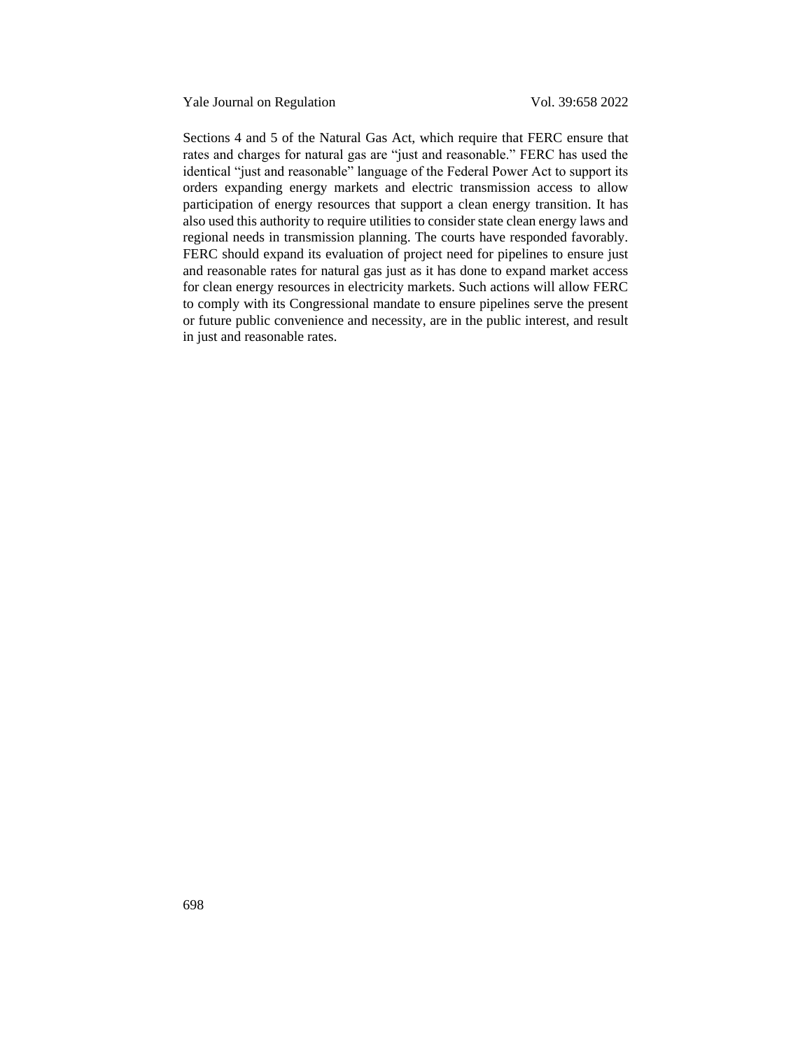Sections 4 and 5 of the Natural Gas Act, which require that FERC ensure that rates and charges for natural gas are "just and reasonable." FERC has used the identical "just and reasonable" language of the Federal Power Act to support its orders expanding energy markets and electric transmission access to allow participation of energy resources that support a clean energy transition. It has also used this authority to require utilities to consider state clean energy laws and regional needs in transmission planning. The courts have responded favorably. FERC should expand its evaluation of project need for pipelines to ensure just and reasonable rates for natural gas just as it has done to expand market access for clean energy resources in electricity markets. Such actions will allow FERC to comply with its Congressional mandate to ensure pipelines serve the present or future public convenience and necessity, are in the public interest, and result in just and reasonable rates.